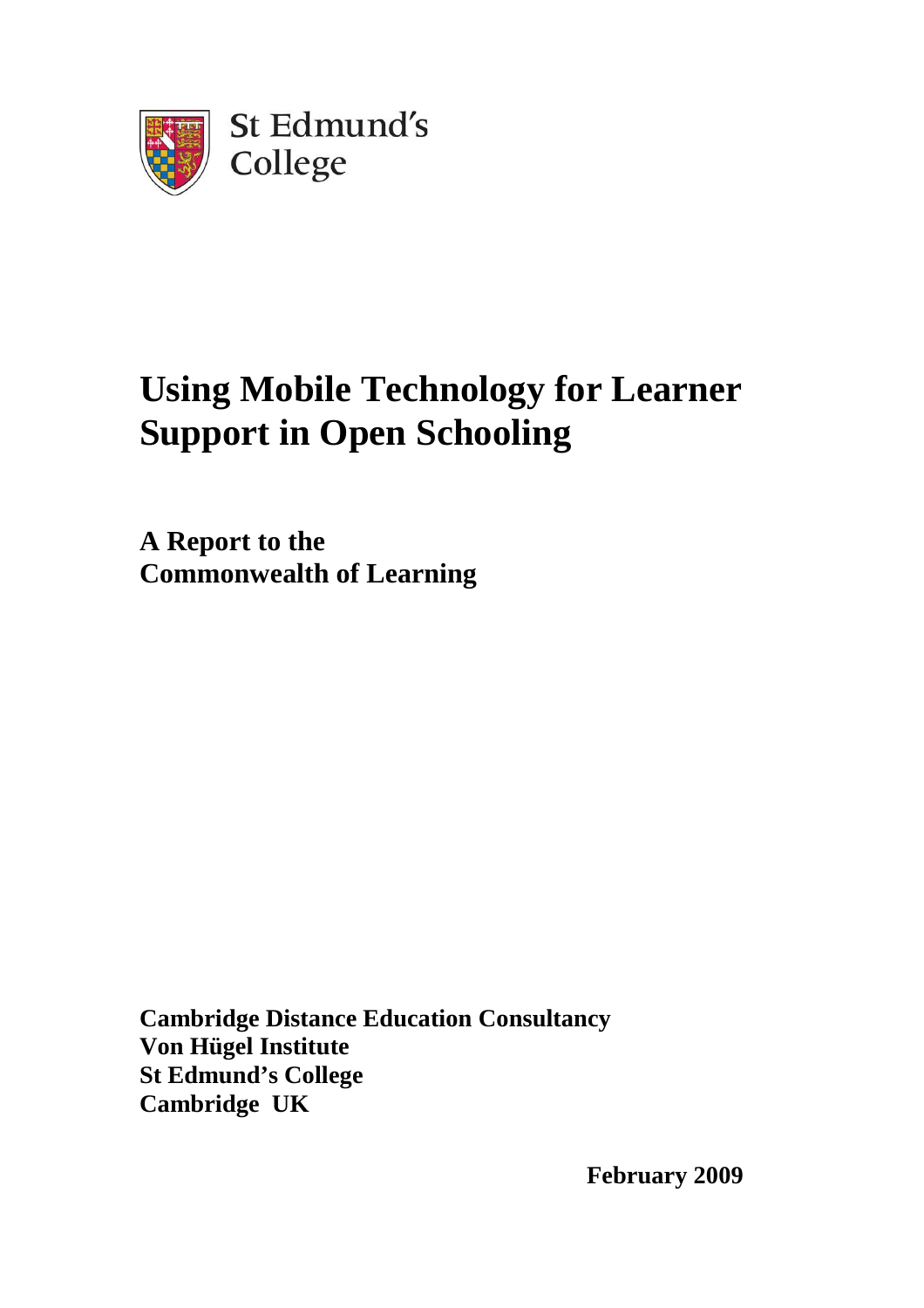St Edmund's College

# Using Mobile Technology for Learner Support in Open Schooling

**A Report to the Commonwealth of Learning**

**Cambridge Distance Education Consultancy**
**Von Hügel Institute**
**St Edmund's College**
**Cambridge UK**

**February 2009**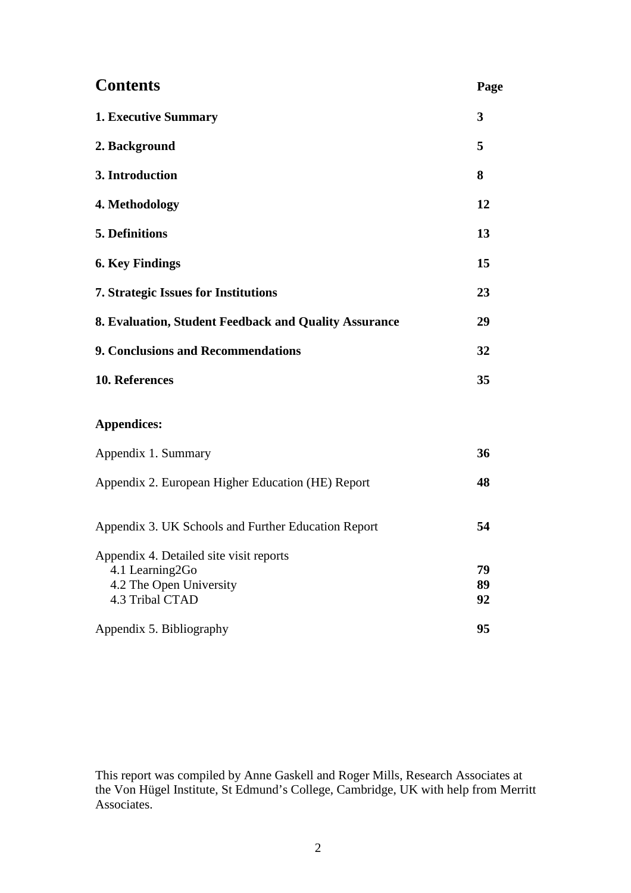# Contents

| | Page |
|---|---|
| **1. Executive Summary** | **3** |
| **2. Background** | **5** |
| **3. Introduction** | **8** |
| **4. Methodology** | **12** |
| **5. Definitions** | **13** |
| **6. Key Findings** | **15** |
| **7. Strategic Issues for Institutions** | **23** |
| **8. Evaluation, Student Feedback and Quality Assurance** | **29** |
| **9. Conclusions and Recommendations** | **32** |
| **10. References** | **35** |

**Appendices:**

| | |
|---|---|
| Appendix 1. Summary | **36** |
| Appendix 2. European Higher Education (HE) Report | **48** |
| Appendix 3. UK Schools and Further Education Report | **54** |
| Appendix 4. Detailed site visit reports | |
| 4.1 Learning2Go | **79** |
| 4.2 The Open University | **89** |
| 4.3 Tribal CTAD | **92** |
| Appendix 5. Bibliography | **95** |

This report was compiled by Anne Gaskell and Roger Mills, Research Associates at the Von Hügel Institute, St Edmund's College, Cambridge, UK with help from Merritt Associates.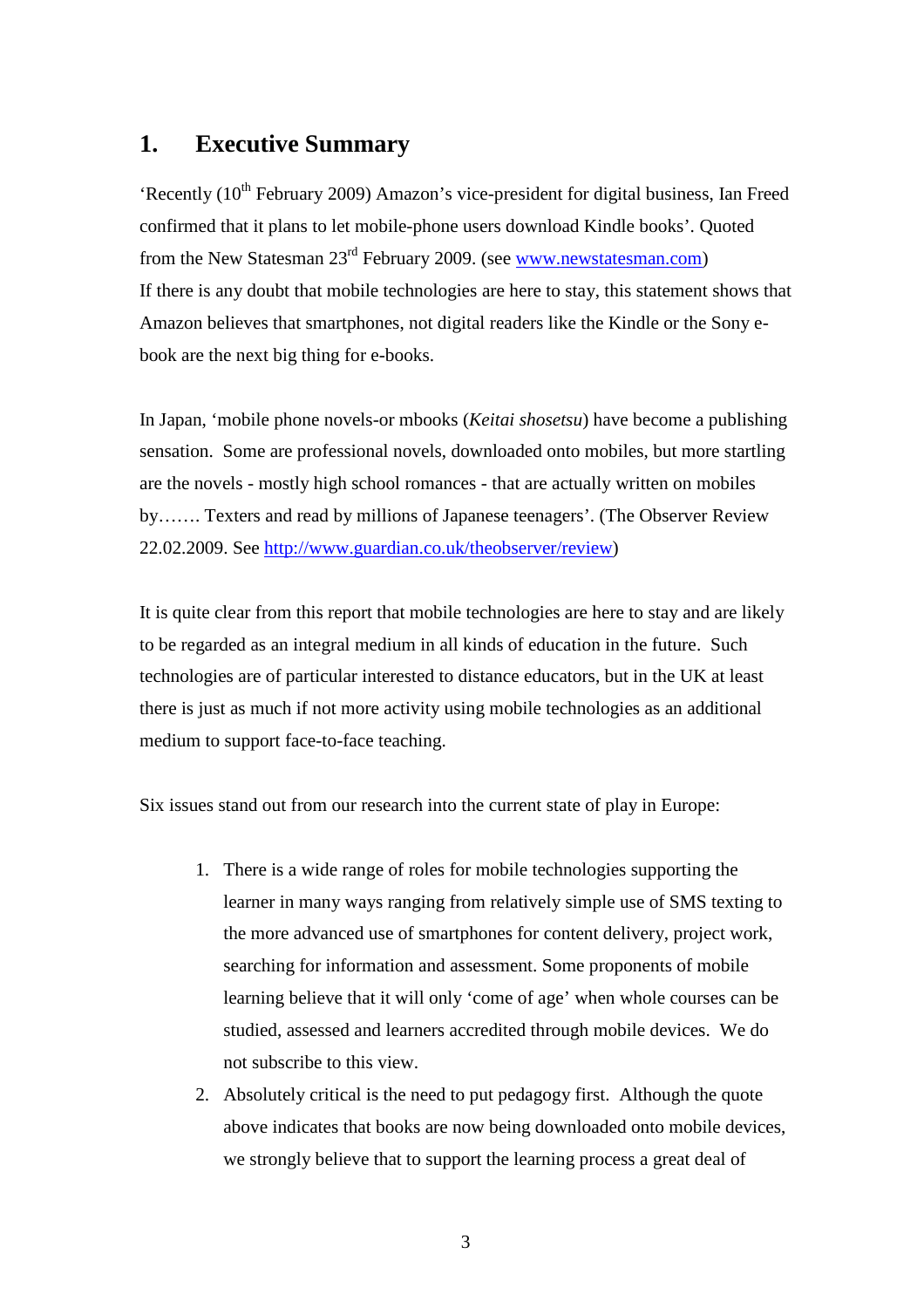# 1. Executive Summary

'Recently (10th February 2009) Amazon's vice-president for digital business, Ian Freed confirmed that it plans to let mobile-phone users download Kindle books'. Quoted from the New Statesman 23rd February 2009. (see www.newstatesman.com)
If there is any doubt that mobile technologies are here to stay, this statement shows that Amazon believes that smartphones, not digital readers like the Kindle or the Sony e-book are the next big thing for e-books.

In Japan, 'mobile phone novels-or mbooks (*Keitai shosetsu*) have become a publishing sensation. Some are professional novels, downloaded onto mobiles, but more startling are the novels - mostly high school romances - that are actually written on mobiles by……. Texters and read by millions of Japanese teenagers'. (The Observer Review 22.02.2009. See http://www.guardian.co.uk/theobserver/review)

It is quite clear from this report that mobile technologies are here to stay and are likely to be regarded as an integral medium in all kinds of education in the future. Such technologies are of particular interested to distance educators, but in the UK at least there is just as much if not more activity using mobile technologies as an additional medium to support face-to-face teaching.

Six issues stand out from our research into the current state of play in Europe:

1. There is a wide range of roles for mobile technologies supporting the learner in many ways ranging from relatively simple use of SMS texting to the more advanced use of smartphones for content delivery, project work, searching for information and assessment. Some proponents of mobile learning believe that it will only 'come of age' when whole courses can be studied, assessed and learners accredited through mobile devices. We do not subscribe to this view.
2. Absolutely critical is the need to put pedagogy first. Although the quote above indicates that books are now being downloaded onto mobile devices, we strongly believe that to support the learning process a great deal of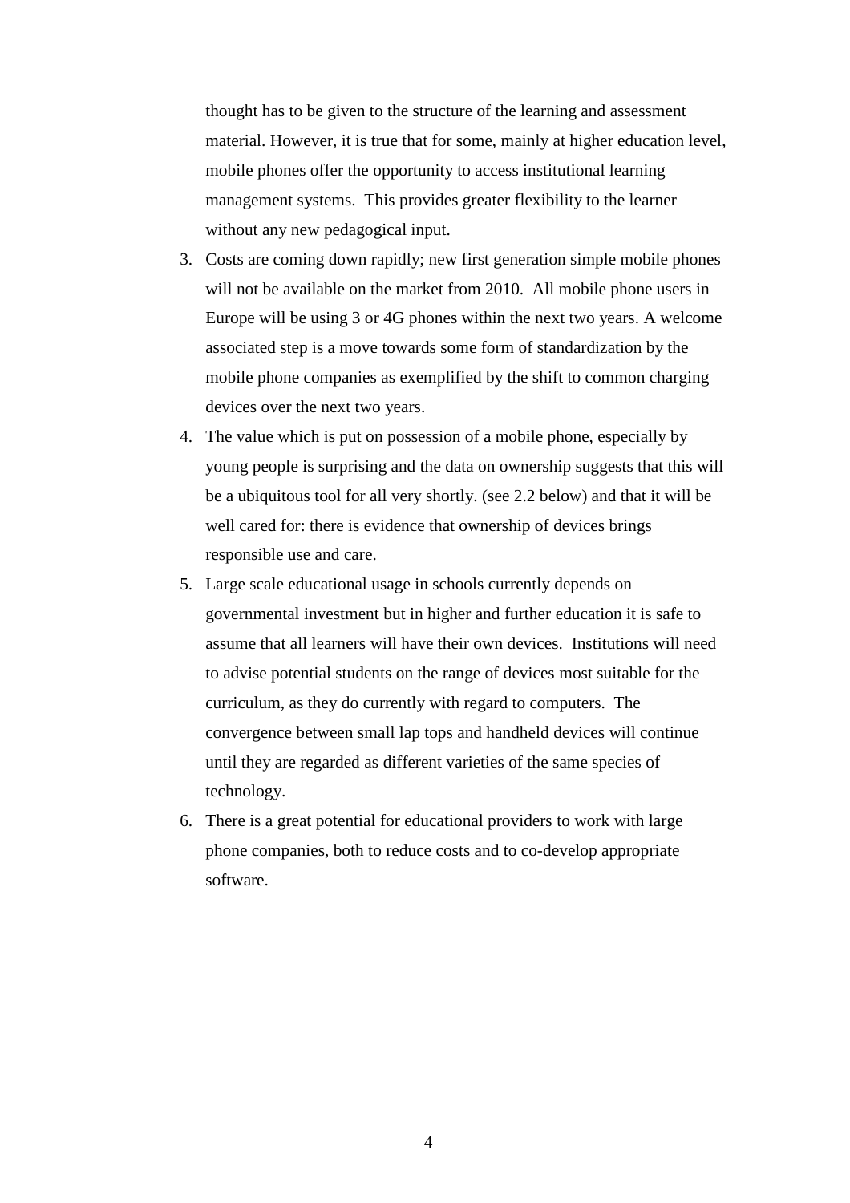thought has to be given to the structure of the learning and assessment material. However, it is true that for some, mainly at higher education level, mobile phones offer the opportunity to access institutional learning management systems. This provides greater flexibility to the learner without any new pedagogical input.

3. Costs are coming down rapidly; new first generation simple mobile phones will not be available on the market from 2010. All mobile phone users in Europe will be using 3 or 4G phones within the next two years. A welcome associated step is a move towards some form of standardization by the mobile phone companies as exemplified by the shift to common charging devices over the next two years.
4. The value which is put on possession of a mobile phone, especially by young people is surprising and the data on ownership suggests that this will be a ubiquitous tool for all very shortly. (see 2.2 below) and that it will be well cared for: there is evidence that ownership of devices brings responsible use and care.
5. Large scale educational usage in schools currently depends on governmental investment but in higher and further education it is safe to assume that all learners will have their own devices. Institutions will need to advise potential students on the range of devices most suitable for the curriculum, as they do currently with regard to computers. The convergence between small lap tops and handheld devices will continue until they are regarded as different varieties of the same species of technology.
6. There is a great potential for educational providers to work with large phone companies, both to reduce costs and to co-develop appropriate software.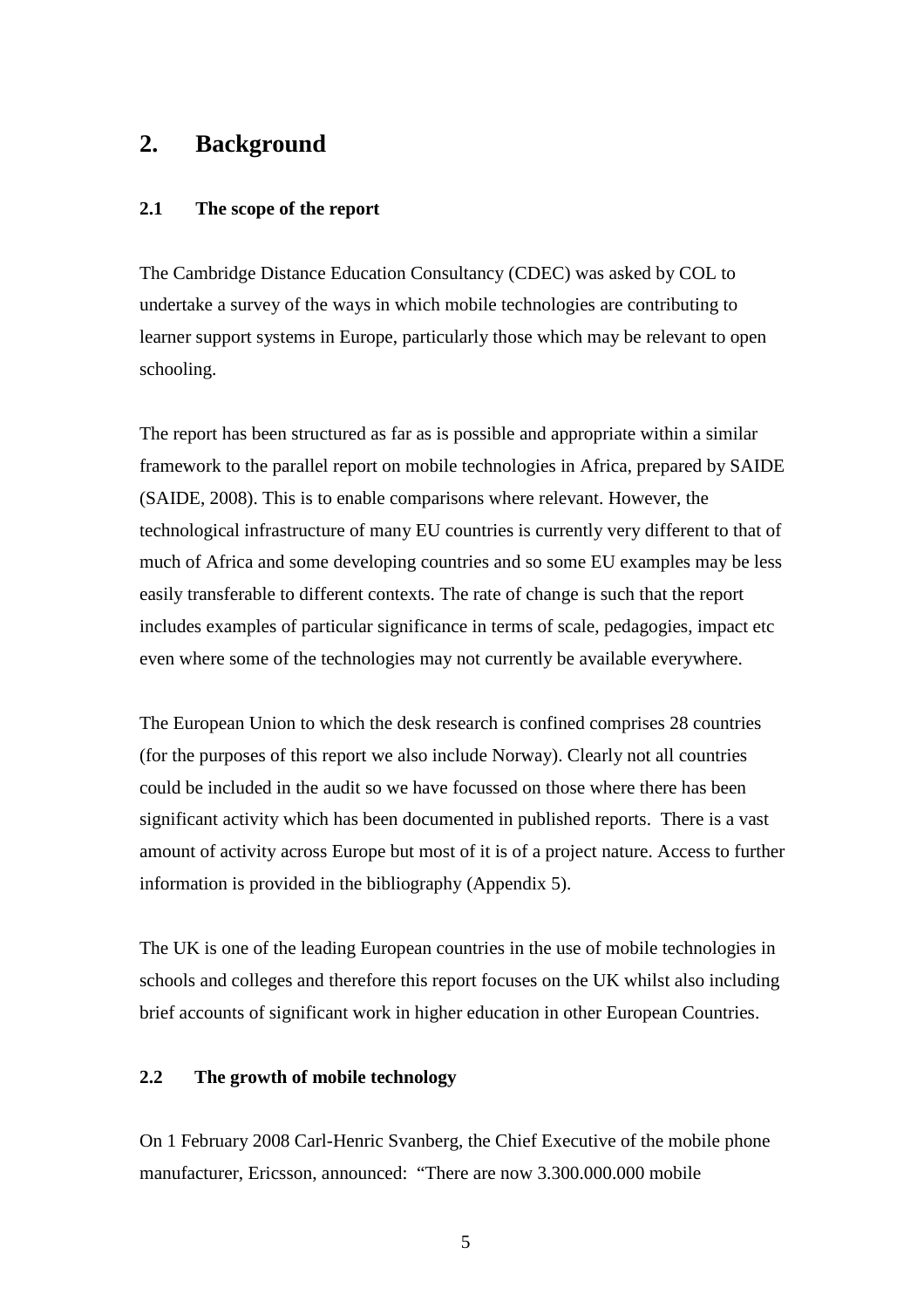# 2. Background

## 2.1 The scope of the report

The Cambridge Distance Education Consultancy (CDEC) was asked by COL to undertake a survey of the ways in which mobile technologies are contributing to learner support systems in Europe, particularly those which may be relevant to open schooling.

The report has been structured as far as is possible and appropriate within a similar framework to the parallel report on mobile technologies in Africa, prepared by SAIDE (SAIDE, 2008). This is to enable comparisons where relevant. However, the technological infrastructure of many EU countries is currently very different to that of much of Africa and some developing countries and so some EU examples may be less easily transferable to different contexts. The rate of change is such that the report includes examples of particular significance in terms of scale, pedagogies, impact etc even where some of the technologies may not currently be available everywhere.

The European Union to which the desk research is confined comprises 28 countries (for the purposes of this report we also include Norway). Clearly not all countries could be included in the audit so we have focussed on those where there has been significant activity which has been documented in published reports. There is a vast amount of activity across Europe but most of it is of a project nature. Access to further information is provided in the bibliography (Appendix 5).

The UK is one of the leading European countries in the use of mobile technologies in schools and colleges and therefore this report focuses on the UK whilst also including brief accounts of significant work in higher education in other European Countries.

## 2.2 The growth of mobile technology

On 1 February 2008 Carl-Henric Svanberg, the Chief Executive of the mobile phone manufacturer, Ericsson, announced: “There are now 3.300.000.000 mobile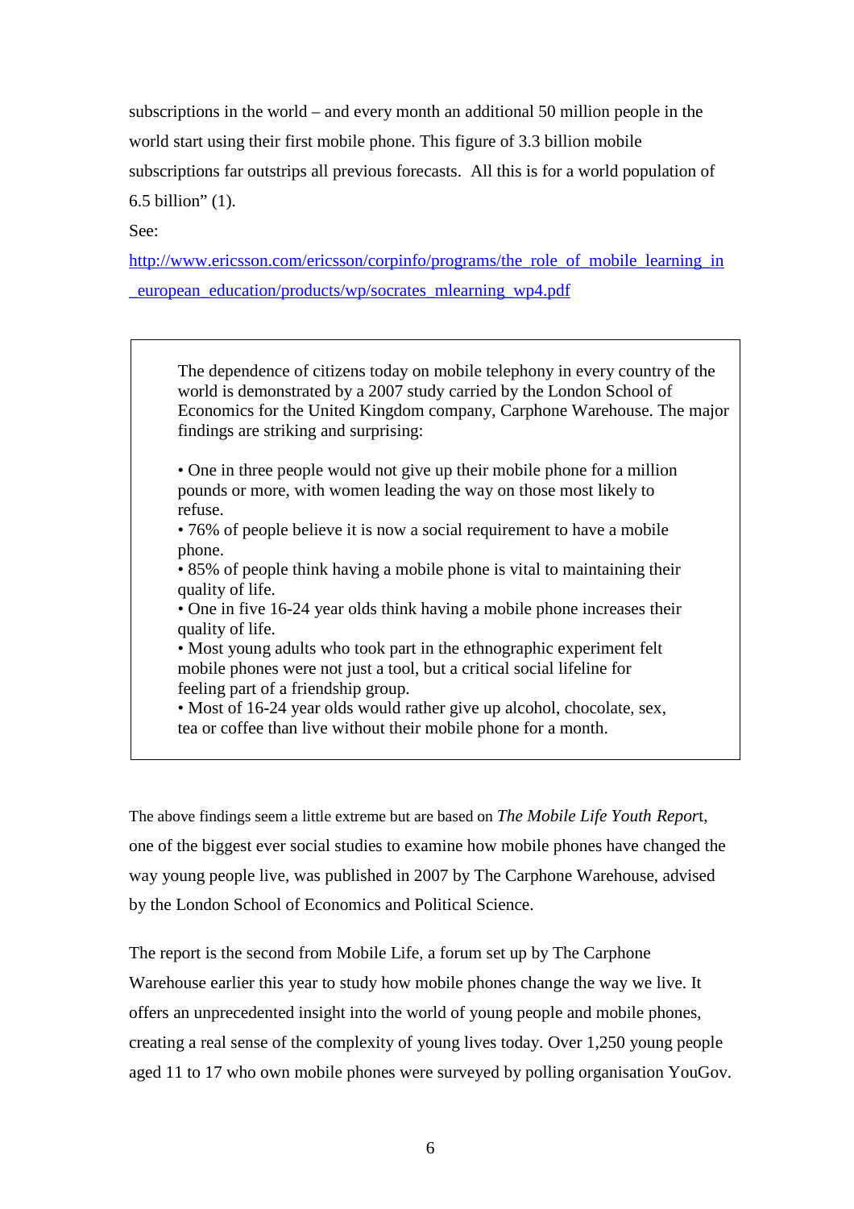subscriptions in the world – and every month an additional 50 million people in the world start using their first mobile phone. This figure of 3.3 billion mobile subscriptions far outstrips all previous forecasts. All this is for a world population of 6.5 billion" (1).

See:

http://www.ericsson.com/ericsson/corpinfo/programs/the_role_of_mobile_learning_in_european_education/products/wp/socrates_mlearning_wp4.pdf

> The dependence of citizens today on mobile telephony in every country of the world is demonstrated by a 2007 study carried by the London School of Economics for the United Kingdom company, Carphone Warehouse. The major findings are striking and surprising:
>
> • One in three people would not give up their mobile phone for a million pounds or more, with women leading the way on those most likely to refuse.
> • 76% of people believe it is now a social requirement to have a mobile phone.
> • 85% of people think having a mobile phone is vital to maintaining their quality of life.
> • One in five 16-24 year olds think having a mobile phone increases their quality of life.
> • Most young adults who took part in the ethnographic experiment felt mobile phones were not just a tool, but a critical social lifeline for feeling part of a friendship group.
> • Most of 16-24 year olds would rather give up alcohol, chocolate, sex, tea or coffee than live without their mobile phone for a month.

The above findings seem a little extreme but are based on *The Mobile Life Youth Report*, one of the biggest ever social studies to examine how mobile phones have changed the way young people live, was published in 2007 by The Carphone Warehouse, advised by the London School of Economics and Political Science.

The report is the second from Mobile Life, a forum set up by The Carphone Warehouse earlier this year to study how mobile phones change the way we live. It offers an unprecedented insight into the world of young people and mobile phones, creating a real sense of the complexity of young lives today. Over 1,250 young people aged 11 to 17 who own mobile phones were surveyed by polling organisation YouGov.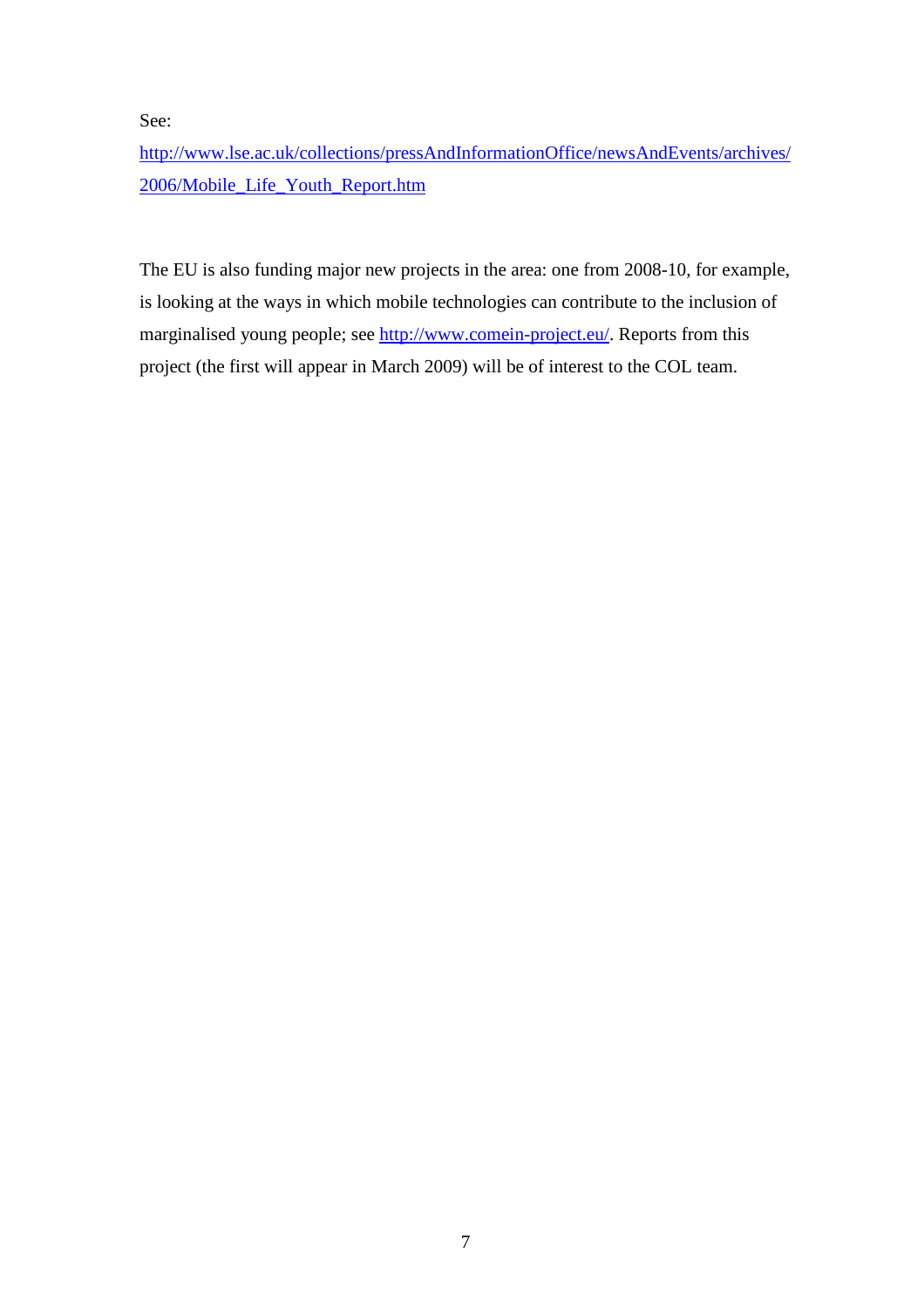See:

http://www.lse.ac.uk/collections/pressAndInformationOffice/newsAndEvents/archives/2006/Mobile_Life_Youth_Report.htm

The EU is also funding major new projects in the area: one from 2008-10, for example, is looking at the ways in which mobile technologies can contribute to the inclusion of marginalised young people; see http://www.comein-project.eu/. Reports from this project (the first will appear in March 2009) will be of interest to the COL team.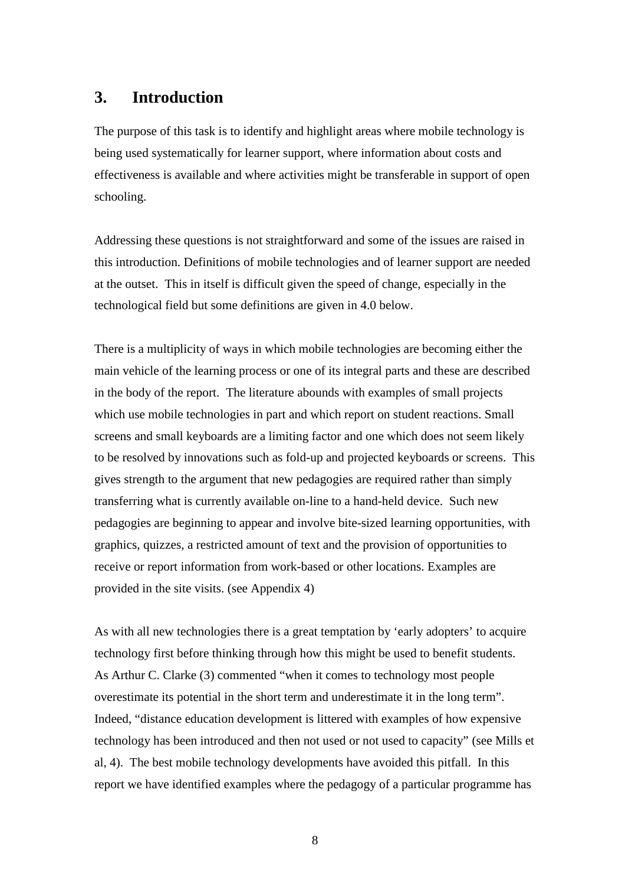## 3. Introduction

The purpose of this task is to identify and highlight areas where mobile technology is being used systematically for learner support, where information about costs and effectiveness is available and where activities might be transferable in support of open schooling.

Addressing these questions is not straightforward and some of the issues are raised in this introduction. Definitions of mobile technologies and of learner support are needed at the outset. This in itself is difficult given the speed of change, especially in the technological field but some definitions are given in 4.0 below.

There is a multiplicity of ways in which mobile technologies are becoming either the main vehicle of the learning process or one of its integral parts and these are described in the body of the report. The literature abounds with examples of small projects which use mobile technologies in part and which report on student reactions. Small screens and small keyboards are a limiting factor and one which does not seem likely to be resolved by innovations such as fold-up and projected keyboards or screens. This gives strength to the argument that new pedagogies are required rather than simply transferring what is currently available on-line to a hand-held device. Such new pedagogies are beginning to appear and involve bite-sized learning opportunities, with graphics, quizzes, a restricted amount of text and the provision of opportunities to receive or report information from work-based or other locations. Examples are provided in the site visits. (see Appendix 4)

As with all new technologies there is a great temptation by 'early adopters' to acquire technology first before thinking through how this might be used to benefit students. As Arthur C. Clarke (3) commented "when it comes to technology most people overestimate its potential in the short term and underestimate it in the long term". Indeed, "distance education development is littered with examples of how expensive technology has been introduced and then not used or not used to capacity" (see Mills et al, 4). The best mobile technology developments have avoided this pitfall. In this report we have identified examples where the pedagogy of a particular programme has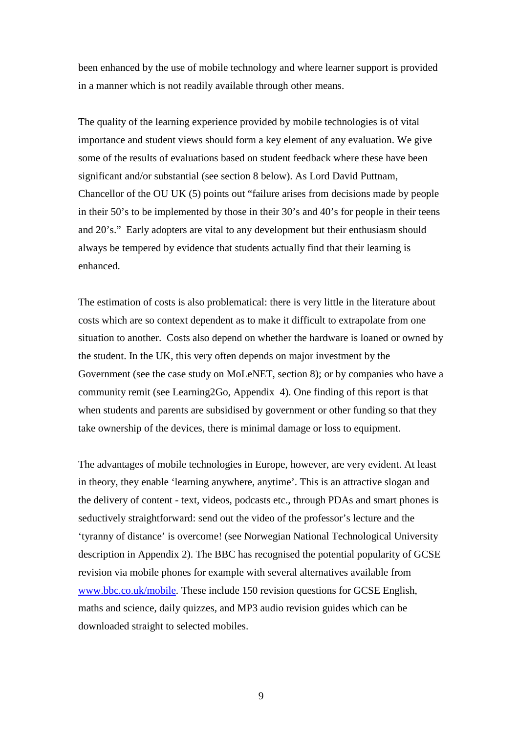been enhanced by the use of mobile technology and where learner support is provided in a manner which is not readily available through other means.

The quality of the learning experience provided by mobile technologies is of vital importance and student views should form a key element of any evaluation. We give some of the results of evaluations based on student feedback where these have been significant and/or substantial (see section 8 below). As Lord David Puttnam, Chancellor of the OU UK (5) points out "failure arises from decisions made by people in their 50's to be implemented by those in their 30's and 40's for people in their teens and 20's." Early adopters are vital to any development but their enthusiasm should always be tempered by evidence that students actually find that their learning is enhanced.

The estimation of costs is also problematical: there is very little in the literature about costs which are so context dependent as to make it difficult to extrapolate from one situation to another. Costs also depend on whether the hardware is loaned or owned by the student. In the UK, this very often depends on major investment by the Government (see the case study on MoLeNET, section 8); or by companies who have a community remit (see Learning2Go, Appendix 4). One finding of this report is that when students and parents are subsidised by government or other funding so that they take ownership of the devices, there is minimal damage or loss to equipment.

The advantages of mobile technologies in Europe, however, are very evident. At least in theory, they enable 'learning anywhere, anytime'. This is an attractive slogan and the delivery of content - text, videos, podcasts etc., through PDAs and smart phones is seductively straightforward: send out the video of the professor's lecture and the 'tyranny of distance' is overcome! (see Norwegian National Technological University description in Appendix 2). The BBC has recognised the potential popularity of GCSE revision via mobile phones for example with several alternatives available from [www.bbc.co.uk/mobile](www.bbc.co.uk/mobile). These include 150 revision questions for GCSE English, maths and science, daily quizzes, and MP3 audio revision guides which can be downloaded straight to selected mobiles.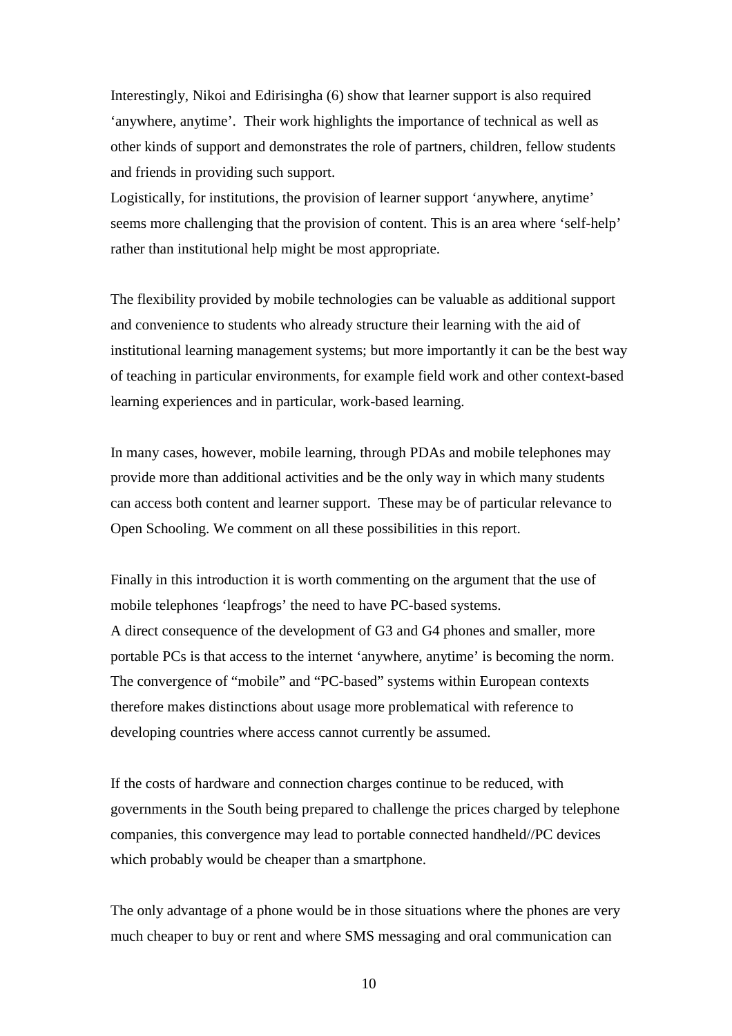Interestingly, Nikoi and Edirisingha (6) show that learner support is also required 'anywhere, anytime'. Their work highlights the importance of technical as well as other kinds of support and demonstrates the role of partners, children, fellow students and friends in providing such support.

Logistically, for institutions, the provision of learner support 'anywhere, anytime' seems more challenging that the provision of content. This is an area where 'self-help' rather than institutional help might be most appropriate.

The flexibility provided by mobile technologies can be valuable as additional support and convenience to students who already structure their learning with the aid of institutional learning management systems; but more importantly it can be the best way of teaching in particular environments, for example field work and other context-based learning experiences and in particular, work-based learning.

In many cases, however, mobile learning, through PDAs and mobile telephones may provide more than additional activities and be the only way in which many students can access both content and learner support. These may be of particular relevance to Open Schooling. We comment on all these possibilities in this report.

Finally in this introduction it is worth commenting on the argument that the use of mobile telephones 'leapfrogs' the need to have PC-based systems.

A direct consequence of the development of G3 and G4 phones and smaller, more portable PCs is that access to the internet 'anywhere, anytime' is becoming the norm. The convergence of "mobile" and "PC-based" systems within European contexts therefore makes distinctions about usage more problematical with reference to developing countries where access cannot currently be assumed.

If the costs of hardware and connection charges continue to be reduced, with governments in the South being prepared to challenge the prices charged by telephone companies, this convergence may lead to portable connected handheld//PC devices which probably would be cheaper than a smartphone.

The only advantage of a phone would be in those situations where the phones are very much cheaper to buy or rent and where SMS messaging and oral communication can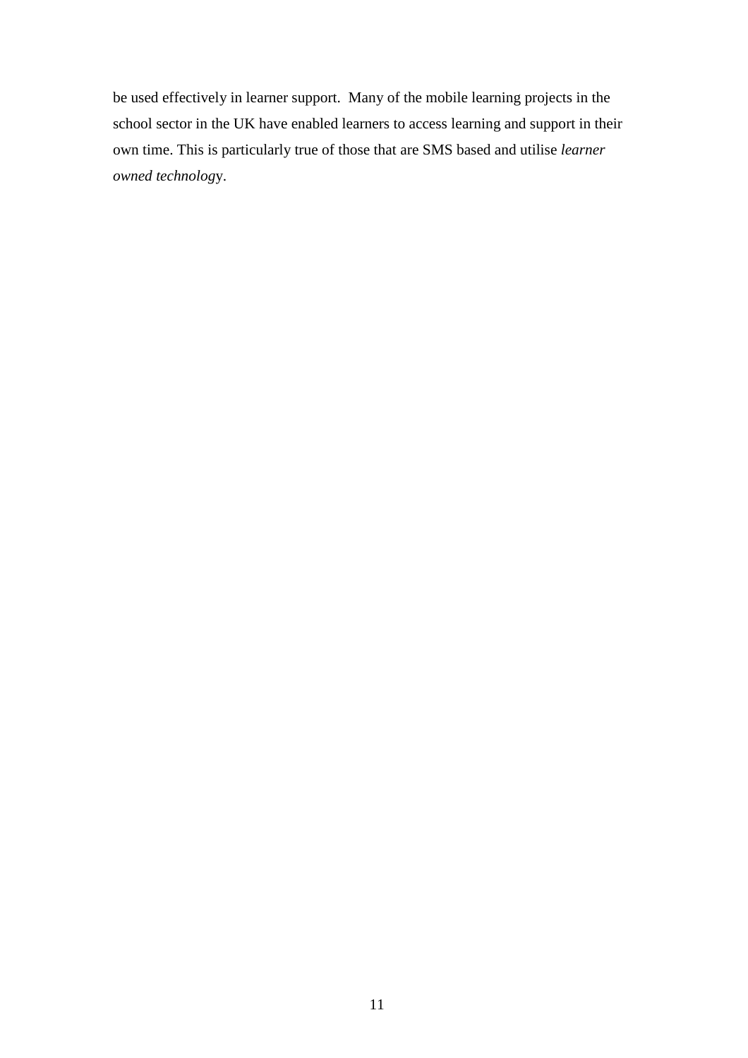be used effectively in learner support. Many of the mobile learning projects in the school sector in the UK have enabled learners to access learning and support in their own time. This is particularly true of those that are SMS based and utilise *learner owned technolog*y.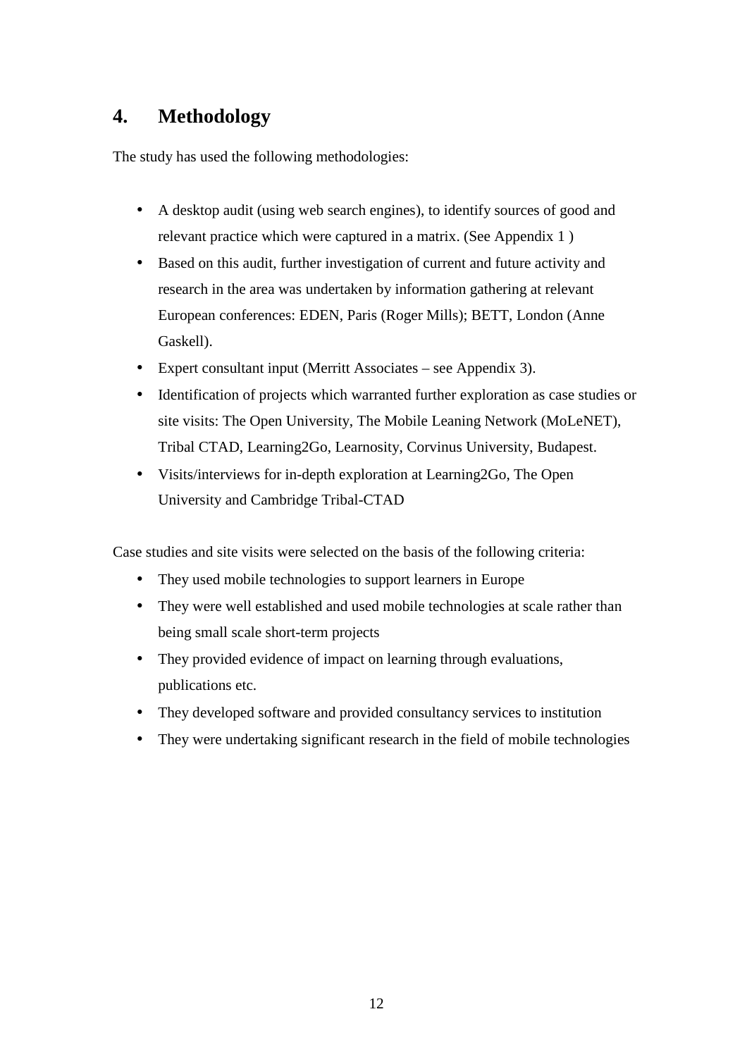## 4. Methodology

The study has used the following methodologies:

- A desktop audit (using web search engines), to identify sources of good and relevant practice which were captured in a matrix. (See Appendix 1 )
- Based on this audit, further investigation of current and future activity and research in the area was undertaken by information gathering at relevant European conferences: EDEN, Paris (Roger Mills); BETT, London (Anne Gaskell).
- Expert consultant input (Merritt Associates – see Appendix 3).
- Identification of projects which warranted further exploration as case studies or site visits: The Open University, The Mobile Leaning Network (MoLeNET), Tribal CTAD, Learning2Go, Learnosity, Corvinus University, Budapest.
- Visits/interviews for in-depth exploration at Learning2Go, The Open University and Cambridge Tribal-CTAD

Case studies and site visits were selected on the basis of the following criteria:

- They used mobile technologies to support learners in Europe
- They were well established and used mobile technologies at scale rather than being small scale short-term projects
- They provided evidence of impact on learning through evaluations, publications etc.
- They developed software and provided consultancy services to institution
- They were undertaking significant research in the field of mobile technologies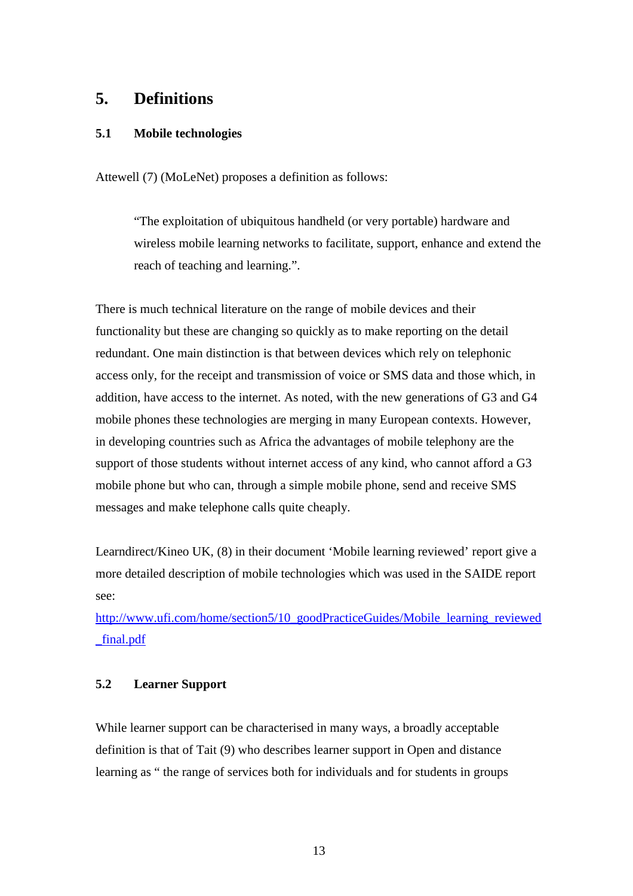# 5. Definitions

## 5.1 Mobile technologies

Attewell (7) (MoLeNet) proposes a definition as follows:

> "The exploitation of ubiquitous handheld (or very portable) hardware and wireless mobile learning networks to facilitate, support, enhance and extend the reach of teaching and learning.".

There is much technical literature on the range of mobile devices and their functionality but these are changing so quickly as to make reporting on the detail redundant. One main distinction is that between devices which rely on telephonic access only, for the receipt and transmission of voice or SMS data and those which, in addition, have access to the internet. As noted, with the new generations of G3 and G4 mobile phones these technologies are merging in many European contexts. However, in developing countries such as Africa the advantages of mobile telephony are the support of those students without internet access of any kind, who cannot afford a G3 mobile phone but who can, through a simple mobile phone, send and receive SMS messages and make telephone calls quite cheaply.

Learndirect/Kineo UK, (8) in their document 'Mobile learning reviewed' report give a more detailed description of mobile technologies which was used in the SAIDE report see:
http://www.ufi.com/home/section5/10_goodPracticeGuides/Mobile_learning_reviewed_final.pdf

## 5.2 Learner Support

While learner support can be characterised in many ways, a broadly acceptable definition is that of Tait (9) who describes learner support in Open and distance learning as " the range of services both for individuals and for students in groups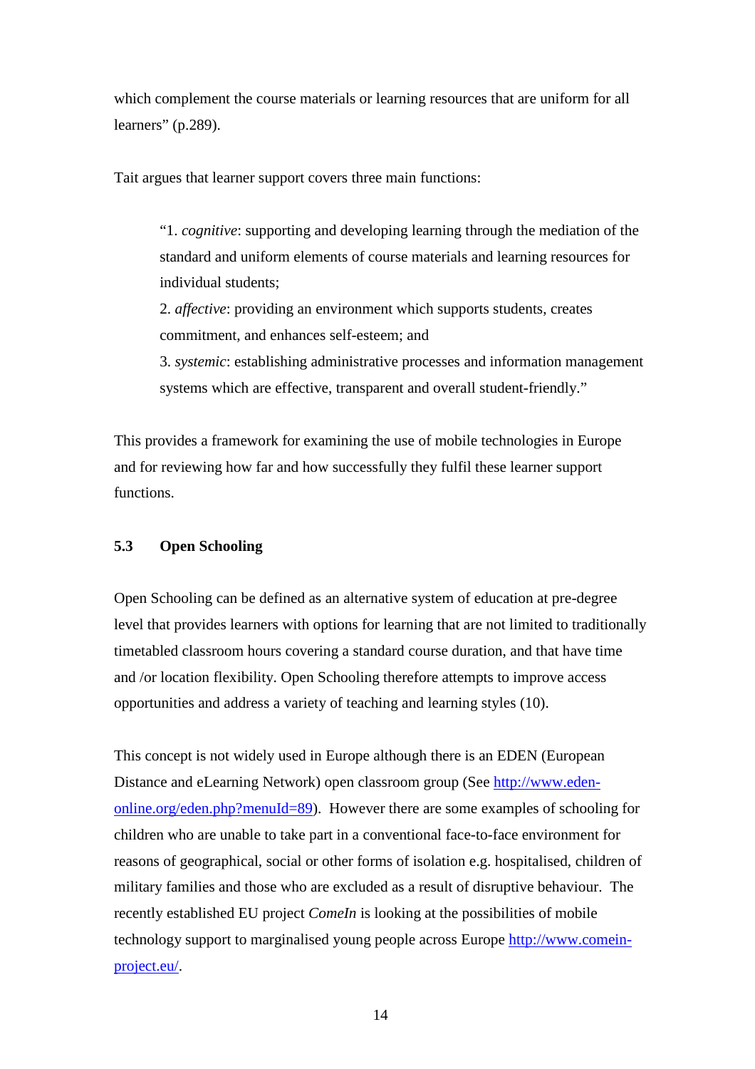which complement the course materials or learning resources that are uniform for all learners" (p.289).

Tait argues that learner support covers three main functions:

> "1. *cognitive*: supporting and developing learning through the mediation of the standard and uniform elements of course materials and learning resources for individual students;
> 2. *affective*: providing an environment which supports students, creates commitment, and enhances self-esteem; and
> 3. *systemic*: establishing administrative processes and information management systems which are effective, transparent and overall student-friendly."

This provides a framework for examining the use of mobile technologies in Europe and for reviewing how far and how successfully they fulfil these learner support functions.

### 5.3 Open Schooling

Open Schooling can be defined as an alternative system of education at pre-degree level that provides learners with options for learning that are not limited to traditionally timetabled classroom hours covering a standard course duration, and that have time and /or location flexibility. Open Schooling therefore attempts to improve access opportunities and address a variety of teaching and learning styles (10).

This concept is not widely used in Europe although there is an EDEN (European Distance and eLearning Network) open classroom group (See http://www.eden-online.org/eden.php?menuId=89). However there are some examples of schooling for children who are unable to take part in a conventional face-to-face environment for reasons of geographical, social or other forms of isolation e.g. hospitalised, children of military families and those who are excluded as a result of disruptive behaviour. The recently established EU project *ComeIn* is looking at the possibilities of mobile technology support to marginalised young people across Europe http://www.comein-project.eu/.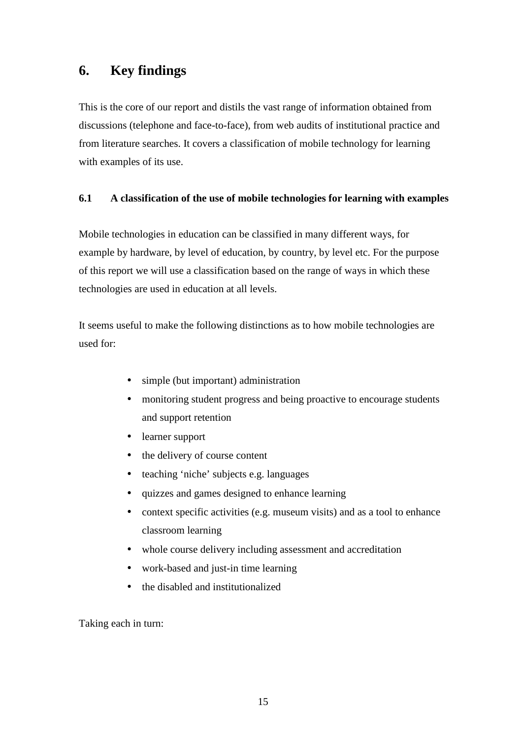# 6. Key findings

This is the core of our report and distils the vast range of information obtained from discussions (telephone and face-to-face), from web audits of institutional practice and from literature searches. It covers a classification of mobile technology for learning with examples of its use.

## 6.1 A classification of the use of mobile technologies for learning with examples

Mobile technologies in education can be classified in many different ways, for example by hardware, by level of education, by country, by level etc. For the purpose of this report we will use a classification based on the range of ways in which these technologies are used in education at all levels.

It seems useful to make the following distinctions as to how mobile technologies are used for:

- simple (but important) administration
- monitoring student progress and being proactive to encourage students and support retention
- learner support
- the delivery of course content
- teaching 'niche' subjects e.g. languages
- quizzes and games designed to enhance learning
- context specific activities (e.g. museum visits) and as a tool to enhance classroom learning
- whole course delivery including assessment and accreditation
- work-based and just-in time learning
- the disabled and institutionalized

Taking each in turn: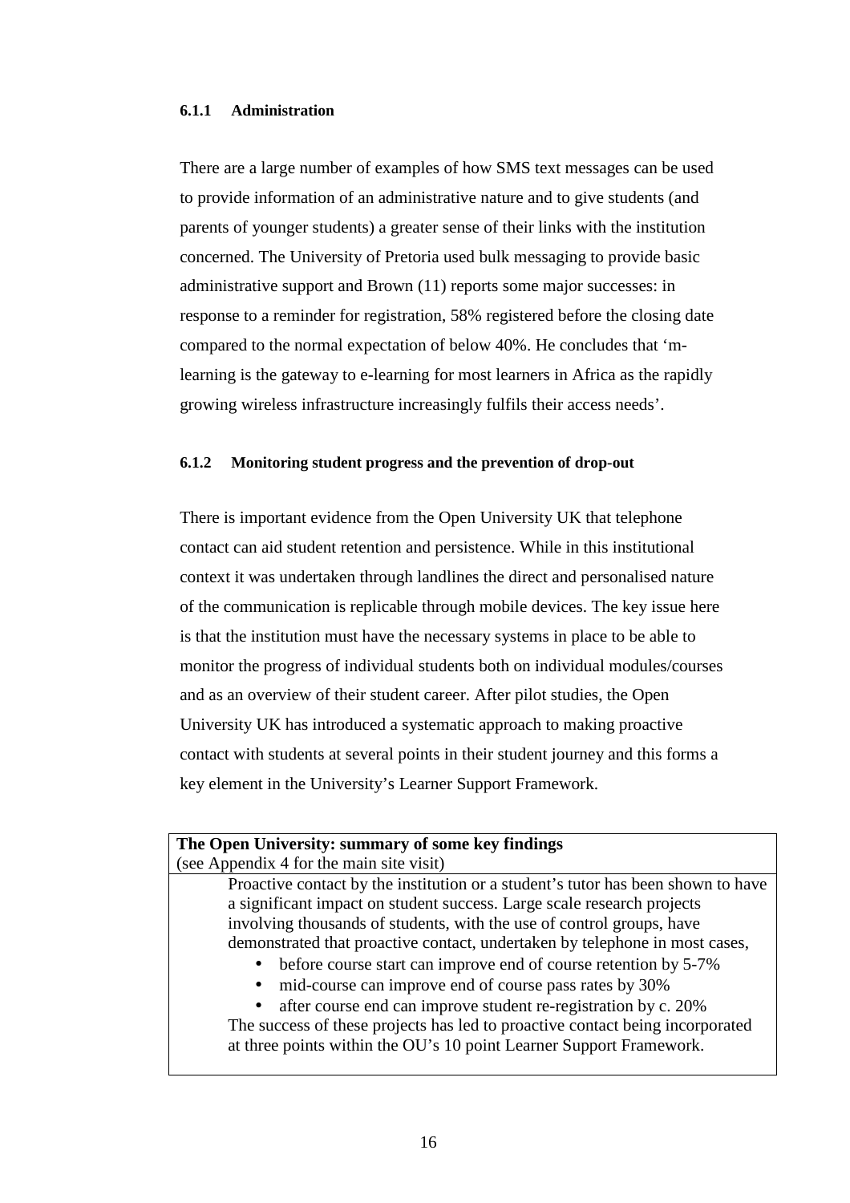#### 6.1.1 Administration

There are a large number of examples of how SMS text messages can be used to provide information of an administrative nature and to give students (and parents of younger students) a greater sense of their links with the institution concerned. The University of Pretoria used bulk messaging to provide basic administrative support and Brown (11) reports some major successes: in response to a reminder for registration, 58% registered before the closing date compared to the normal expectation of below 40%. He concludes that 'm-learning is the gateway to e-learning for most learners in Africa as the rapidly growing wireless infrastructure increasingly fulfils their access needs'.

#### 6.1.2 Monitoring student progress and the prevention of drop-out

There is important evidence from the Open University UK that telephone contact can aid student retention and persistence. While in this institutional context it was undertaken through landlines the direct and personalised nature of the communication is replicable through mobile devices. The key issue here is that the institution must have the necessary systems in place to be able to monitor the progress of individual students both on individual modules/courses and as an overview of their student career. After pilot studies, the Open University UK has introduced a systematic approach to making proactive contact with students at several points in their student journey and this forms a key element in the University's Learner Support Framework.

| **The Open University: summary of some key findings**<br>(see Appendix 4 for the main site visit) |
|---|
| Proactive contact by the institution or a student's tutor has been shown to have a significant impact on student success. Large scale research projects involving thousands of students, with the use of control groups, have demonstrated that proactive contact, undertaken by telephone in most cases,<br>• before course start can improve end of course retention by 5-7%<br>• mid-course can improve end of course pass rates by 30%<br>• after course end can improve student re-registration by c. 20%<br>The success of these projects has led to proactive contact being incorporated at three points within the OU's 10 point Learner Support Framework. |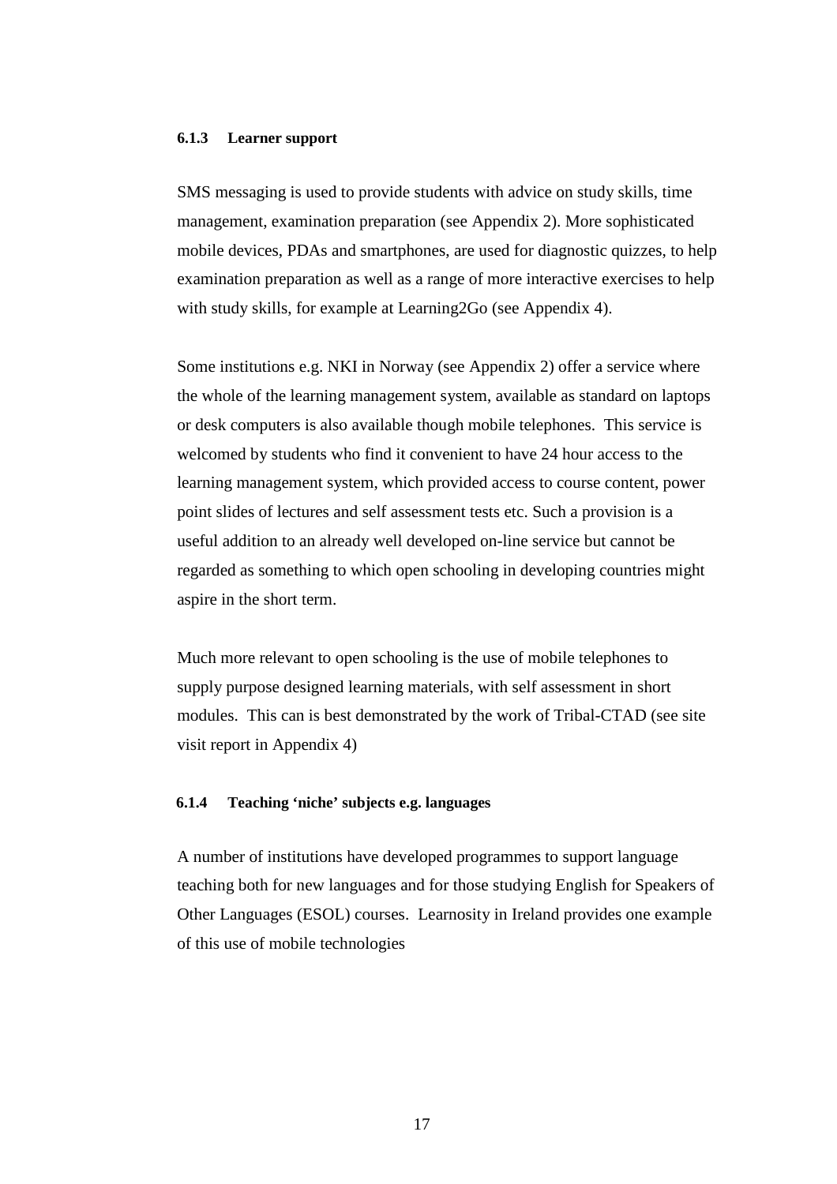#### 6.1.3 Learner support

SMS messaging is used to provide students with advice on study skills, time management, examination preparation (see Appendix 2). More sophisticated mobile devices, PDAs and smartphones, are used for diagnostic quizzes, to help examination preparation as well as a range of more interactive exercises to help with study skills, for example at Learning2Go (see Appendix 4).

Some institutions e.g. NKI in Norway (see Appendix 2) offer a service where the whole of the learning management system, available as standard on laptops or desk computers is also available though mobile telephones. This service is welcomed by students who find it convenient to have 24 hour access to the learning management system, which provided access to course content, power point slides of lectures and self assessment tests etc. Such a provision is a useful addition to an already well developed on-line service but cannot be regarded as something to which open schooling in developing countries might aspire in the short term.

Much more relevant to open schooling is the use of mobile telephones to supply purpose designed learning materials, with self assessment in short modules. This can is best demonstrated by the work of Tribal-CTAD (see site visit report in Appendix 4)

#### 6.1.4 Teaching 'niche' subjects e.g. languages

A number of institutions have developed programmes to support language teaching both for new languages and for those studying English for Speakers of Other Languages (ESOL) courses. Learnosity in Ireland provides one example of this use of mobile technologies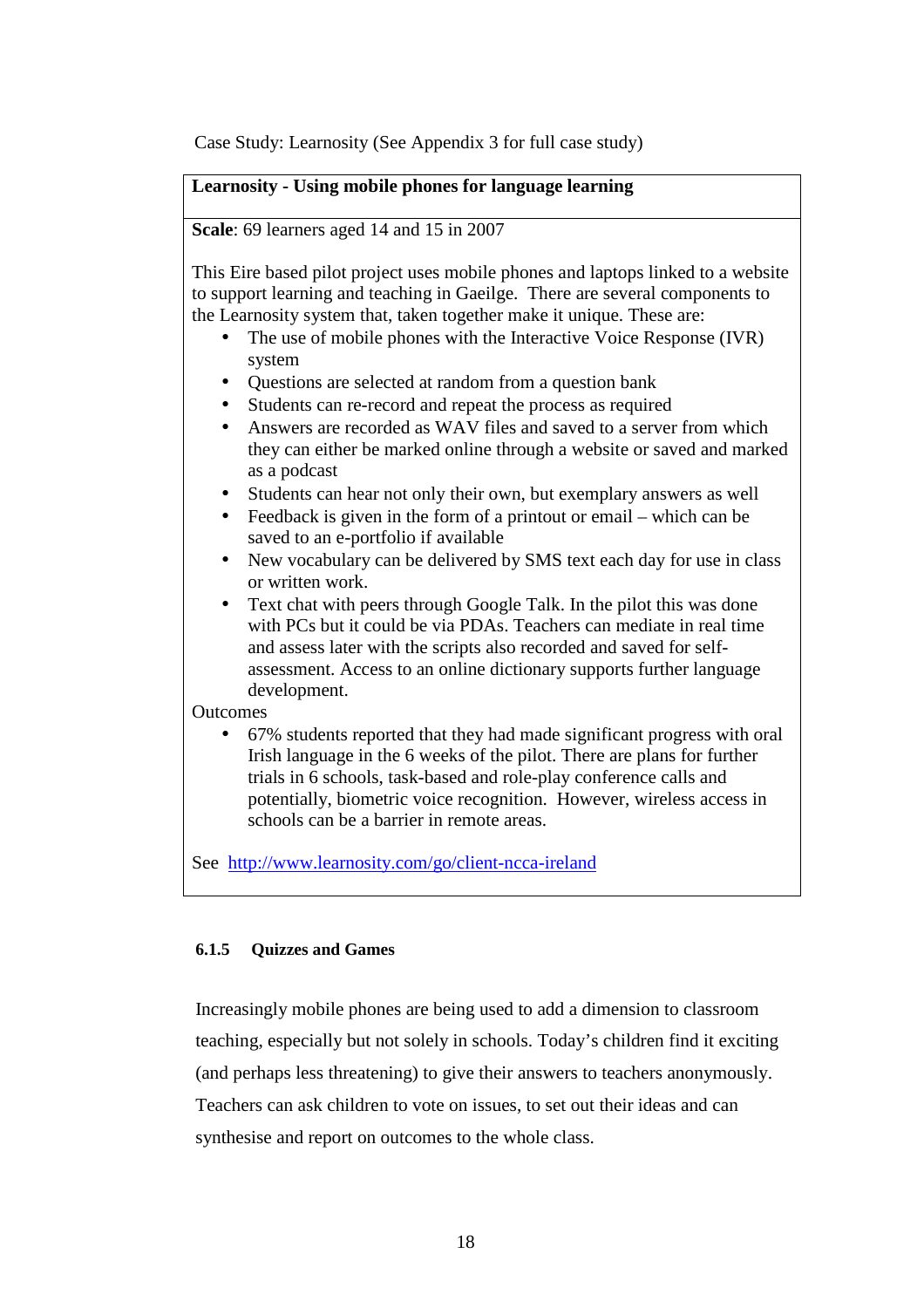Case Study: Learnosity (See Appendix 3 for full case study)

**Learnosity - Using mobile phones for language learning**

**Scale**: 69 learners aged 14 and 15 in 2007

This Eire based pilot project uses mobile phones and laptops linked to a website to support learning and teaching in Gaeilge. There are several components to the Learnosity system that, taken together make it unique. These are:

- The use of mobile phones with the Interactive Voice Response (IVR) system
- Questions are selected at random from a question bank
- Students can re-record and repeat the process as required
- Answers are recorded as WAV files and saved to a server from which they can either be marked online through a website or saved and marked as a podcast
- Students can hear not only their own, but exemplary answers as well
- Feedback is given in the form of a printout or email – which can be saved to an e-portfolio if available
- New vocabulary can be delivered by SMS text each day for use in class or written work.
- Text chat with peers through Google Talk. In the pilot this was done with PCs but it could be via PDAs. Teachers can mediate in real time and assess later with the scripts also recorded and saved for self-assessment. Access to an online dictionary supports further language development.

Outcomes

- 67% students reported that they had made significant progress with oral Irish language in the 6 weeks of the pilot. There are plans for further trials in 6 schools, task-based and role-play conference calls and potentially, biometric voice recognition. However, wireless access in schools can be a barrier in remote areas.

See http://www.learnosity.com/go/client-ncca-ireland

### 6.1.5 Quizzes and Games

Increasingly mobile phones are being used to add a dimension to classroom teaching, especially but not solely in schools. Today's children find it exciting (and perhaps less threatening) to give their answers to teachers anonymously. Teachers can ask children to vote on issues, to set out their ideas and can synthesise and report on outcomes to the whole class.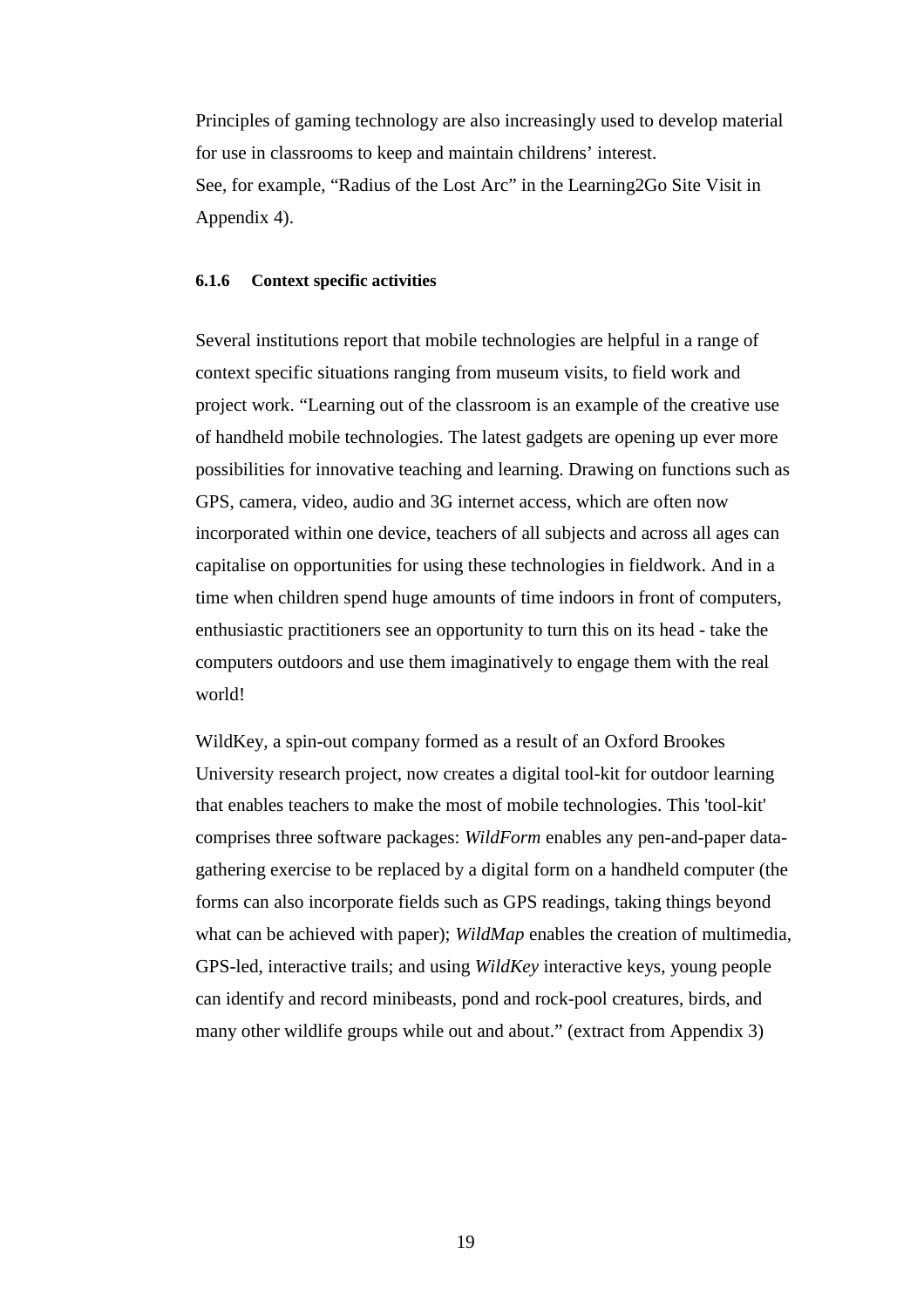Principles of gaming technology are also increasingly used to develop material for use in classrooms to keep and maintain childrens' interest.
See, for example, "Radius of the Lost Arc" in the Learning2Go Site Visit in Appendix 4).

#### 6.1.6 Context specific activities

Several institutions report that mobile technologies are helpful in a range of context specific situations ranging from museum visits, to field work and project work. "Learning out of the classroom is an example of the creative use of handheld mobile technologies. The latest gadgets are opening up ever more possibilities for innovative teaching and learning. Drawing on functions such as GPS, camera, video, audio and 3G internet access, which are often now incorporated within one device, teachers of all subjects and across all ages can capitalise on opportunities for using these technologies in fieldwork. And in a time when children spend huge amounts of time indoors in front of computers, enthusiastic practitioners see an opportunity to turn this on its head - take the computers outdoors and use them imaginatively to engage them with the real world!

WildKey, a spin-out company formed as a result of an Oxford Brookes University research project, now creates a digital tool-kit for outdoor learning that enables teachers to make the most of mobile technologies. This 'tool-kit' comprises three software packages: *WildForm* enables any pen-and-paper data-gathering exercise to be replaced by a digital form on a handheld computer (the forms can also incorporate fields such as GPS readings, taking things beyond what can be achieved with paper); *WildMap* enables the creation of multimedia, GPS-led, interactive trails; and using *WildKey* interactive keys, young people can identify and record minibeasts, pond and rock-pool creatures, birds, and many other wildlife groups while out and about." (extract from Appendix 3)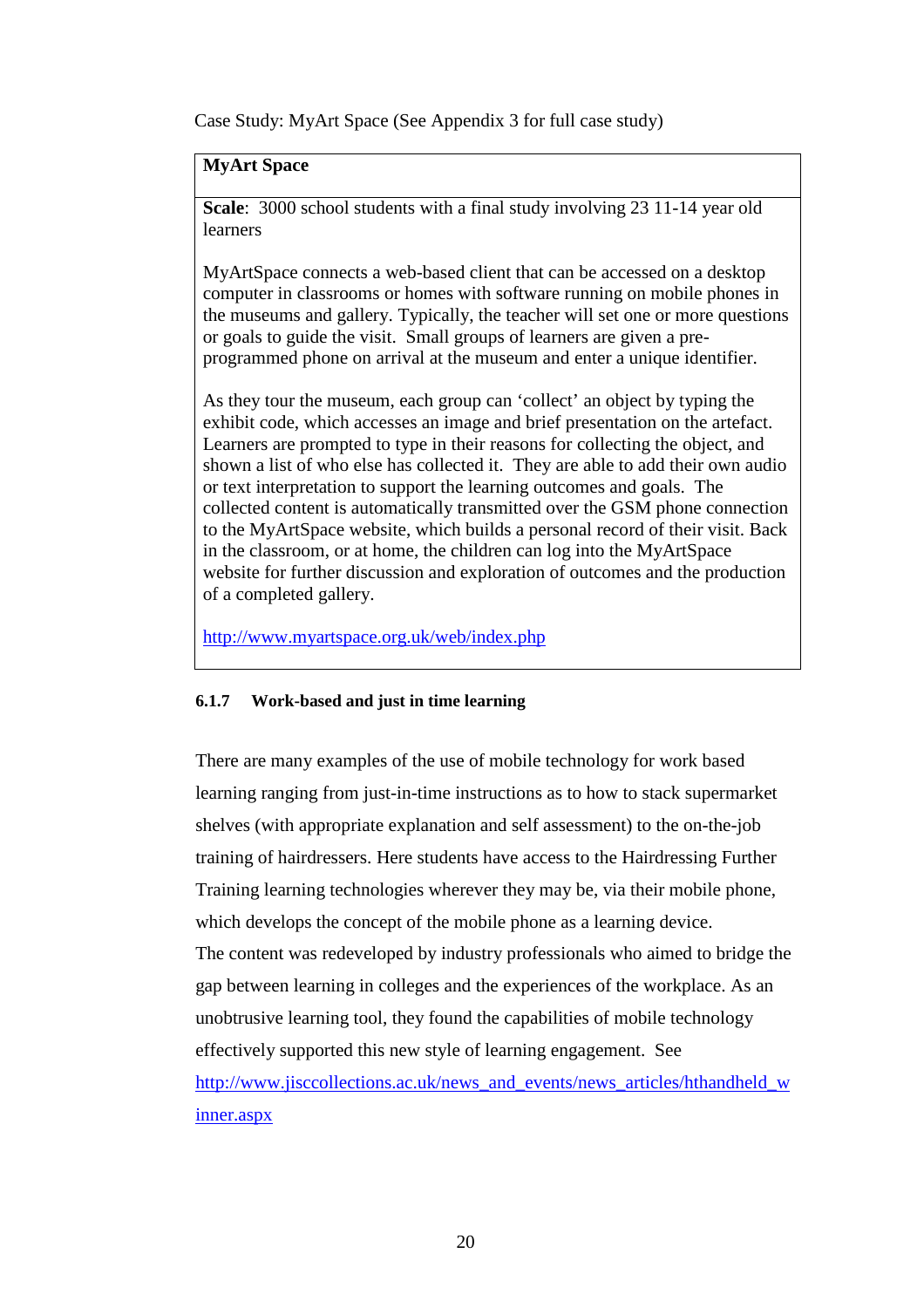Case Study: MyArt Space (See Appendix 3 for full case study)

| **MyArt Space** |
|---|
| **Scale**: 3000 school students with a final study involving 23 11-14 year old learners<br><br>MyArtSpace connects a web-based client that can be accessed on a desktop computer in classrooms or homes with software running on mobile phones in the museums and gallery. Typically, the teacher will set one or more questions or goals to guide the visit. Small groups of learners are given a pre-programmed phone on arrival at the museum and enter a unique identifier.<br><br>As they tour the museum, each group can 'collect' an object by typing the exhibit code, which accesses an image and brief presentation on the artefact. Learners are prompted to type in their reasons for collecting the object, and shown a list of who else has collected it. They are able to add their own audio or text interpretation to support the learning outcomes and goals. The collected content is automatically transmitted over the GSM phone connection to the MyArtSpace website, which builds a personal record of their visit. Back in the classroom, or at home, the children can log into the MyArtSpace website for further discussion and exploration of outcomes and the production of a completed gallery.<br><br>http://www.myartspace.org.uk/web/index.php |

### 6.1.7 Work-based and just in time learning

There are many examples of the use of mobile technology for work based learning ranging from just-in-time instructions as to how to stack supermarket shelves (with appropriate explanation and self assessment) to the on-the-job training of hairdressers. Here students have access to the Hairdressing Further Training learning technologies wherever they may be, via their mobile phone, which develops the concept of the mobile phone as a learning device.
The content was redeveloped by industry professionals who aimed to bridge the gap between learning in colleges and the experiences of the workplace. As an unobtrusive learning tool, they found the capabilities of mobile technology effectively supported this new style of learning engagement. See http://www.jisccollections.ac.uk/news_and_events/news_articles/hthandheld_winner.aspx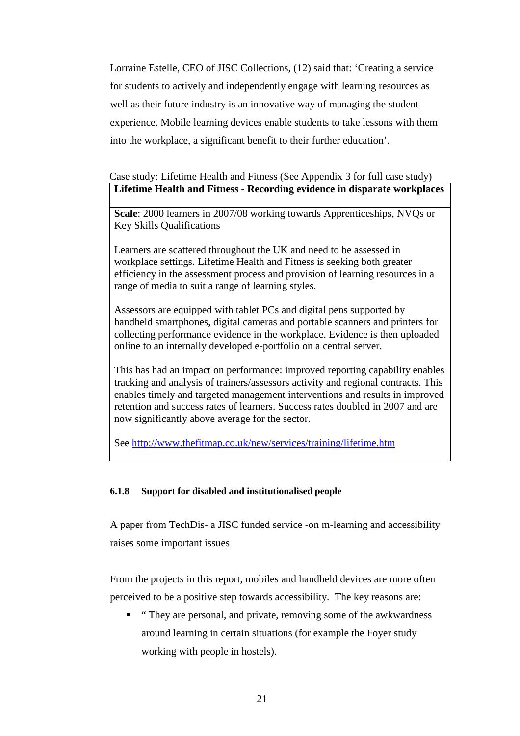Lorraine Estelle, CEO of JISC Collections, (12) said that: 'Creating a service for students to actively and independently engage with learning resources as well as their future industry is an innovative way of managing the student experience. Mobile learning devices enable students to take lessons with them into the workplace, a significant benefit to their further education'.

Case study: Lifetime Health and Fitness (See Appendix 3 for full case study)

| **Lifetime Health and Fitness - Recording evidence in disparate workplaces** |
|---|
| **Scale**: 2000 learners in 2007/08 working towards Apprenticeships, NVQs or Key Skills Qualifications<br><br>Learners are scattered throughout the UK and need to be assessed in workplace settings. Lifetime Health and Fitness is seeking both greater efficiency in the assessment process and provision of learning resources in a range of media to suit a range of learning styles.<br><br>Assessors are equipped with tablet PCs and digital pens supported by handheld smartphones, digital cameras and portable scanners and printers for collecting performance evidence in the workplace. Evidence is then uploaded online to an internally developed e-portfolio on a central server.<br><br>This has had an impact on performance: improved reporting capability enables tracking and analysis of trainers/assessors activity and regional contracts. This enables timely and targeted management interventions and results in improved retention and success rates of learners. Success rates doubled in 2007 and are now significantly above average for the sector.<br><br>See [http://www.thefitmap.co.uk/new/services/training/lifetime.htm](http://www.thefitmap.co.uk/new/services/training/lifetime.htm) |

#### 6.1.8 Support for disabled and institutionalised people

A paper from TechDis- a JISC funded service -on m-learning and accessibility raises some important issues

From the projects in this report, mobiles and handheld devices are more often perceived to be a positive step towards accessibility. The key reasons are:

- " They are personal, and private, removing some of the awkwardness around learning in certain situations (for example the Foyer study working with people in hostels).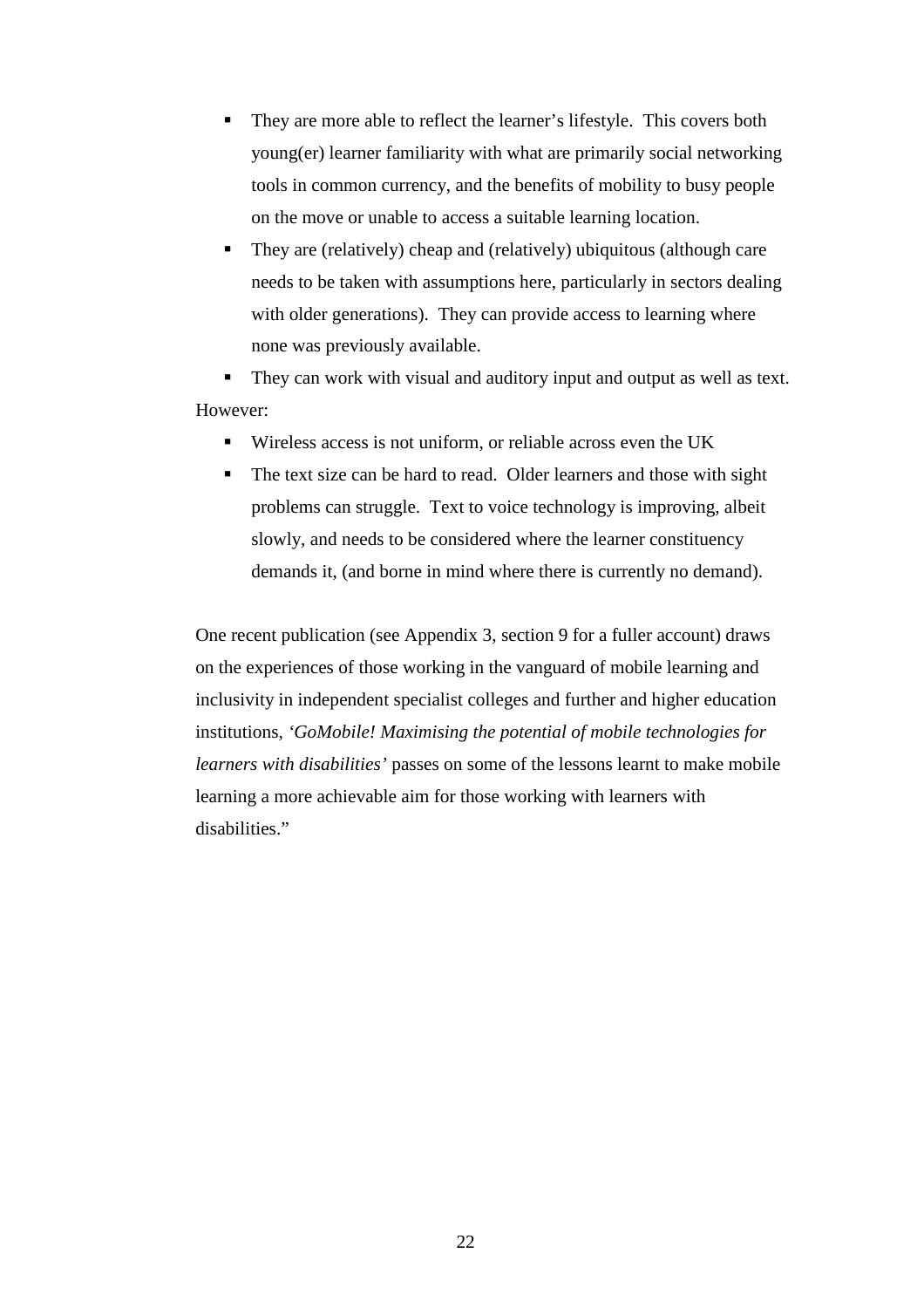- They are more able to reflect the learner's lifestyle. This covers both young(er) learner familiarity with what are primarily social networking tools in common currency, and the benefits of mobility to busy people on the move or unable to access a suitable learning location.
- They are (relatively) cheap and (relatively) ubiquitous (although care needs to be taken with assumptions here, particularly in sectors dealing with older generations). They can provide access to learning where none was previously available.
- They can work with visual and auditory input and output as well as text.

However:

- Wireless access is not uniform, or reliable across even the UK
- The text size can be hard to read. Older learners and those with sight problems can struggle. Text to voice technology is improving, albeit slowly, and needs to be considered where the learner constituency demands it, (and borne in mind where there is currently no demand).

One recent publication (see Appendix 3, section 9 for a fuller account) draws on the experiences of those working in the vanguard of mobile learning and inclusivity in independent specialist colleges and further and higher education institutions, *'GoMobile! Maximising the potential of mobile technologies for learners with disabilities'* passes on some of the lessons learnt to make mobile learning a more achievable aim for those working with learners with disabilities."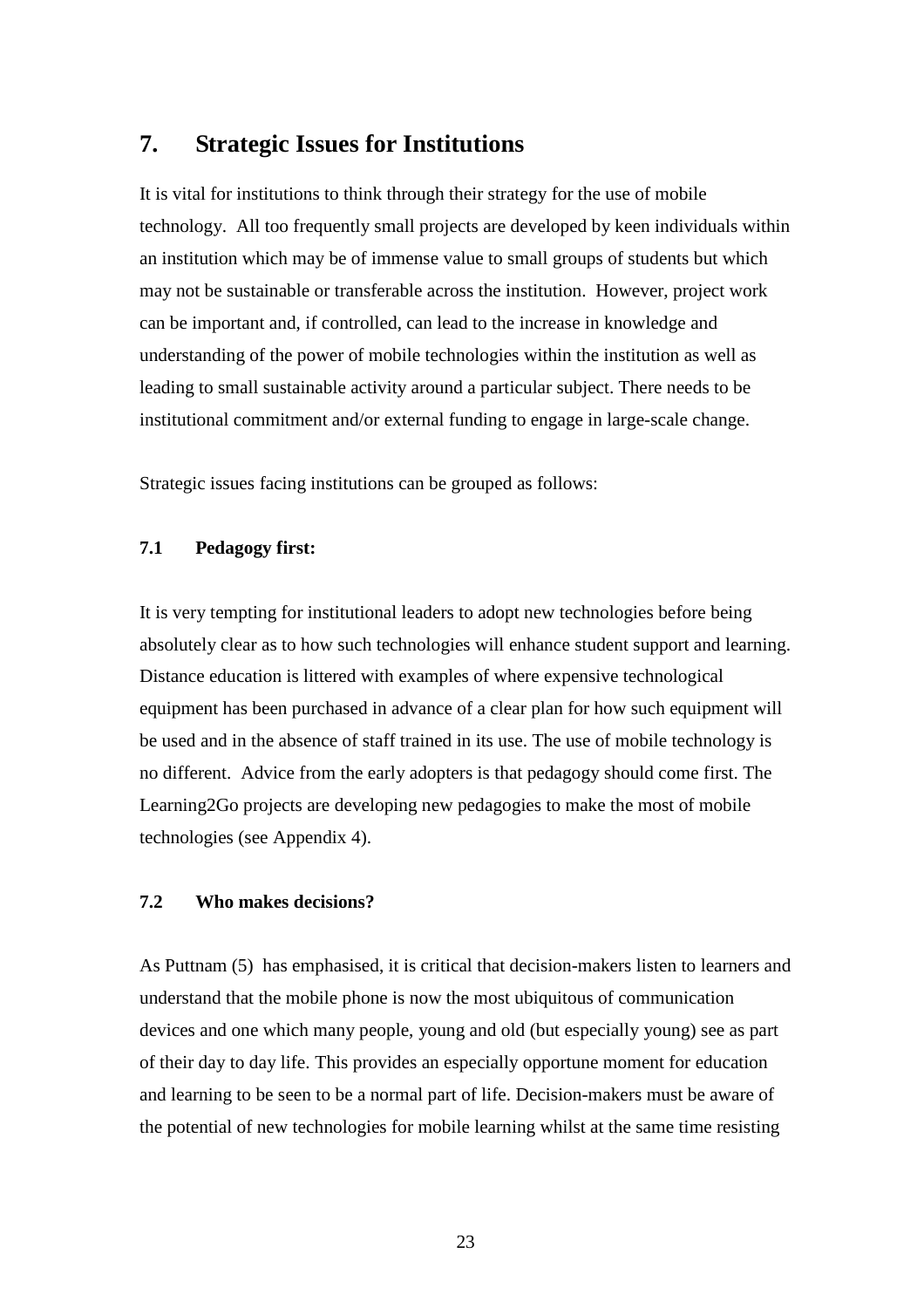# 7. Strategic Issues for Institutions

It is vital for institutions to think through their strategy for the use of mobile technology. All too frequently small projects are developed by keen individuals within an institution which may be of immense value to small groups of students but which may not be sustainable or transferable across the institution. However, project work can be important and, if controlled, can lead to the increase in knowledge and understanding of the power of mobile technologies within the institution as well as leading to small sustainable activity around a particular subject. There needs to be institutional commitment and/or external funding to engage in large-scale change.

Strategic issues facing institutions can be grouped as follows:

## 7.1 Pedagogy first:

It is very tempting for institutional leaders to adopt new technologies before being absolutely clear as to how such technologies will enhance student support and learning. Distance education is littered with examples of where expensive technological equipment has been purchased in advance of a clear plan for how such equipment will be used and in the absence of staff trained in its use. The use of mobile technology is no different. Advice from the early adopters is that pedagogy should come first. The Learning2Go projects are developing new pedagogies to make the most of mobile technologies (see Appendix 4).

## 7.2 Who makes decisions?

As Puttnam (5) has emphasised, it is critical that decision-makers listen to learners and understand that the mobile phone is now the most ubiquitous of communication devices and one which many people, young and old (but especially young) see as part of their day to day life. This provides an especially opportune moment for education and learning to be seen to be a normal part of life. Decision-makers must be aware of the potential of new technologies for mobile learning whilst at the same time resisting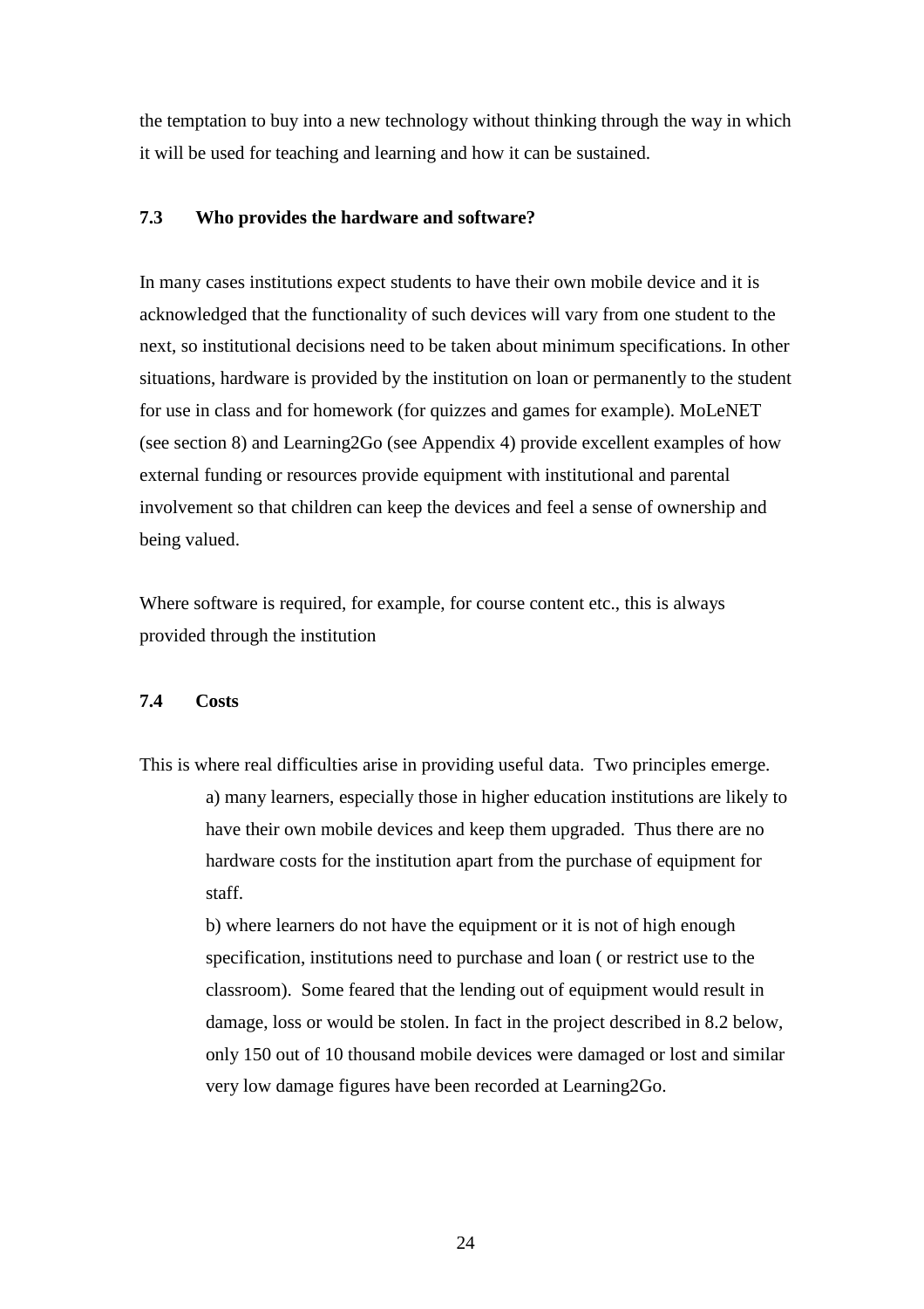the temptation to buy into a new technology without thinking through the way in which it will be used for teaching and learning and how it can be sustained.

### 7.3 Who provides the hardware and software?

In many cases institutions expect students to have their own mobile device and it is acknowledged that the functionality of such devices will vary from one student to the next, so institutional decisions need to be taken about minimum specifications. In other situations, hardware is provided by the institution on loan or permanently to the student for use in class and for homework (for quizzes and games for example). MoLeNET (see section 8) and Learning2Go (see Appendix 4) provide excellent examples of how external funding or resources provide equipment with institutional and parental involvement so that children can keep the devices and feel a sense of ownership and being valued.

Where software is required, for example, for course content etc., this is always provided through the institution

### 7.4 Costs

This is where real difficulties arise in providing useful data. Two principles emerge.

> a) many learners, especially those in higher education institutions are likely to have their own mobile devices and keep them upgraded. Thus there are no hardware costs for the institution apart from the purchase of equipment for staff.
>
> b) where learners do not have the equipment or it is not of high enough specification, institutions need to purchase and loan ( or restrict use to the classroom). Some feared that the lending out of equipment would result in damage, loss or would be stolen. In fact in the project described in 8.2 below, only 150 out of 10 thousand mobile devices were damaged or lost and similar very low damage figures have been recorded at Learning2Go.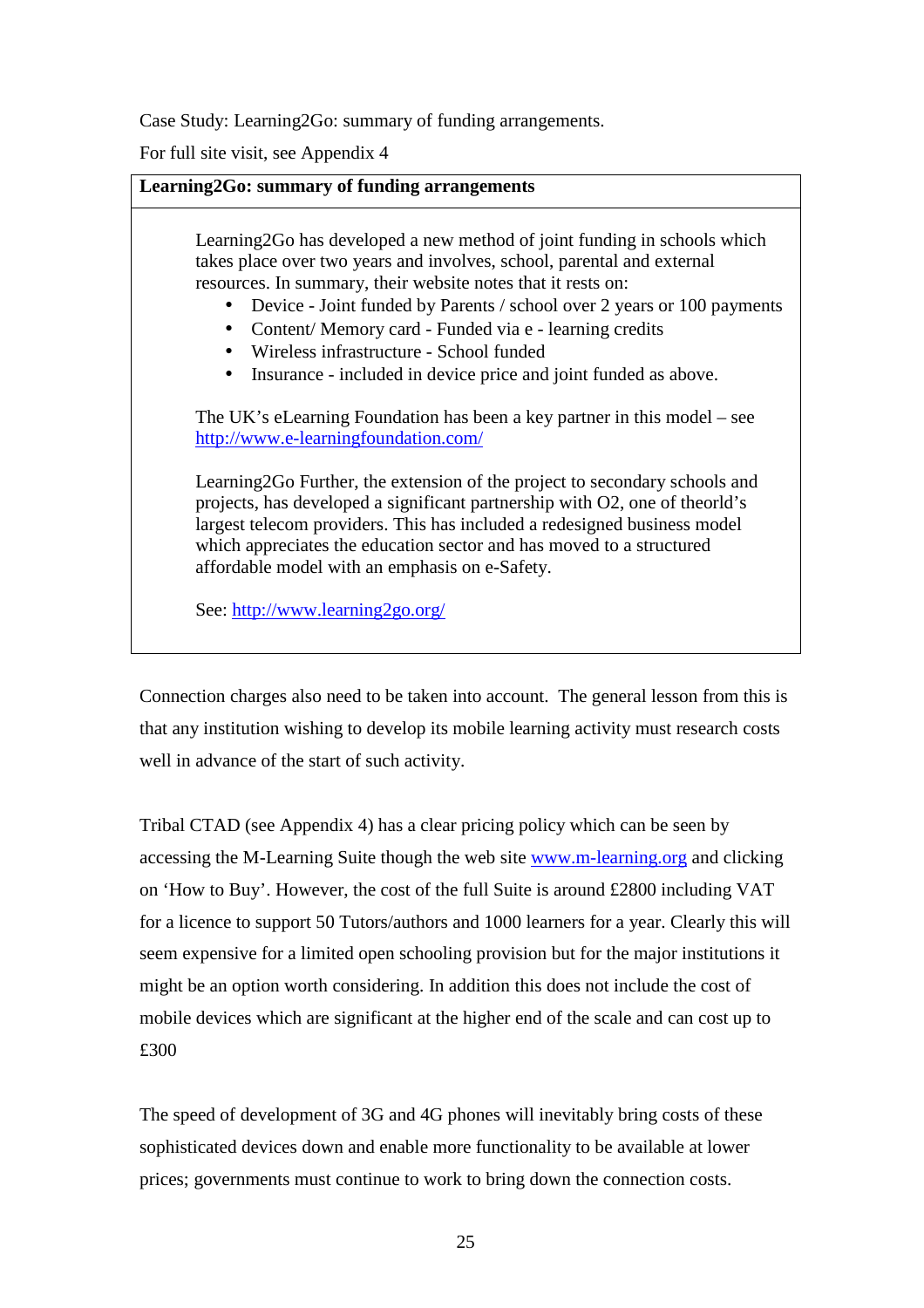Case Study: Learning2Go: summary of funding arrangements.

For full site visit, see Appendix 4

**Learning2Go: summary of funding arrangements**

Learning2Go has developed a new method of joint funding in schools which takes place over two years and involves, school, parental and external resources. In summary, their website notes that it rests on:

- Device - Joint funded by Parents / school over 2 years or 100 payments
- Content/ Memory card - Funded via e - learning credits
- Wireless infrastructure - School funded
- Insurance - included in device price and joint funded as above.

The UK's eLearning Foundation has been a key partner in this model – see http://www.e-learningfoundation.com/

Learning2Go Further, the extension of the project to secondary schools and projects, has developed a significant partnership with O2, one of theorld's largest telecom providers. This has included a redesigned business model which appreciates the education sector and has moved to a structured affordable model with an emphasis on e-Safety.

See: http://www.learning2go.org/

Connection charges also need to be taken into account. The general lesson from this is that any institution wishing to develop its mobile learning activity must research costs well in advance of the start of such activity.

Tribal CTAD (see Appendix 4) has a clear pricing policy which can be seen by accessing the M-Learning Suite though the web site www.m-learning.org and clicking on 'How to Buy'. However, the cost of the full Suite is around £2800 including VAT for a licence to support 50 Tutors/authors and 1000 learners for a year. Clearly this will seem expensive for a limited open schooling provision but for the major institutions it might be an option worth considering. In addition this does not include the cost of mobile devices which are significant at the higher end of the scale and can cost up to £300

The speed of development of 3G and 4G phones will inevitably bring costs of these sophisticated devices down and enable more functionality to be available at lower prices; governments must continue to work to bring down the connection costs.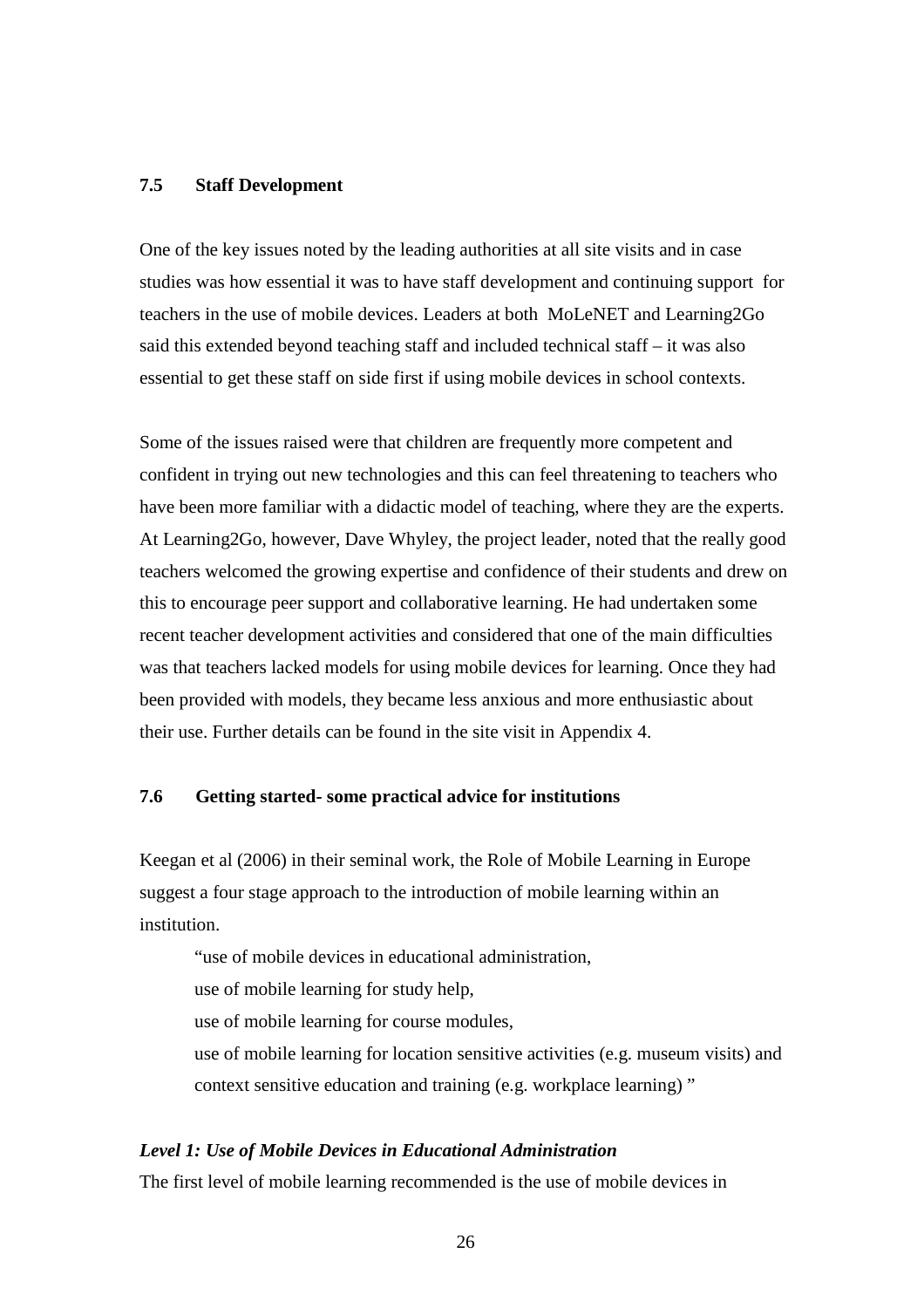### 7.5 Staff Development

One of the key issues noted by the leading authorities at all site visits and in case studies was how essential it was to have staff development and continuing support for teachers in the use of mobile devices. Leaders at both MoLeNET and Learning2Go said this extended beyond teaching staff and included technical staff – it was also essential to get these staff on side first if using mobile devices in school contexts.

Some of the issues raised were that children are frequently more competent and confident in trying out new technologies and this can feel threatening to teachers who have been more familiar with a didactic model of teaching, where they are the experts. At Learning2Go, however, Dave Whyley, the project leader, noted that the really good teachers welcomed the growing expertise and confidence of their students and drew on this to encourage peer support and collaborative learning. He had undertaken some recent teacher development activities and considered that one of the main difficulties was that teachers lacked models for using mobile devices for learning. Once they had been provided with models, they became less anxious and more enthusiastic about their use. Further details can be found in the site visit in Appendix 4.

### 7.6 Getting started- some practical advice for institutions

Keegan et al (2006) in their seminal work, the Role of Mobile Learning in Europe suggest a four stage approach to the introduction of mobile learning within an institution.

> "use of mobile devices in educational administration,
> use of mobile learning for study help,
> use of mobile learning for course modules,
> use of mobile learning for location sensitive activities (e.g. museum visits) and context sensitive education and training (e.g. workplace learning) "

***Level 1: Use of Mobile Devices in Educational Administration***

The first level of mobile learning recommended is the use of mobile devices in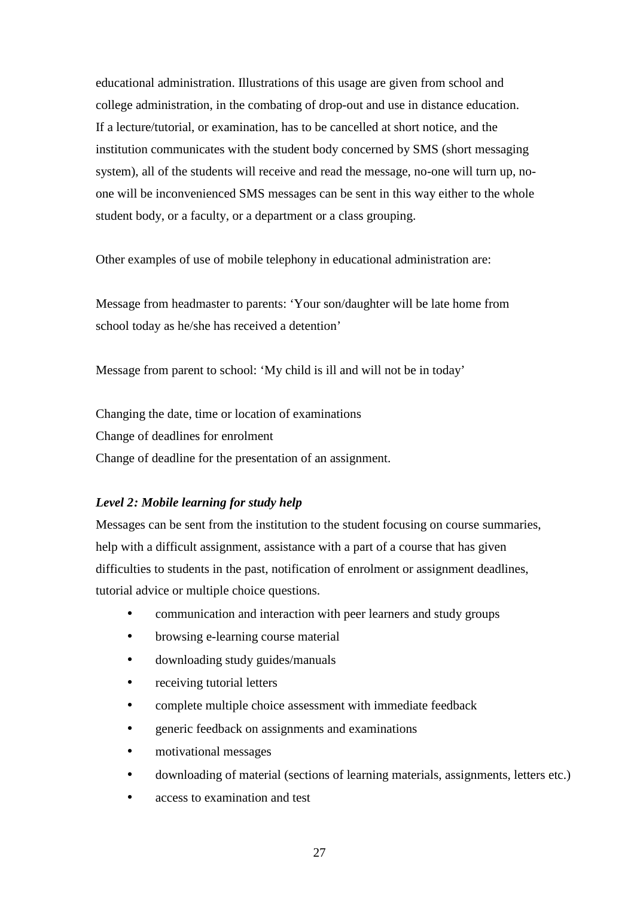educational administration. Illustrations of this usage are given from school and college administration, in the combating of drop-out and use in distance education. If a lecture/tutorial, or examination, has to be cancelled at short notice, and the institution communicates with the student body concerned by SMS (short messaging system), all of the students will receive and read the message, no-one will turn up, no-one will be inconvenienced SMS messages can be sent in this way either to the whole student body, or a faculty, or a department or a class grouping.

Other examples of use of mobile telephony in educational administration are:

Message from headmaster to parents: 'Your son/daughter will be late home from school today as he/she has received a detention'

Message from parent to school: 'My child is ill and will not be in today'

Changing the date, time or location of examinations
Change of deadlines for enrolment
Change of deadline for the presentation of an assignment.

***Level 2: Mobile learning for study help***

Messages can be sent from the institution to the student focusing on course summaries, help with a difficult assignment, assistance with a part of a course that has given difficulties to students in the past, notification of enrolment or assignment deadlines, tutorial advice or multiple choice questions.

- communication and interaction with peer learners and study groups
- browsing e-learning course material
- downloading study guides/manuals
- receiving tutorial letters
- complete multiple choice assessment with immediate feedback
- generic feedback on assignments and examinations
- motivational messages
- downloading of material (sections of learning materials, assignments, letters etc.)
- access to examination and test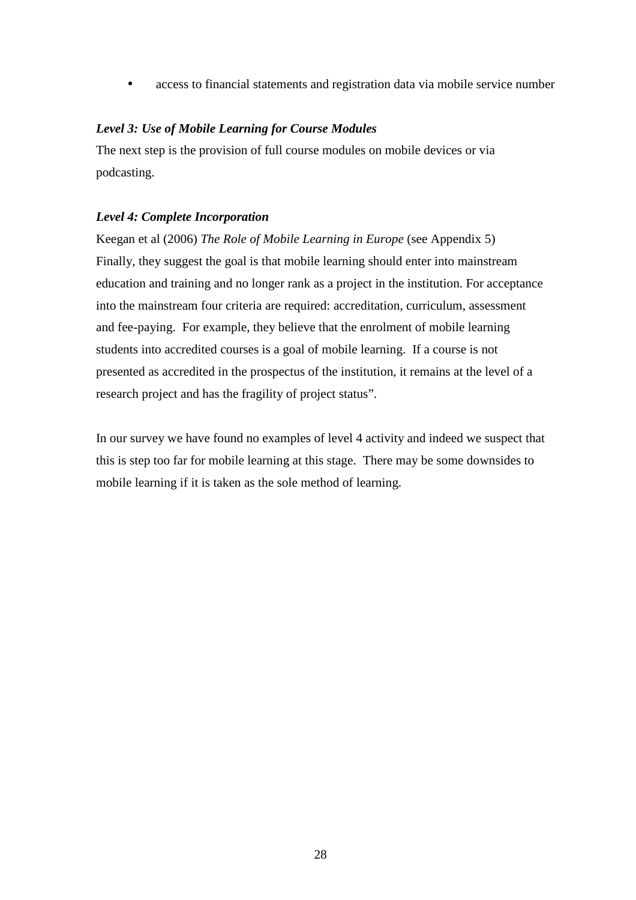- access to financial statements and registration data via mobile service number

***Level 3: Use of Mobile Learning for Course Modules***

The next step is the provision of full course modules on mobile devices or via podcasting.

***Level 4: Complete Incorporation***

Keegan et al (2006) *The Role of Mobile Learning in Europe* (see Appendix 5) Finally, they suggest the goal is that mobile learning should enter into mainstream education and training and no longer rank as a project in the institution. For acceptance into the mainstream four criteria are required: accreditation, curriculum, assessment and fee-paying. For example, they believe that the enrolment of mobile learning students into accredited courses is a goal of mobile learning. If a course is not presented as accredited in the prospectus of the institution, it remains at the level of a research project and has the fragility of project status".

In our survey we have found no examples of level 4 activity and indeed we suspect that this is step too far for mobile learning at this stage. There may be some downsides to mobile learning if it is taken as the sole method of learning.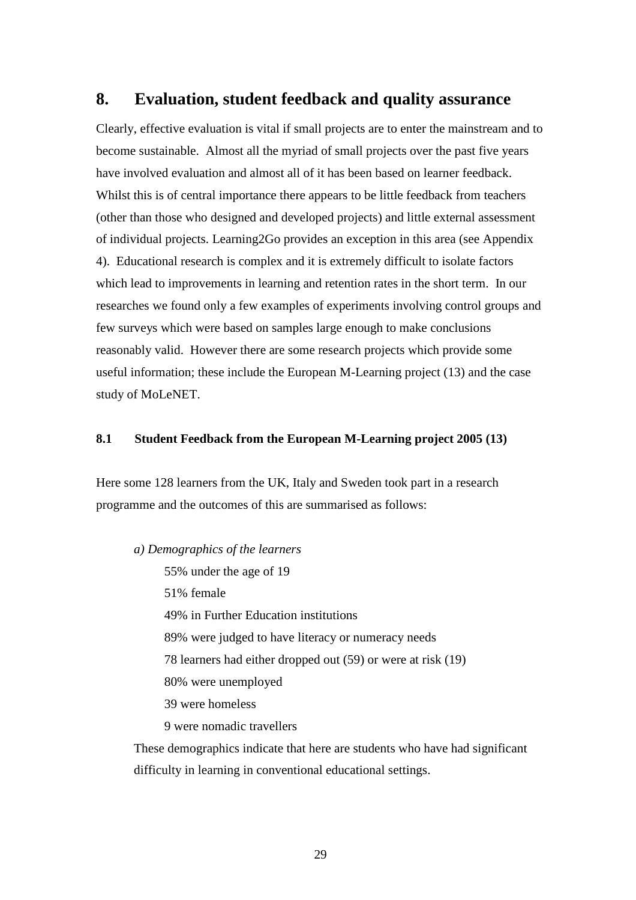## 8. Evaluation, student feedback and quality assurance

Clearly, effective evaluation is vital if small projects are to enter the mainstream and to become sustainable. Almost all the myriad of small projects over the past five years have involved evaluation and almost all of it has been based on learner feedback. Whilst this is of central importance there appears to be little feedback from teachers (other than those who designed and developed projects) and little external assessment of individual projects. Learning2Go provides an exception in this area (see Appendix 4). Educational research is complex and it is extremely difficult to isolate factors which lead to improvements in learning and retention rates in the short term. In our researches we found only a few examples of experiments involving control groups and few surveys which were based on samples large enough to make conclusions reasonably valid. However there are some research projects which provide some useful information; these include the European M-Learning project (13) and the case study of MoLeNET.

### 8.1 Student Feedback from the European M-Learning project 2005 (13)

Here some 128 learners from the UK, Italy and Sweden took part in a research programme and the outcomes of this are summarised as follows:

*a) Demographics of the learners*

- 55% under the age of 19
- 51% female
- 49% in Further Education institutions
- 89% were judged to have literacy or numeracy needs
- 78 learners had either dropped out (59) or were at risk (19)
- 80% were unemployed
- 39 were homeless
- 9 were nomadic travellers

These demographics indicate that here are students who have had significant difficulty in learning in conventional educational settings.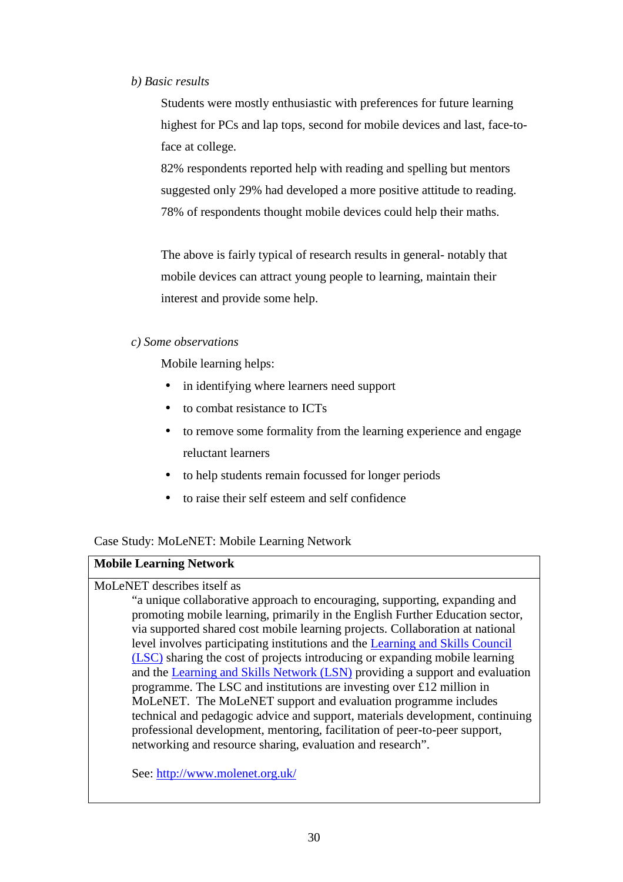*b) Basic results*

Students were mostly enthusiastic with preferences for future learning highest for PCs and lap tops, second for mobile devices and last, face-to-face at college.

82% respondents reported help with reading and spelling but mentors suggested only 29% had developed a more positive attitude to reading. 78% of respondents thought mobile devices could help their maths.

The above is fairly typical of research results in general- notably that mobile devices can attract young people to learning, maintain their interest and provide some help.

*c) Some observations*

Mobile learning helps:

- in identifying where learners need support
- to combat resistance to ICTs
- to remove some formality from the learning experience and engage reluctant learners
- to help students remain focussed for longer periods
- to raise their self esteem and self confidence

Case Study: MoLeNET: Mobile Learning Network

| **Mobile Learning Network** |
| --- |
| MoLeNET describes itself as "a unique collaborative approach to encouraging, supporting, expanding and promoting mobile learning, primarily in the English Further Education sector, via supported shared cost mobile learning projects. Collaboration at national level involves participating institutions and the Learning and Skills Council (LSC) sharing the cost of projects introducing or expanding mobile learning and the Learning and Skills Network (LSN) providing a support and evaluation programme. The LSC and institutions are investing over £12 million in MoLeNET. The MoLeNET support and evaluation programme includes technical and pedagogic advice and support, materials development, continuing professional development, mentoring, facilitation of peer-to-peer support, networking and resource sharing, evaluation and research".<br><br>See: http://www.molenet.org.uk/ |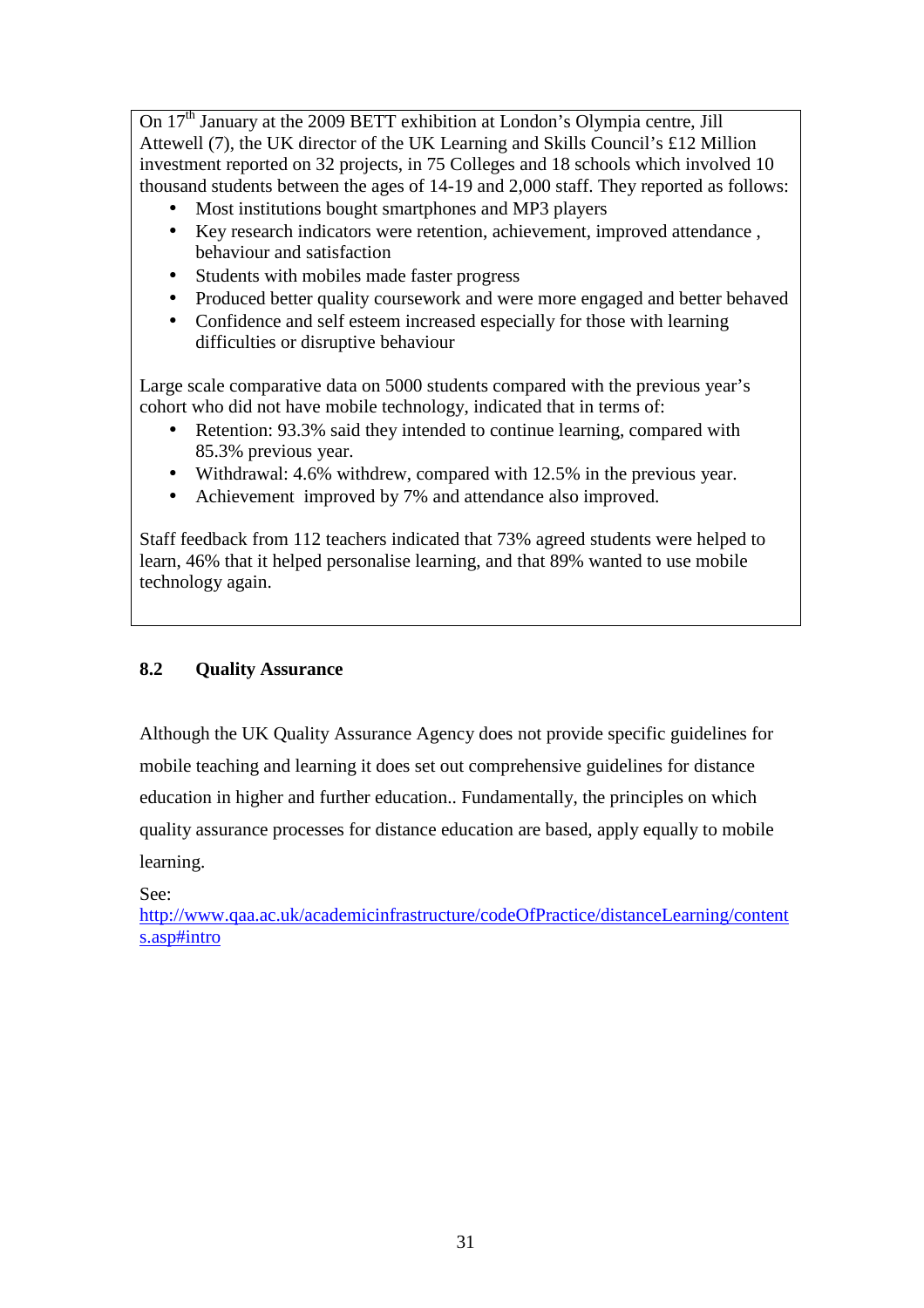On 17th January at the 2009 BETT exhibition at London's Olympia centre, Jill Attewell (7), the UK director of the UK Learning and Skills Council's £12 Million investment reported on 32 projects, in 75 Colleges and 18 schools which involved 10 thousand students between the ages of 14-19 and 2,000 staff. They reported as follows:

- Most institutions bought smartphones and MP3 players
- Key research indicators were retention, achievement, improved attendance , behaviour and satisfaction
- Students with mobiles made faster progress
- Produced better quality coursework and were more engaged and better behaved
- Confidence and self esteem increased especially for those with learning difficulties or disruptive behaviour

Large scale comparative data on 5000 students compared with the previous year's cohort who did not have mobile technology, indicated that in terms of:

- Retention: 93.3% said they intended to continue learning, compared with 85.3% previous year.
- Withdrawal: 4.6% withdrew, compared with 12.5% in the previous year.
- Achievement improved by 7% and attendance also improved.

Staff feedback from 112 teachers indicated that 73% agreed students were helped to learn, 46% that it helped personalise learning, and that 89% wanted to use mobile technology again.

### 8.2 Quality Assurance

Although the UK Quality Assurance Agency does not provide specific guidelines for mobile teaching and learning it does set out comprehensive guidelines for distance education in higher and further education.. Fundamentally, the principles on which quality assurance processes for distance education are based, apply equally to mobile learning.

See:
http://www.qaa.ac.uk/academicinfrastructure/codeOfPractice/distanceLearning/contents.asp#intro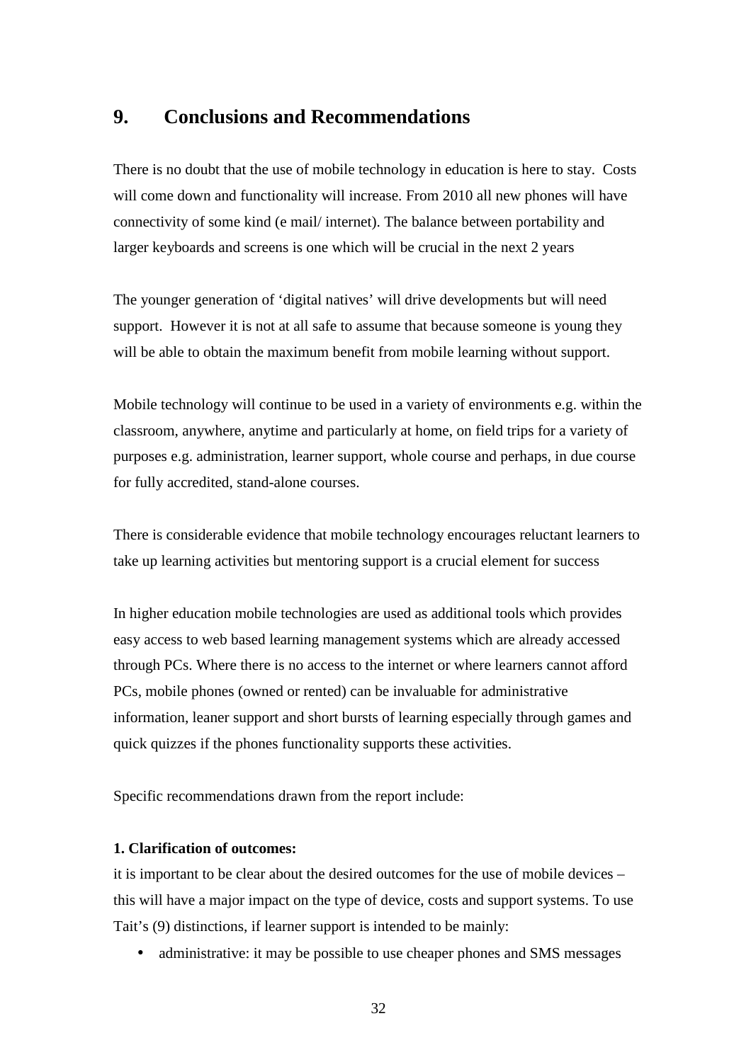## 9. Conclusions and Recommendations

There is no doubt that the use of mobile technology in education is here to stay. Costs will come down and functionality will increase. From 2010 all new phones will have connectivity of some kind (e mail/ internet). The balance between portability and larger keyboards and screens is one which will be crucial in the next 2 years

The younger generation of 'digital natives' will drive developments but will need support. However it is not at all safe to assume that because someone is young they will be able to obtain the maximum benefit from mobile learning without support.

Mobile technology will continue to be used in a variety of environments e.g. within the classroom, anywhere, anytime and particularly at home, on field trips for a variety of purposes e.g. administration, learner support, whole course and perhaps, in due course for fully accredited, stand-alone courses.

There is considerable evidence that mobile technology encourages reluctant learners to take up learning activities but mentoring support is a crucial element for success

In higher education mobile technologies are used as additional tools which provides easy access to web based learning management systems which are already accessed through PCs. Where there is no access to the internet or where learners cannot afford PCs, mobile phones (owned or rented) can be invaluable for administrative information, leaner support and short bursts of learning especially through games and quick quizzes if the phones functionality supports these activities.

Specific recommendations drawn from the report include:

**1. Clarification of outcomes:**

it is important to be clear about the desired outcomes for the use of mobile devices – this will have a major impact on the type of device, costs and support systems. To use Tait's (9) distinctions, if learner support is intended to be mainly:

- administrative: it may be possible to use cheaper phones and SMS messages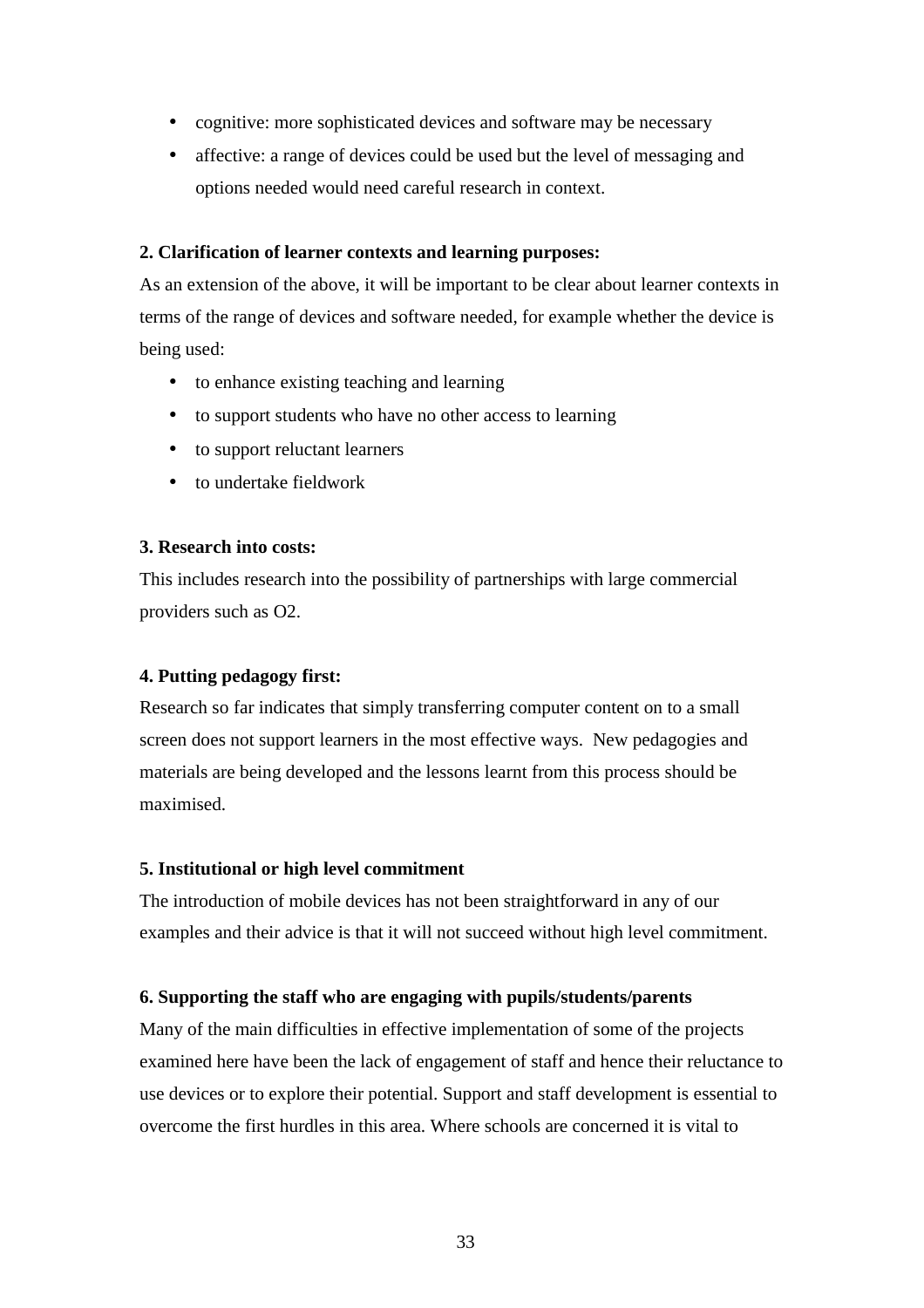- cognitive: more sophisticated devices and software may be necessary
- affective: a range of devices could be used but the level of messaging and options needed would need careful research in context.

**2. Clarification of learner contexts and learning purposes:**

As an extension of the above, it will be important to be clear about learner contexts in terms of the range of devices and software needed, for example whether the device is being used:

- to enhance existing teaching and learning
- to support students who have no other access to learning
- to support reluctant learners
- to undertake fieldwork

**3. Research into costs:**

This includes research into the possibility of partnerships with large commercial providers such as O2.

**4. Putting pedagogy first:**

Research so far indicates that simply transferring computer content on to a small screen does not support learners in the most effective ways. New pedagogies and materials are being developed and the lessons learnt from this process should be maximised.

**5. Institutional or high level commitment**

The introduction of mobile devices has not been straightforward in any of our examples and their advice is that it will not succeed without high level commitment.

**6. Supporting the staff who are engaging with pupils/students/parents**

Many of the main difficulties in effective implementation of some of the projects examined here have been the lack of engagement of staff and hence their reluctance to use devices or to explore their potential. Support and staff development is essential to overcome the first hurdles in this area. Where schools are concerned it is vital to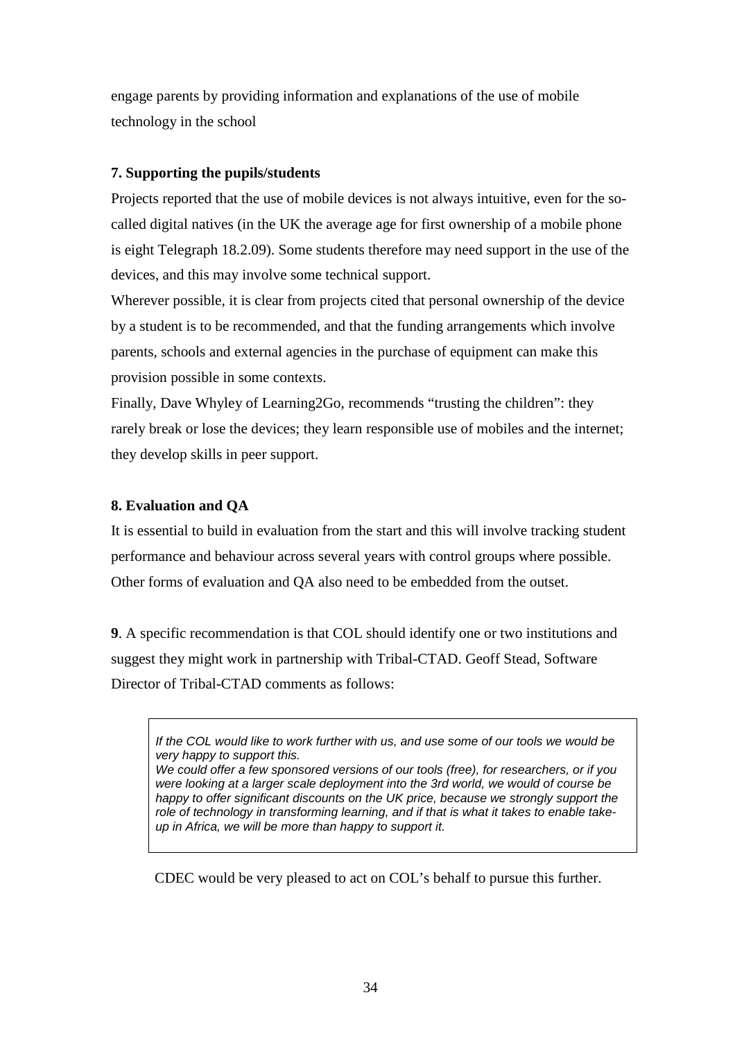engage parents by providing information and explanations of the use of mobile technology in the school

**7. Supporting the pupils/students**

Projects reported that the use of mobile devices is not always intuitive, even for the so-called digital natives (in the UK the average age for first ownership of a mobile phone is eight Telegraph 18.2.09). Some students therefore may need support in the use of the devices, and this may involve some technical support.

Wherever possible, it is clear from projects cited that personal ownership of the device by a student is to be recommended, and that the funding arrangements which involve parents, schools and external agencies in the purchase of equipment can make this provision possible in some contexts.

Finally, Dave Whyley of Learning2Go, recommends "trusting the children": they rarely break or lose the devices; they learn responsible use of mobiles and the internet; they develop skills in peer support.

**8. Evaluation and QA**

It is essential to build in evaluation from the start and this will involve tracking student performance and behaviour across several years with control groups where possible. Other forms of evaluation and QA also need to be embedded from the outset.

**9**. A specific recommendation is that COL should identify one or two institutions and suggest they might work in partnership with Tribal-CTAD. Geoff Stead, Software Director of Tribal-CTAD comments as follows:

> *If the COL would like to work further with us, and use some of our tools we would be very happy to support this.*
> *We could offer a few sponsored versions of our tools (free), for researchers, or if you were looking at a larger scale deployment into the 3rd world, we would of course be happy to offer significant discounts on the UK price, because we strongly support the role of technology in transforming learning, and if that is what it takes to enable take-up in Africa, we will be more than happy to support it.*

CDEC would be very pleased to act on COL's behalf to pursue this further.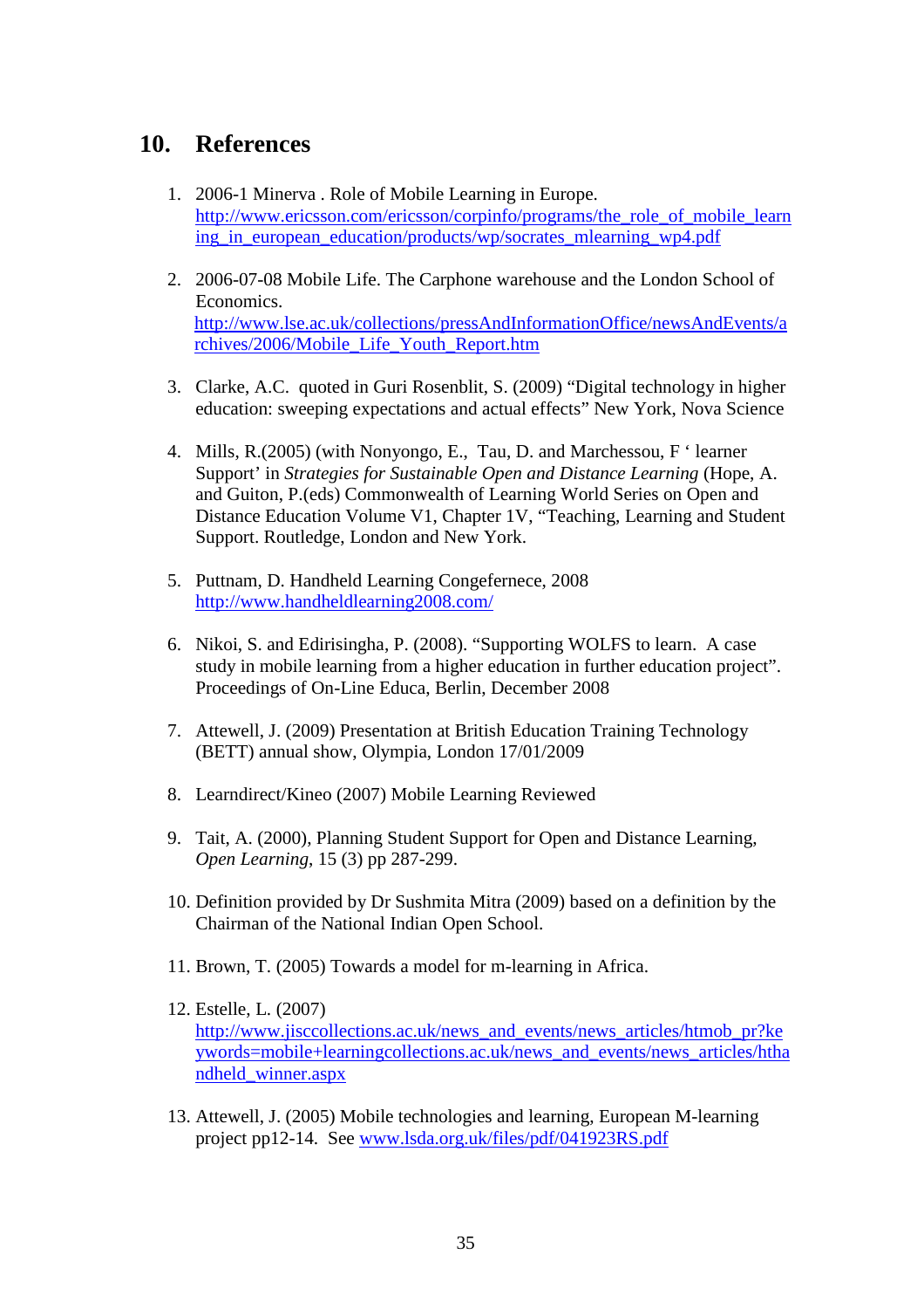## 10. References

1. 2006-1 Minerva . Role of Mobile Learning in Europe. http://www.ericsson.com/ericsson/corpinfo/programs/the_role_of_mobile_learning_in_european_education/products/wp/socrates_mlearning_wp4.pdf

2. 2006-07-08 Mobile Life. The Carphone warehouse and the London School of Economics. http://www.lse.ac.uk/collections/pressAndInformationOffice/newsAndEvents/archives/2006/Mobile_Life_Youth_Report.htm

3. Clarke, A.C. quoted in Guri Rosenblit, S. (2009) "Digital technology in higher education: sweeping expectations and actual effects" New York, Nova Science

4. Mills, R.(2005) (with Nonyongo, E., Tau, D. and Marchessou, F ' learner Support' in *Strategies for Sustainable Open and Distance Learning* (Hope, A. and Guiton, P.(eds) Commonwealth of Learning World Series on Open and Distance Education Volume V1, Chapter 1V, "Teaching, Learning and Student Support. Routledge, London and New York.

5. Puttnam, D. Handheld Learning Congefernece, 2008 http://www.handheldlearning2008.com/

6. Nikoi, S. and Edirisingha, P. (2008). "Supporting WOLFS to learn. A case study in mobile learning from a higher education in further education project". Proceedings of On-Line Educa, Berlin, December 2008

7. Attewell, J. (2009) Presentation at British Education Training Technology (BETT) annual show, Olympia, London 17/01/2009

8. Learndirect/Kineo (2007) Mobile Learning Reviewed

9. Tait, A. (2000), Planning Student Support for Open and Distance Learning, *Open Learning*, 15 (3) pp 287-299.

10. Definition provided by Dr Sushmita Mitra (2009) based on a definition by the Chairman of the National Indian Open School.

11. Brown, T. (2005) Towards a model for m-learning in Africa.

12. Estelle, L. (2007) http://www.jisccollections.ac.uk/news_and_events/news_articles/htmob_pr?keywords=mobile+learningcollections.ac.uk/news_and_events/news_articles/handheld_winner.aspx

13. Attewell, J. (2005) Mobile technologies and learning, European M-learning project pp12-14. See www.lsda.org.uk/files/pdf/041923RS.pdf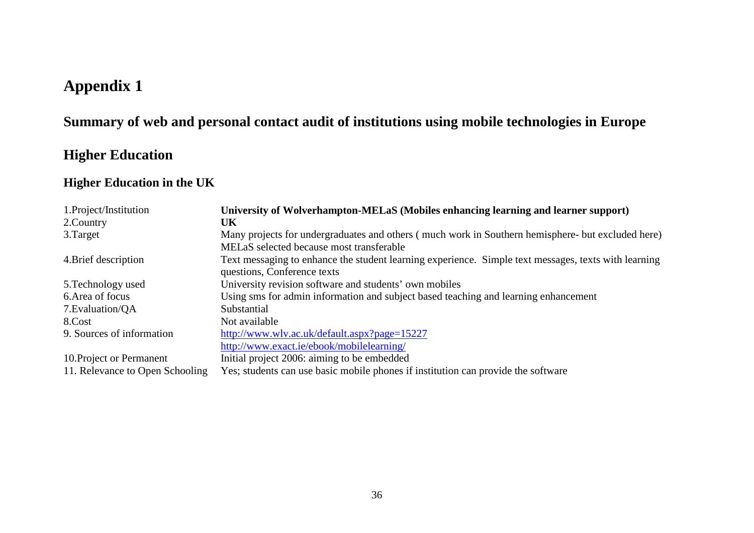# Appendix 1

## Summary of web and personal contact audit of institutions using mobile technologies in Europe

## Higher Education

### Higher Education in the UK

| | |
|---|---|
| 1.Project/Institution | **University of Wolverhampton-MELaS (Mobiles enhancing learning and learner support)** |
| 2.Country | **UK** |
| 3.Target | Many projects for undergraduates and others ( much work in Southern hemisphere- but excluded here) MELaS selected because most transferable |
| 4.Brief description | Text messaging to enhance the student learning experience. Simple text messages, texts with learning questions, Conference texts |
| 5.Technology used | University revision software and students' own mobiles |
| 6.Area of focus | Using sms for admin information and subject based teaching and learning enhancement |
| 7.Evaluation/QA | Substantial |
| 8.Cost | Not available |
| 9. Sources of information | http://www.wlv.ac.uk/default.aspx?page=15227 http://www.exact.ie/ebook/mobilelearning/ |
| 10.Project or Permanent | Initial project 2006: aiming to be embedded |
| 11. Relevance to Open Schooling | Yes; students can use basic mobile phones if institution can provide the software |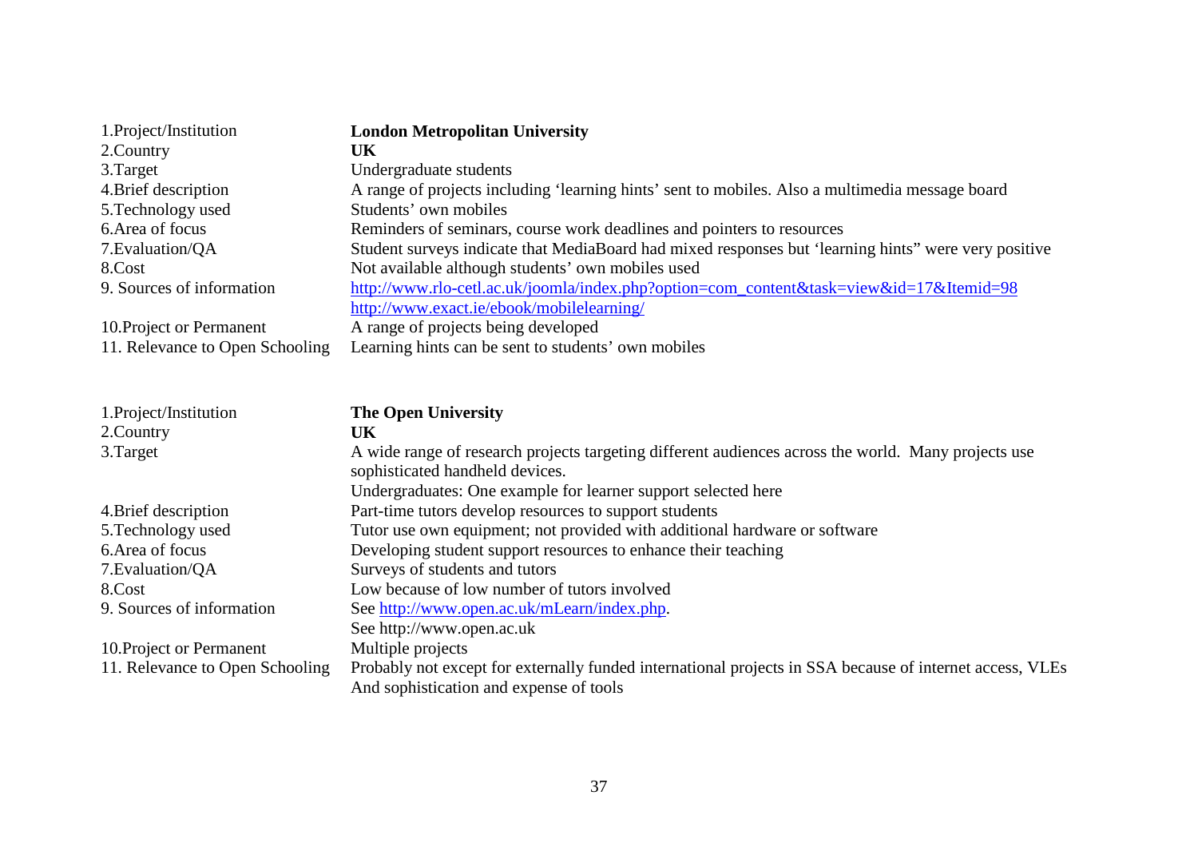| | |
|---|---|
| 1.Project/Institution | **London Metropolitan University** |
| 2.Country | **UK** |
| 3.Target | Undergraduate students |
| 4.Brief description | A range of projects including 'learning hints' sent to mobiles. Also a multimedia message board |
| 5.Technology used | Students' own mobiles |
| 6.Area of focus | Reminders of seminars, course work deadlines and pointers to resources |
| 7.Evaluation/QA | Student surveys indicate that MediaBoard had mixed responses but 'learning hints" were very positive |
| 8.Cost | Not available although students' own mobiles used |
| 9. Sources of information | http://www.rlo-cetl.ac.uk/joomla/index.php?option=com_content&task=view&id=17&Itemid=98<br>http://www.exact.ie/ebook/mobilelearning/ |
| 10.Project or Permanent | A range of projects being developed |
| 11. Relevance to Open Schooling | Learning hints can be sent to students' own mobiles |

| | |
|---|---|
| 1.Project/Institution | **The Open University** |
| 2.Country | **UK** |
| 3.Target | A wide range of research projects targeting different audiences across the world. Many projects use sophisticated handheld devices.<br>Undergraduates: One example for learner support selected here |
| 4.Brief description | Part-time tutors develop resources to support students |
| 5.Technology used | Tutor use own equipment; not provided with additional hardware or software |
| 6.Area of focus | Developing student support resources to enhance their teaching |
| 7.Evaluation/QA | Surveys of students and tutors |
| 8.Cost | Low because of low number of tutors involved |
| 9. Sources of information | See http://www.open.ac.uk/mLearn/index.php.<br>See http://www.open.ac.uk |
| 10.Project or Permanent | Multiple projects |
| 11. Relevance to Open Schooling | Probably not except for externally funded international projects in SSA because of internet access, VLEs And sophistication and expense of tools |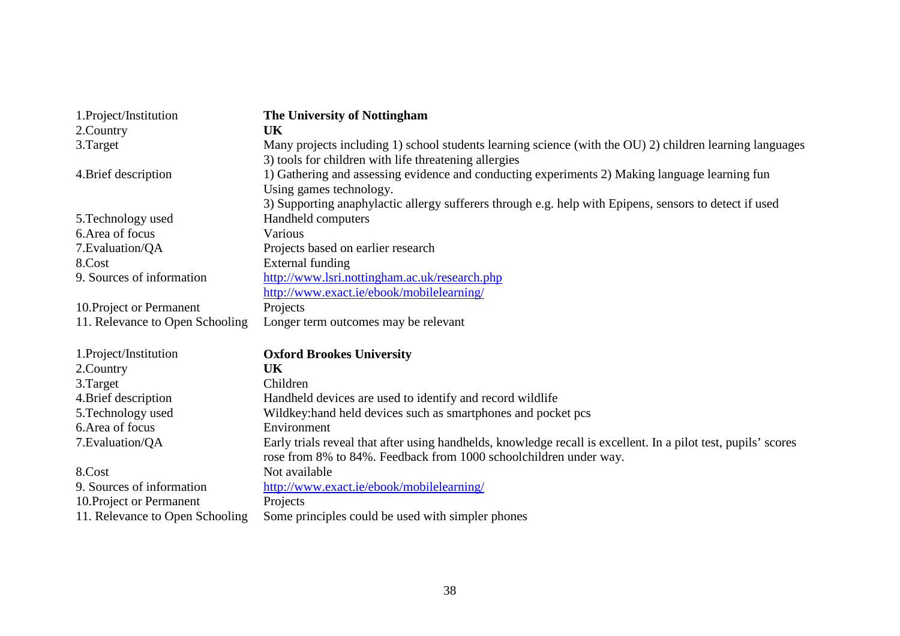| | |
|---|---|
| 1.Project/Institution | **The University of Nottingham** |
| 2.Country | **UK** |
| 3.Target | Many projects including 1) school students learning science (with the OU) 2) children learning languages 3) tools for children with life threatening allergies |
| 4.Brief description | 1) Gathering and assessing evidence and conducting experiments 2) Making language learning fun Using games technology. 3) Supporting anaphylactic allergy sufferers through e.g. help with Epipens, sensors to detect if used |
| 5.Technology used | Handheld computers |
| 6.Area of focus | Various |
| 7.Evaluation/QA | Projects based on earlier research |
| 8.Cost | External funding |
| 9. Sources of information | http://www.lsri.nottingham.ac.uk/research.php http://www.exact.ie/ebook/mobilelearning/ |
| 10.Project or Permanent | Projects |
| 11. Relevance to Open Schooling | Longer term outcomes may be relevant |

| | |
|---|---|
| 1.Project/Institution | **Oxford Brookes University** |
| 2.Country | **UK** |
| 3.Target | Children |
| 4.Brief description | Handheld devices are used to identify and record wildlife |
| 5.Technology used | Wildkey:hand held devices such as smartphones and pocket pcs |
| 6.Area of focus | Environment |
| 7.Evaluation/QA | Early trials reveal that after using handhelds, knowledge recall is excellent. In a pilot test, pupils' scores rose from 8% to 84%. Feedback from 1000 schoolchildren under way. |
| 8.Cost | Not available |
| 9. Sources of information | http://www.exact.ie/ebook/mobilelearning/ |
| 10.Project or Permanent | Projects |
| 11. Relevance to Open Schooling | Some principles could be used with simpler phones |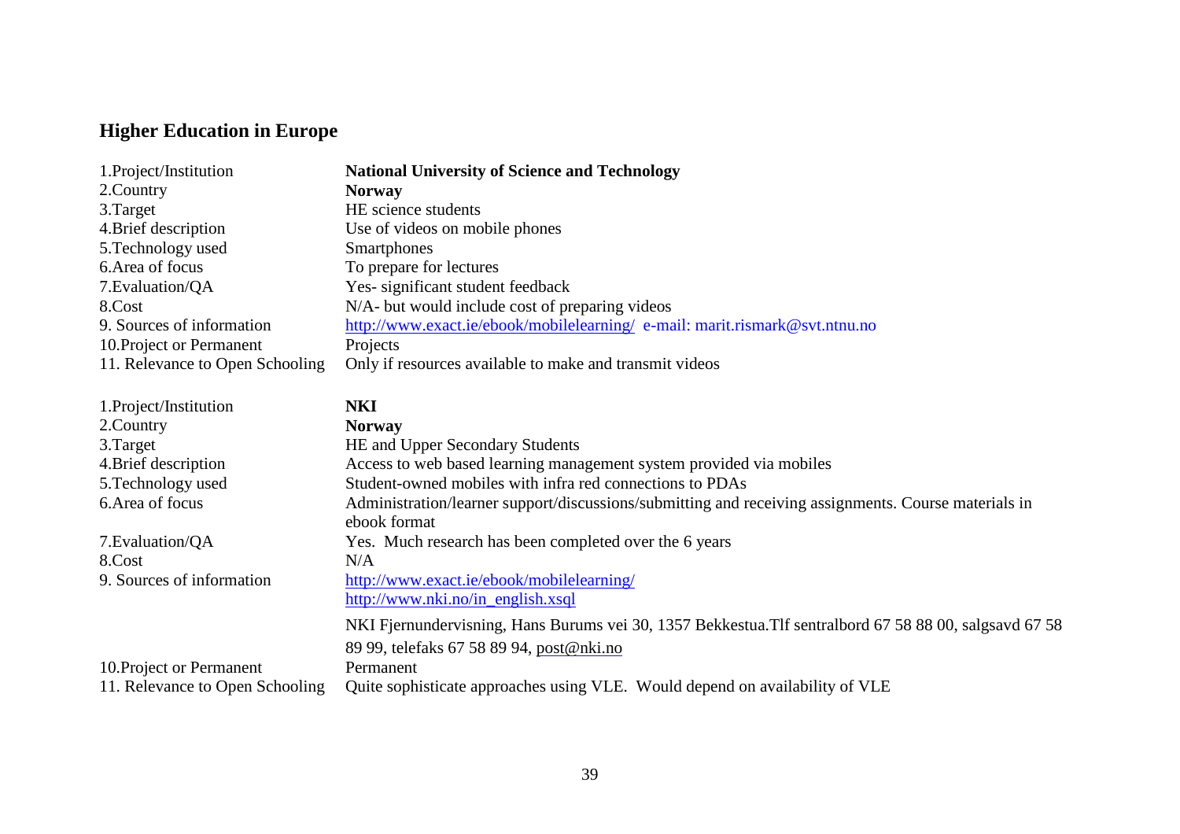## Higher Education in Europe

| | |
|---|---|
| 1.Project/Institution | **National University of Science and Technology** |
| 2.Country | **Norway** |
| 3.Target | HE science students |
| 4.Brief description | Use of videos on mobile phones |
| 5.Technology used | Smartphones |
| 6.Area of focus | To prepare for lectures |
| 7.Evaluation/QA | Yes- significant student feedback |
| 8.Cost | N/A- but would include cost of preparing videos |
| 9. Sources of information | http://www.exact.ie/ebook/mobilelearning/ e-mail: marit.rismark@svt.ntnu.no |
| 10.Project or Permanent | Projects |
| 11. Relevance to Open Schooling | Only if resources available to make and transmit videos |

| | |
|---|---|
| 1.Project/Institution | **NKI** |
| 2.Country | **Norway** |
| 3.Target | HE and Upper Secondary Students |
| 4.Brief description | Access to web based learning management system provided via mobiles |
| 5.Technology used | Student-owned mobiles with infra red connections to PDAs |
| 6.Area of focus | Administration/learner support/discussions/submitting and receiving assignments. Course materials in ebook format |
| 7.Evaluation/QA | Yes. Much research has been completed over the 6 years |
| 8.Cost | N/A |
| 9. Sources of information | http://www.exact.ie/ebook/mobilelearning/<br>http://www.nki.no/in_english.xsql<br>NKI Fjernundervisning, Hans Burums vei 30, 1357 Bekkestua.Tlf sentralbord 67 58 88 00, salgsavd 67 58 89 99, telefaks 67 58 89 94, post@nki.no |
| 10.Project or Permanent | Permanent |
| 11. Relevance to Open Schooling | Quite sophisticate approaches using VLE. Would depend on availability of VLE |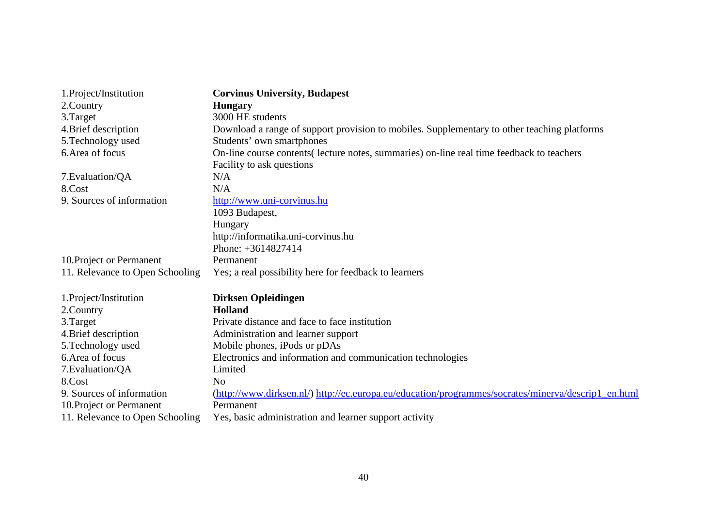| | |
|---|---|
| 1.Project/Institution | **Corvinus University, Budapest** |
| 2.Country | **Hungary** |
| 3.Target | 3000 HE students |
| 4.Brief description | Download a range of support provision to mobiles. Supplementary to other teaching platforms |
| 5.Technology used | Students' own smartphones |
| 6.Area of focus | On-line course contents( lecture notes, summaries) on-line real time feedback to teachers<br>Facility to ask questions |
| 7.Evaluation/QA | N/A |
| 8.Cost | N/A |
| 9. Sources of information | http://www.uni-corvinus.hu<br>1093 Budapest,<br>Hungary<br>http://informatika.uni-corvinus.hu<br>Phone: +3614827414 |
| 10.Project or Permanent | Permanent |
| 11. Relevance to Open Schooling | Yes; a real possibility here for feedback to learners |

| | |
|---|---|
| 1.Project/Institution | **Dirksen Opleidingen** |
| 2.Country | **Holland** |
| 3.Target | Private distance and face to face institution |
| 4.Brief description | Administration and learner support |
| 5.Technology used | Mobile phones, iPods or pDAs |
| 6.Area of focus | Electronics and information and communication technologies |
| 7.Evaluation/QA | Limited |
| 8.Cost | No |
| 9. Sources of information | (http://www.dirksen.nl/) http://ec.europa.eu/education/programmes/socrates/minerva/descrip1_en.html |
| 10.Project or Permanent | Permanent |
| 11. Relevance to Open Schooling | Yes, basic administration and learner support activity |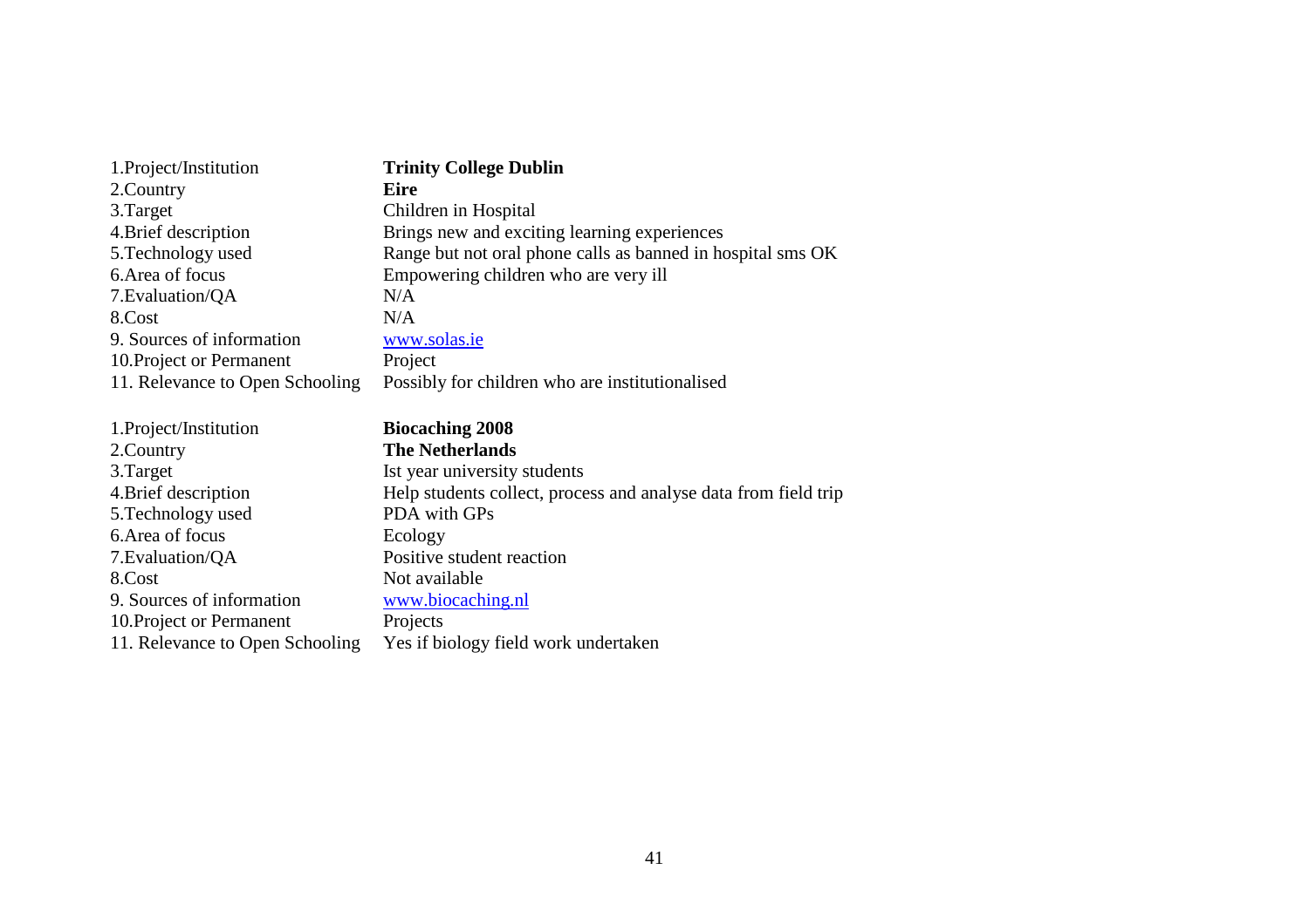| | |
|---|---|
| 1.Project/Institution | **Trinity College Dublin** |
| 2.Country | **Eire** |
| 3.Target | Children in Hospital |
| 4.Brief description | Brings new and exciting learning experiences |
| 5.Technology used | Range but not oral phone calls as banned in hospital sms OK |
| 6.Area of focus | Empowering children who are very ill |
| 7.Evaluation/QA | N/A |
| 8.Cost | N/A |
| 9. Sources of information | www.solas.ie |
| 10.Project or Permanent | Project |
| 11. Relevance to Open Schooling | Possibly for children who are institutionalised |

| | |
|---|---|
| 1.Project/Institution | **Biocaching 2008** |
| 2.Country | **The Netherlands** |
| 3.Target | Ist year university students |
| 4.Brief description | Help students collect, process and analyse data from field trip |
| 5.Technology used | PDA with GPs |
| 6.Area of focus | Ecology |
| 7.Evaluation/QA | Positive student reaction |
| 8.Cost | Not available |
| 9. Sources of information | www.biocaching.nl |
| 10.Project or Permanent | Projects |
| 11. Relevance to Open Schooling | Yes if biology field work undertaken |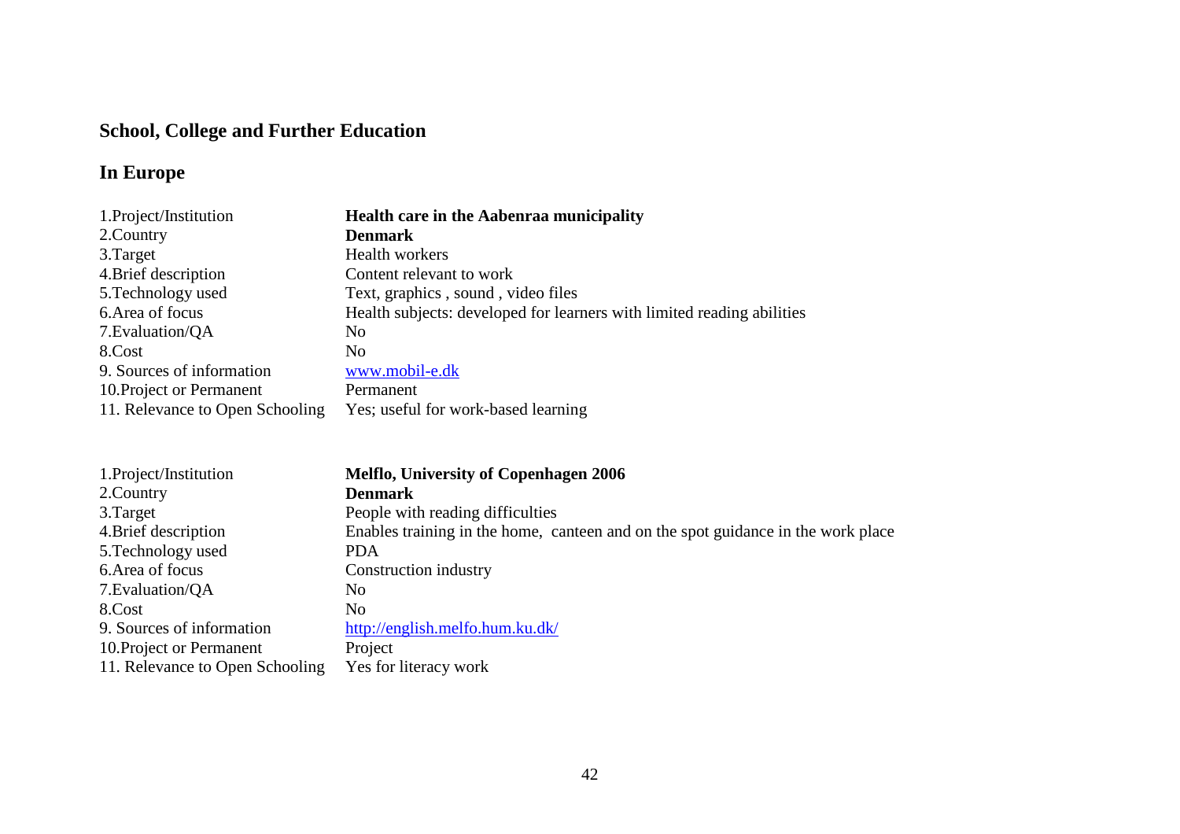## School, College and Further Education

## In Europe

| | |
|---|---|
| 1.Project/Institution | **Health care in the Aabenraa municipality** |
| 2.Country | **Denmark** |
| 3.Target | Health workers |
| 4.Brief description | Content relevant to work |
| 5.Technology used | Text, graphics , sound , video files |
| 6.Area of focus | Health subjects: developed for learners with limited reading abilities |
| 7.Evaluation/QA | No |
| 8.Cost | No |
| 9. Sources of information | www.mobil-e.dk |
| 10.Project or Permanent | Permanent |
| 11. Relevance to Open Schooling | Yes; useful for work-based learning |

| | |
|---|---|
| 1.Project/Institution | **Melflo, University of Copenhagen 2006** |
| 2.Country | **Denmark** |
| 3.Target | People with reading difficulties |
| 4.Brief description | Enables training in the home, canteen and on the spot guidance in the work place |
| 5.Technology used | PDA |
| 6.Area of focus | Construction industry |
| 7.Evaluation/QA | No |
| 8.Cost | No |
| 9. Sources of information | http://english.melfo.hum.ku.dk/ |
| 10.Project or Permanent | Project |
| 11. Relevance to Open Schooling | Yes for literacy work |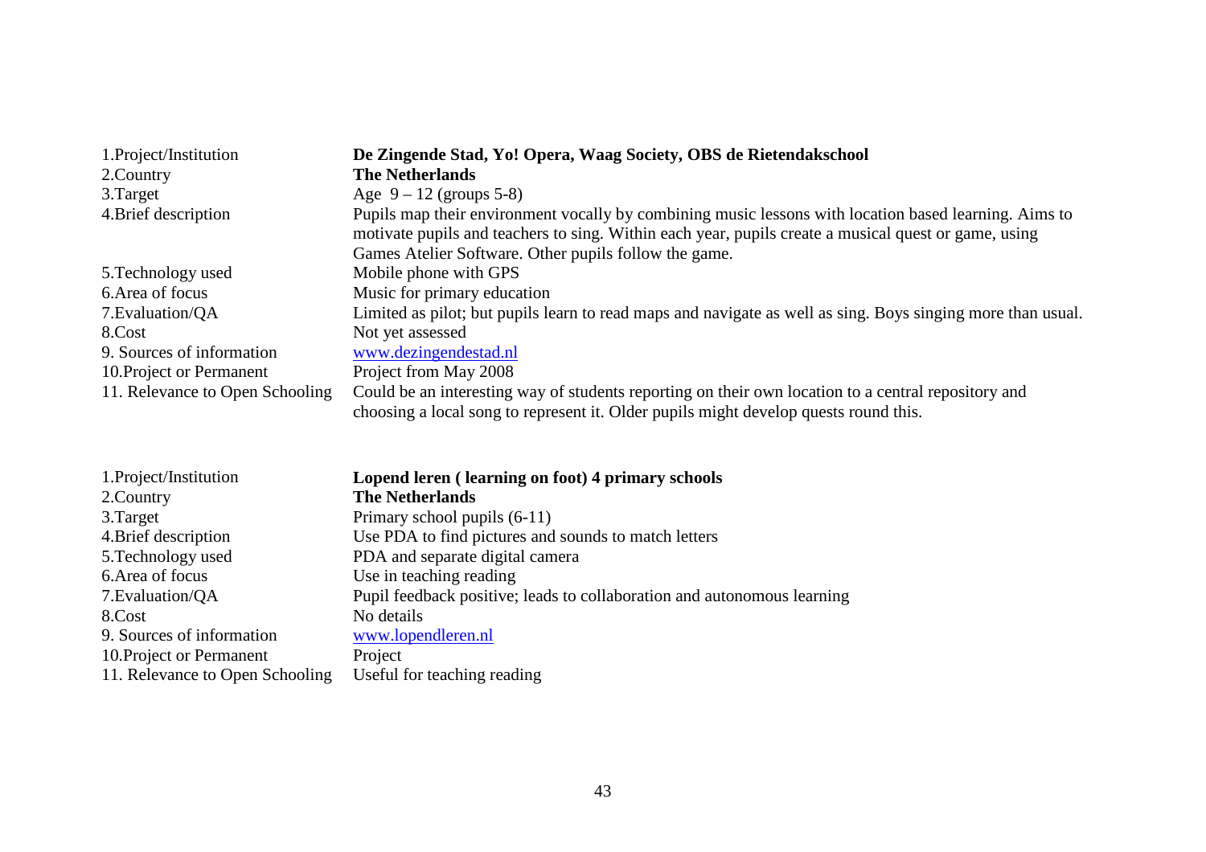| | |
|---|---|
| 1.Project/Institution | **De Zingende Stad, Yo! Opera, Waag Society, OBS de Rietendakschool** |
| 2.Country | **The Netherlands** |
| 3.Target | Age 9 – 12 (groups 5-8) |
| 4.Brief description | Pupils map their environment vocally by combining music lessons with location based learning. Aims to motivate pupils and teachers to sing. Within each year, pupils create a musical quest or game, using Games Atelier Software. Other pupils follow the game. |
| 5.Technology used | Mobile phone with GPS |
| 6.Area of focus | Music for primary education |
| 7.Evaluation/QA | Limited as pilot; but pupils learn to read maps and navigate as well as sing. Boys singing more than usual. |
| 8.Cost | Not yet assessed |
| 9. Sources of information | www.dezingendestad.nl |
| 10.Project or Permanent | Project from May 2008 |
| 11. Relevance to Open Schooling | Could be an interesting way of students reporting on their own location to a central repository and choosing a local song to represent it. Older pupils might develop quests round this. |

| | |
|---|---|
| 1.Project/Institution | **Lopend leren ( learning on foot) 4 primary schools** |
| 2.Country | **The Netherlands** |
| 3.Target | Primary school pupils (6-11) |
| 4.Brief description | Use PDA to find pictures and sounds to match letters |
| 5.Technology used | PDA and separate digital camera |
| 6.Area of focus | Use in teaching reading |
| 7.Evaluation/QA | Pupil feedback positive; leads to collaboration and autonomous learning |
| 8.Cost | No details |
| 9. Sources of information | www.lopendleren.nl |
| 10.Project or Permanent | Project |
| 11. Relevance to Open Schooling | Useful for teaching reading |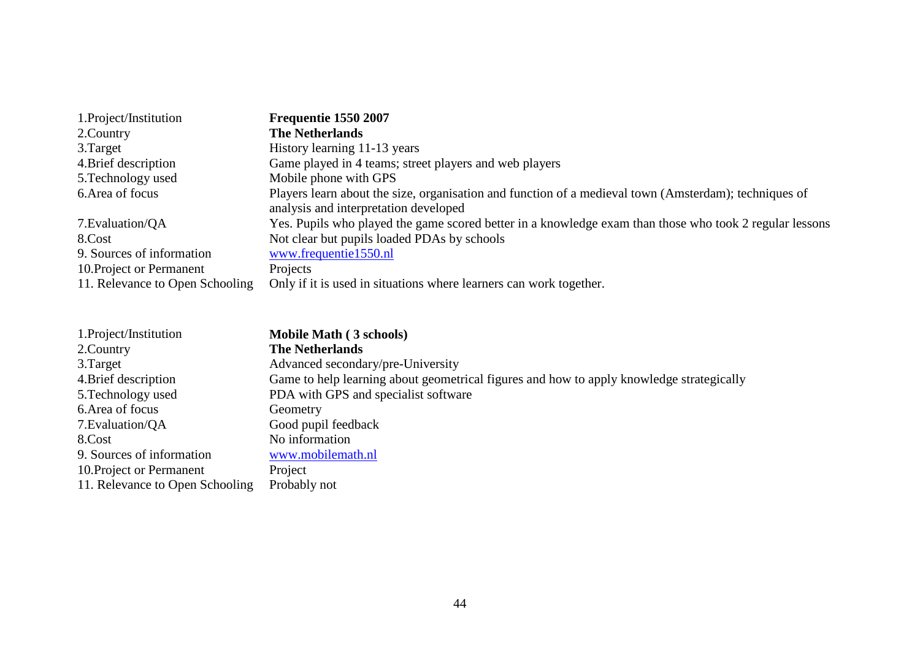| | |
|---|---|
| 1.Project/Institution | **Frequentie 1550 2007** |
| 2.Country | **The Netherlands** |
| 3.Target | History learning 11-13 years |
| 4.Brief description | Game played in 4 teams; street players and web players |
| 5.Technology used | Mobile phone with GPS |
| 6.Area of focus | Players learn about the size, organisation and function of a medieval town (Amsterdam); techniques of analysis and interpretation developed |
| 7.Evaluation/QA | Yes. Pupils who played the game scored better in a knowledge exam than those who took 2 regular lessons |
| 8.Cost | Not clear but pupils loaded PDAs by schools |
| 9. Sources of information | www.frequentie1550.nl |
| 10.Project or Permanent | Projects |
| 11. Relevance to Open Schooling | Only if it is used in situations where learners can work together. |

| | |
|---|---|
| 1.Project/Institution | **Mobile Math ( 3 schools)** |
| 2.Country | **The Netherlands** |
| 3.Target | Advanced secondary/pre-University |
| 4.Brief description | Game to help learning about geometrical figures and how to apply knowledge strategically |
| 5.Technology used | PDA with GPS and specialist software |
| 6.Area of focus | Geometry |
| 7.Evaluation/QA | Good pupil feedback |
| 8.Cost | No information |
| 9. Sources of information | www.mobilemath.nl |
| 10.Project or Permanent | Project |
| 11. Relevance to Open Schooling | Probably not |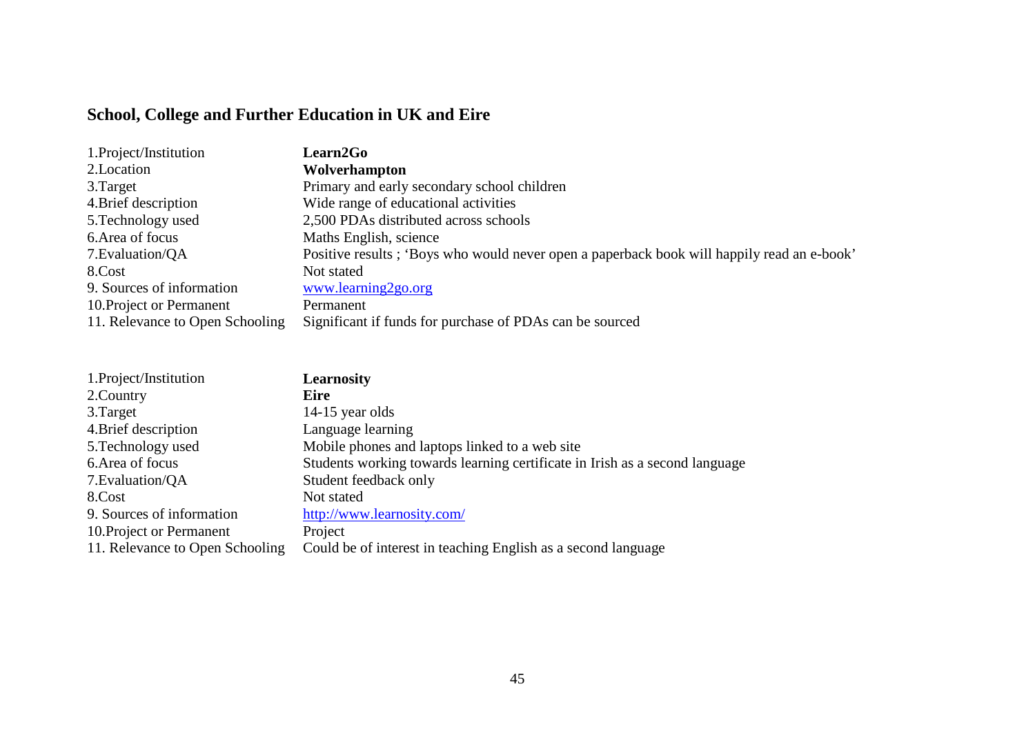## School, College and Further Education in UK and Eire

| | |
|---|---|
| 1.Project/Institution | **Learn2Go** |
| 2.Location | **Wolverhampton** |
| 3.Target | Primary and early secondary school children |
| 4.Brief description | Wide range of educational activities |
| 5.Technology used | 2,500 PDAs distributed across schools |
| 6.Area of focus | Maths English, science |
| 7.Evaluation/QA | Positive results ; 'Boys who would never open a paperback book will happily read an e-book' |
| 8.Cost | Not stated |
| 9. Sources of information | [www.learning2go.org](http://www.learning2go.org) |
| 10.Project or Permanent | Permanent |
| 11. Relevance to Open Schooling | Significant if funds for purchase of PDAs can be sourced |

| | |
|---|---|
| 1.Project/Institution | **Learnosity** |
| 2.Country | **Eire** |
| 3.Target | 14-15 year olds |
| 4.Brief description | Language learning |
| 5.Technology used | Mobile phones and laptops linked to a web site |
| 6.Area of focus | Students working towards learning certificate in Irish as a second language |
| 7.Evaluation/QA | Student feedback only |
| 8.Cost | Not stated |
| 9. Sources of information | [http://www.learnosity.com/](http://www.learnosity.com/) |
| 10.Project or Permanent | Project |
| 11. Relevance to Open Schooling | Could be of interest in teaching English as a second language |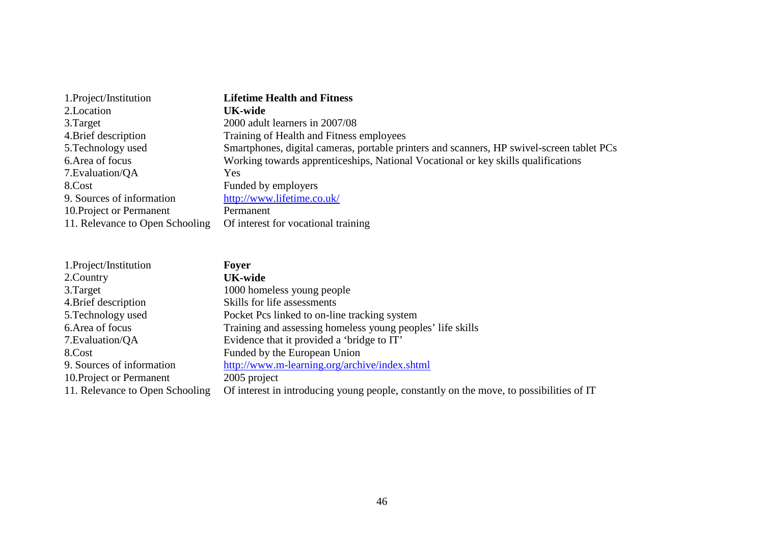| | |
|---|---|
| 1.Project/Institution | **Lifetime Health and Fitness** |
| 2.Location | **UK-wide** |
| 3.Target | 2000 adult learners in 2007/08 |
| 4.Brief description | Training of Health and Fitness employees |
| 5.Technology used | Smartphones, digital cameras, portable printers and scanners, HP swivel-screen tablet PCs |
| 6.Area of focus | Working towards apprenticeships, National Vocational or key skills qualifications |
| 7.Evaluation/QA | Yes |
| 8.Cost | Funded by employers |
| 9. Sources of information | http://www.lifetime.co.uk/ |
| 10.Project or Permanent | Permanent |
| 11. Relevance to Open Schooling | Of interest for vocational training |

| | |
|---|---|
| 1.Project/Institution | **Foyer** |
| 2.Country | **UK-wide** |
| 3.Target | 1000 homeless young people |
| 4.Brief description | Skills for life assessments |
| 5.Technology used | Pocket Pcs linked to on-line tracking system |
| 6.Area of focus | Training and assessing homeless young peoples' life skills |
| 7.Evaluation/QA | Evidence that it provided a 'bridge to IT' |
| 8.Cost | Funded by the European Union |
| 9. Sources of information | http://www.m-learning.org/archive/index.shtml |
| 10.Project or Permanent | 2005 project |
| 11. Relevance to Open Schooling | Of interest in introducing young people, constantly on the move, to possibilities of IT |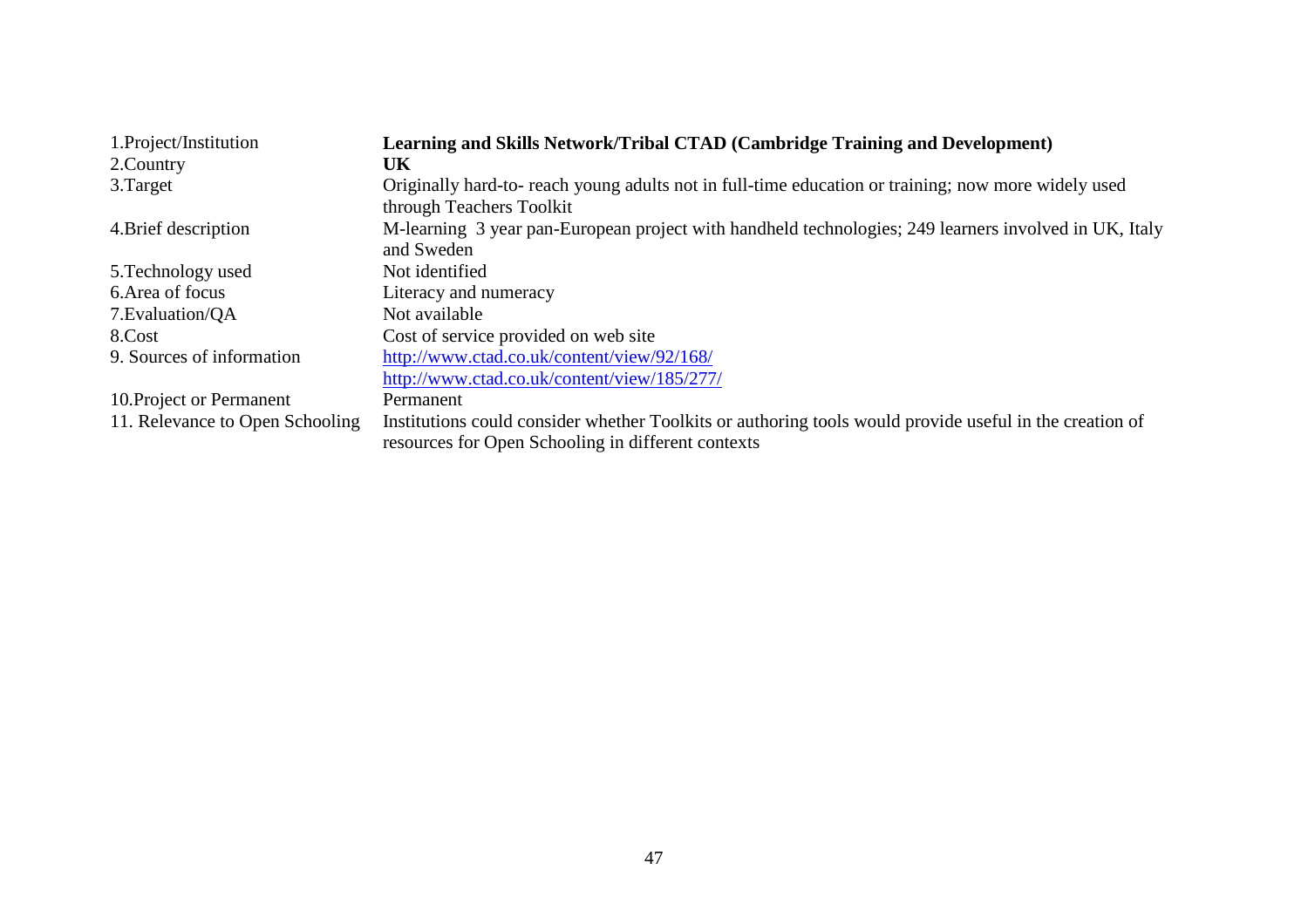| | |
|---|---|
| 1.Project/Institution | **Learning and Skills Network/Tribal CTAD (Cambridge Training and Development)** |
| 2.Country | **UK** |
| 3.Target | Originally hard-to- reach young adults not in full-time education or training; now more widely used through Teachers Toolkit |
| 4.Brief description | M-learning 3 year pan-European project with handheld technologies; 249 learners involved in UK, Italy and Sweden |
| 5.Technology used | Not identified |
| 6.Area of focus | Literacy and numeracy |
| 7.Evaluation/QA | Not available |
| 8.Cost | Cost of service provided on web site |
| 9. Sources of information | http://www.ctad.co.uk/content/view/92/168/ <br> http://www.ctad.co.uk/content/view/185/277/ |
| 10.Project or Permanent | Permanent |
| 11. Relevance to Open Schooling | Institutions could consider whether Toolkits or authoring tools would provide useful in the creation of resources for Open Schooling in different contexts |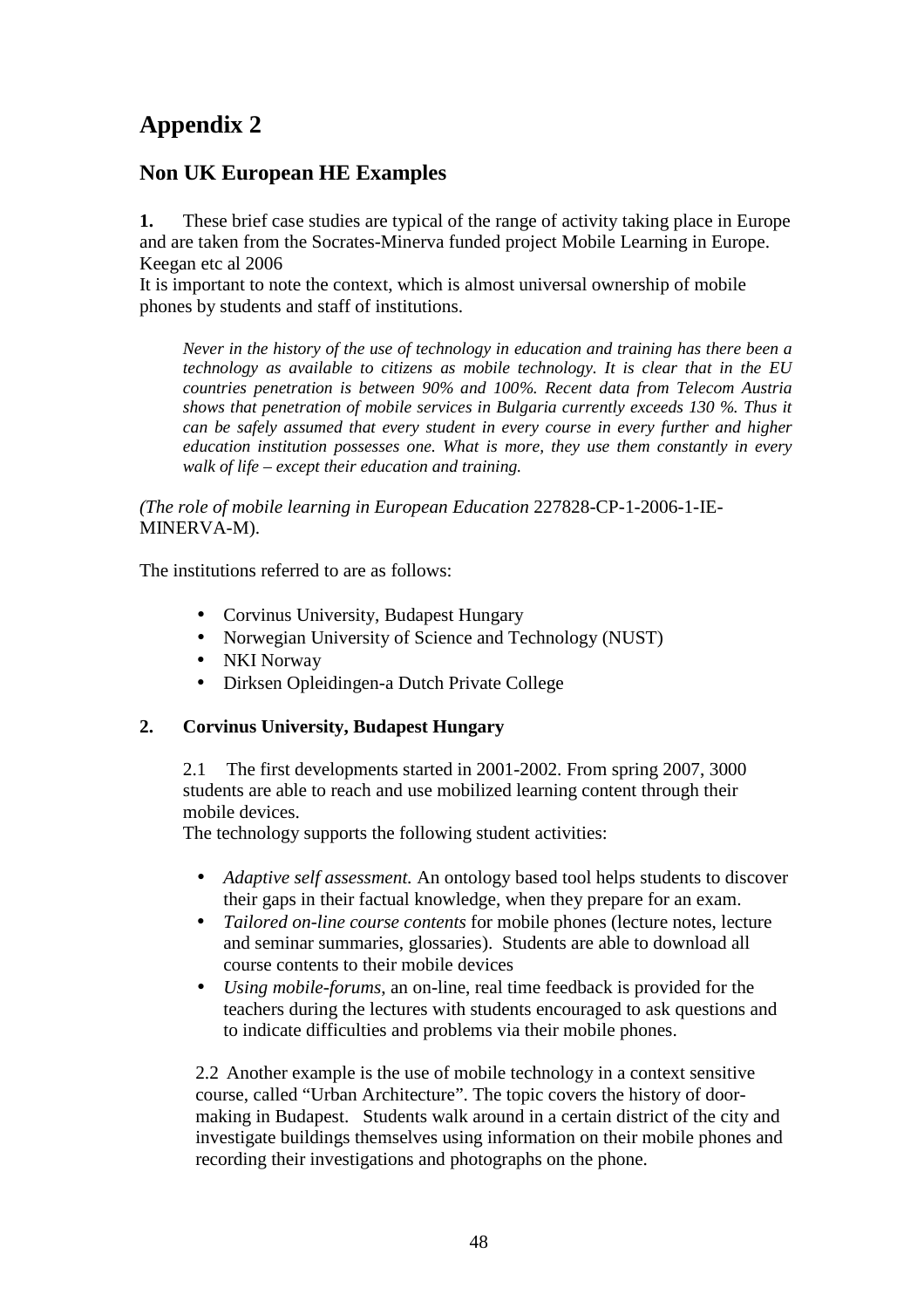# Appendix 2

## Non UK European HE Examples

**1.** These brief case studies are typical of the range of activity taking place in Europe and are taken from the Socrates-Minerva funded project Mobile Learning in Europe. Keegan etc al 2006

It is important to note the context, which is almost universal ownership of mobile phones by students and staff of institutions.

> *Never in the history of the use of technology in education and training has there been a technology as available to citizens as mobile technology. It is clear that in the EU countries penetration is between 90% and 100%. Recent data from Telecom Austria shows that penetration of mobile services in Bulgaria currently exceeds 130 %. Thus it can be safely assumed that every student in every course in every further and higher education institution possesses one. What is more, they use them constantly in every walk of life – except their education and training.*

*(The role of mobile learning in European Education* 227828-CP-1-2006-1-IE-MINERVA-M).

The institutions referred to are as follows:

- Corvinus University, Budapest Hungary
- Norwegian University of Science and Technology (NUST)
- NKI Norway
- Dirksen Opleidingen-a Dutch Private College

**2. Corvinus University, Budapest Hungary**

2.1 The first developments started in 2001-2002. From spring 2007, 3000 students are able to reach and use mobilized learning content through their mobile devices.

The technology supports the following student activities:

- *Adaptive self assessment.* An ontology based tool helps students to discover their gaps in their factual knowledge, when they prepare for an exam.
- *Tailored on-line course contents* for mobile phones (lecture notes, lecture and seminar summaries, glossaries). Students are able to download all course contents to their mobile devices
- *Using mobile-forums*, an on-line, real time feedback is provided for the teachers during the lectures with students encouraged to ask questions and to indicate difficulties and problems via their mobile phones.

2.2 Another example is the use of mobile technology in a context sensitive course, called "Urban Architecture". The topic covers the history of door-making in Budapest. Students walk around in a certain district of the city and investigate buildings themselves using information on their mobile phones and recording their investigations and photographs on the phone.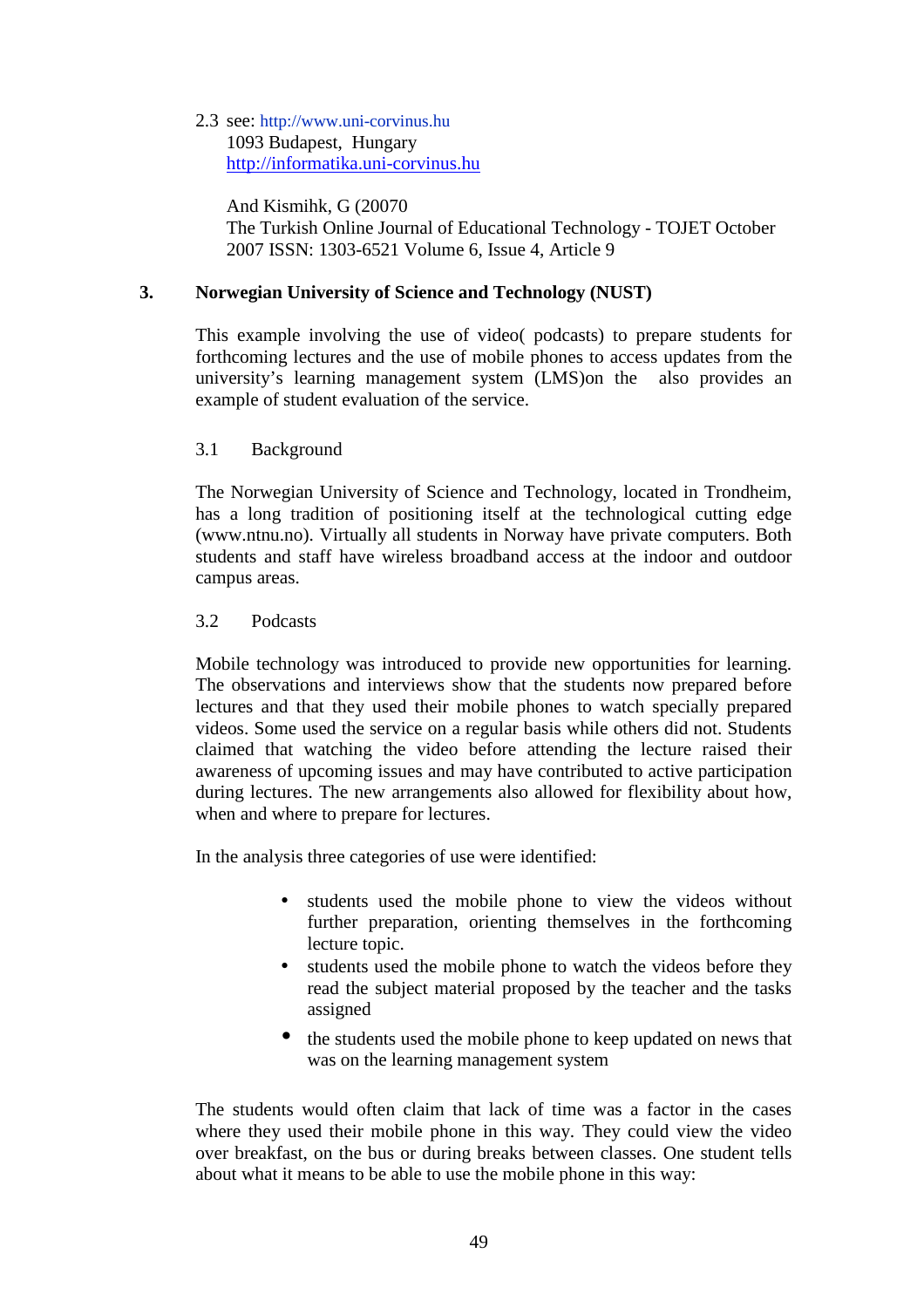2.3 see: http://www.uni-corvinus.hu
1093 Budapest, Hungary
http://informatika.uni-corvinus.hu

And Kismihk, G (20070
The Turkish Online Journal of Educational Technology - TOJET October 2007 ISSN: 1303-6521 Volume 6, Issue 4, Article 9

## 3. Norwegian University of Science and Technology (NUST)

This example involving the use of video( podcasts) to prepare students for forthcoming lectures and the use of mobile phones to access updates from the university's learning management system (LMS)on the also provides an example of student evaluation of the service.

### 3.1 Background

The Norwegian University of Science and Technology, located in Trondheim, has a long tradition of positioning itself at the technological cutting edge (www.ntnu.no). Virtually all students in Norway have private computers. Both students and staff have wireless broadband access at the indoor and outdoor campus areas.

### 3.2 Podcasts

Mobile technology was introduced to provide new opportunities for learning. The observations and interviews show that the students now prepared before lectures and that they used their mobile phones to watch specially prepared videos. Some used the service on a regular basis while others did not. Students claimed that watching the video before attending the lecture raised their awareness of upcoming issues and may have contributed to active participation during lectures. The new arrangements also allowed for flexibility about how, when and where to prepare for lectures.

In the analysis three categories of use were identified:

- students used the mobile phone to view the videos without further preparation, orienting themselves in the forthcoming lecture topic.
- students used the mobile phone to watch the videos before they read the subject material proposed by the teacher and the tasks assigned
- the students used the mobile phone to keep updated on news that was on the learning management system

The students would often claim that lack of time was a factor in the cases where they used their mobile phone in this way. They could view the video over breakfast, on the bus or during breaks between classes. One student tells about what it means to be able to use the mobile phone in this way: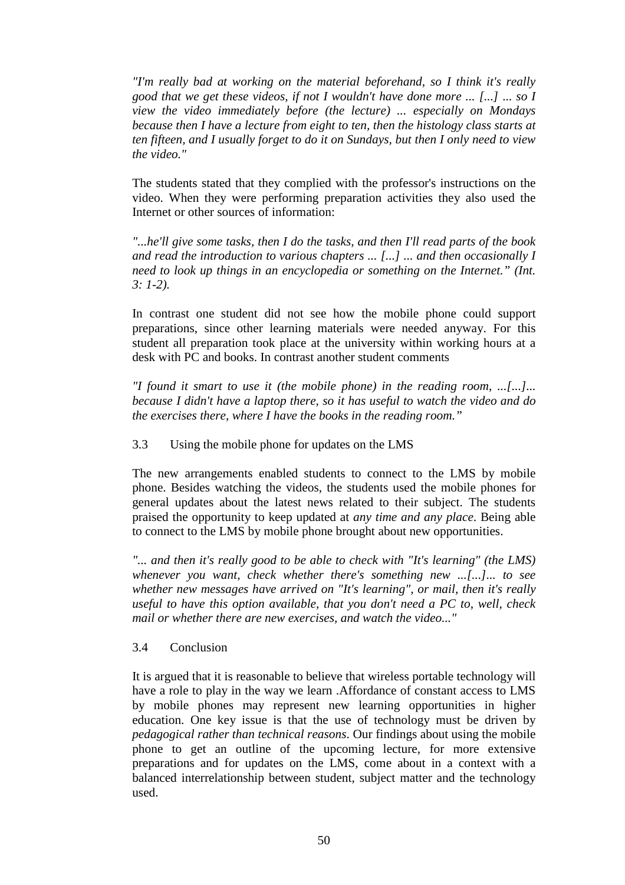*"I'm really bad at working on the material beforehand, so I think it's really good that we get these videos, if not I wouldn't have done more ... [...] ... so I view the video immediately before (the lecture) ... especially on Mondays because then I have a lecture from eight to ten, then the histology class starts at ten fifteen, and I usually forget to do it on Sundays, but then I only need to view the video."*

The students stated that they complied with the professor's instructions on the video. When they were performing preparation activities they also used the Internet or other sources of information:

*"...he'll give some tasks, then I do the tasks, and then I'll read parts of the book and read the introduction to various chapters ... [...] ... and then occasionally I need to look up things in an encyclopedia or something on the Internet." (Int. 3: 1-2).*

In contrast one student did not see how the mobile phone could support preparations, since other learning materials were needed anyway. For this student all preparation took place at the university within working hours at a desk with PC and books. In contrast another student comments

*"I found it smart to use it (the mobile phone) in the reading room, ...[...]... because I didn't have a laptop there, so it has useful to watch the video and do the exercises there, where I have the books in the reading room."*

### 3.3 Using the mobile phone for updates on the LMS

The new arrangements enabled students to connect to the LMS by mobile phone. Besides watching the videos, the students used the mobile phones for general updates about the latest news related to their subject. The students praised the opportunity to keep updated at *any time and any place*. Being able to connect to the LMS by mobile phone brought about new opportunities.

*"... and then it's really good to be able to check with "It's learning" (the LMS) whenever you want, check whether there's something new ...[...]... to see whether new messages have arrived on "It's learning", or mail, then it's really useful to have this option available, that you don't need a PC to, well, check mail or whether there are new exercises, and watch the video..."*

### 3.4 Conclusion

It is argued that it is reasonable to believe that wireless portable technology will have a role to play in the way we learn .Affordance of constant access to LMS by mobile phones may represent new learning opportunities in higher education. One key issue is that the use of technology must be driven by *pedagogical rather than technical reasons*. Our findings about using the mobile phone to get an outline of the upcoming lecture, for more extensive preparations and for updates on the LMS, come about in a context with a balanced interrelationship between student, subject matter and the technology used.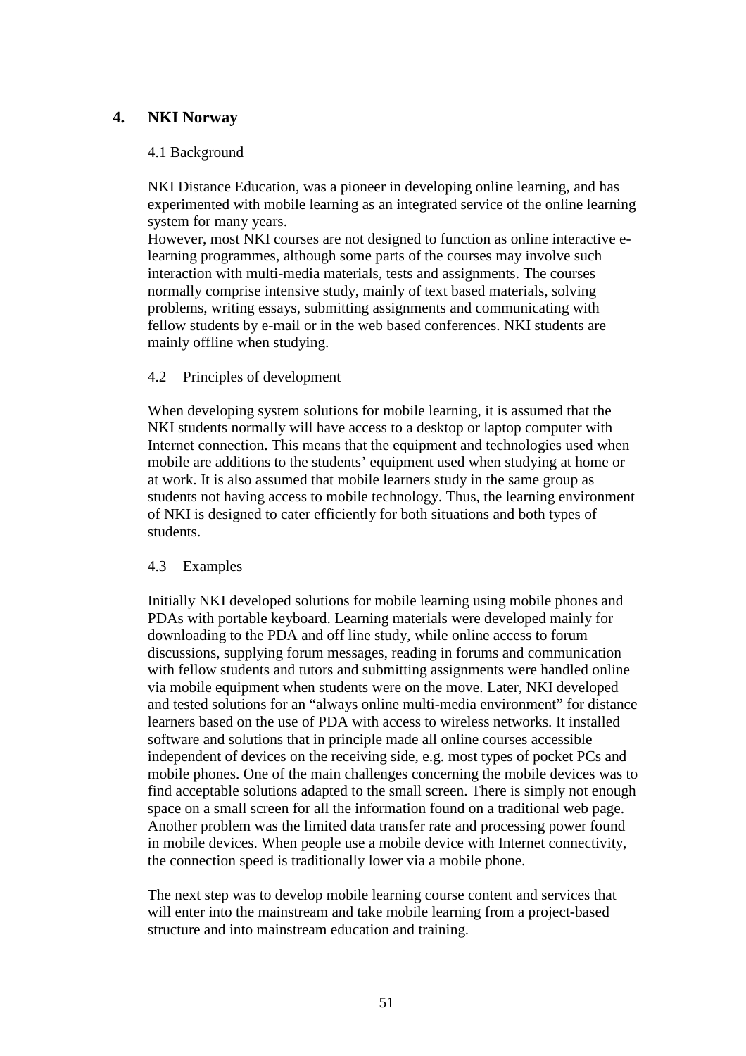## 4. NKI Norway

### 4.1 Background

NKI Distance Education, was a pioneer in developing online learning, and has experimented with mobile learning as an integrated service of the online learning system for many years.
However, most NKI courses are not designed to function as online interactive e-learning programmes, although some parts of the courses may involve such interaction with multi-media materials, tests and assignments. The courses normally comprise intensive study, mainly of text based materials, solving problems, writing essays, submitting assignments and communicating with fellow students by e-mail or in the web based conferences. NKI students are mainly offline when studying.

### 4.2 Principles of development

When developing system solutions for mobile learning, it is assumed that the NKI students normally will have access to a desktop or laptop computer with Internet connection. This means that the equipment and technologies used when mobile are additions to the students' equipment used when studying at home or at work. It is also assumed that mobile learners study in the same group as students not having access to mobile technology. Thus, the learning environment of NKI is designed to cater efficiently for both situations and both types of students.

### 4.3 Examples

Initially NKI developed solutions for mobile learning using mobile phones and PDAs with portable keyboard. Learning materials were developed mainly for downloading to the PDA and off line study, while online access to forum discussions, supplying forum messages, reading in forums and communication with fellow students and tutors and submitting assignments were handled online via mobile equipment when students were on the move. Later, NKI developed and tested solutions for an "always online multi-media environment" for distance learners based on the use of PDA with access to wireless networks. It installed software and solutions that in principle made all online courses accessible independent of devices on the receiving side, e.g. most types of pocket PCs and mobile phones. One of the main challenges concerning the mobile devices was to find acceptable solutions adapted to the small screen. There is simply not enough space on a small screen for all the information found on a traditional web page. Another problem was the limited data transfer rate and processing power found in mobile devices. When people use a mobile device with Internet connectivity, the connection speed is traditionally lower via a mobile phone.

The next step was to develop mobile learning course content and services that will enter into the mainstream and take mobile learning from a project-based structure and into mainstream education and training.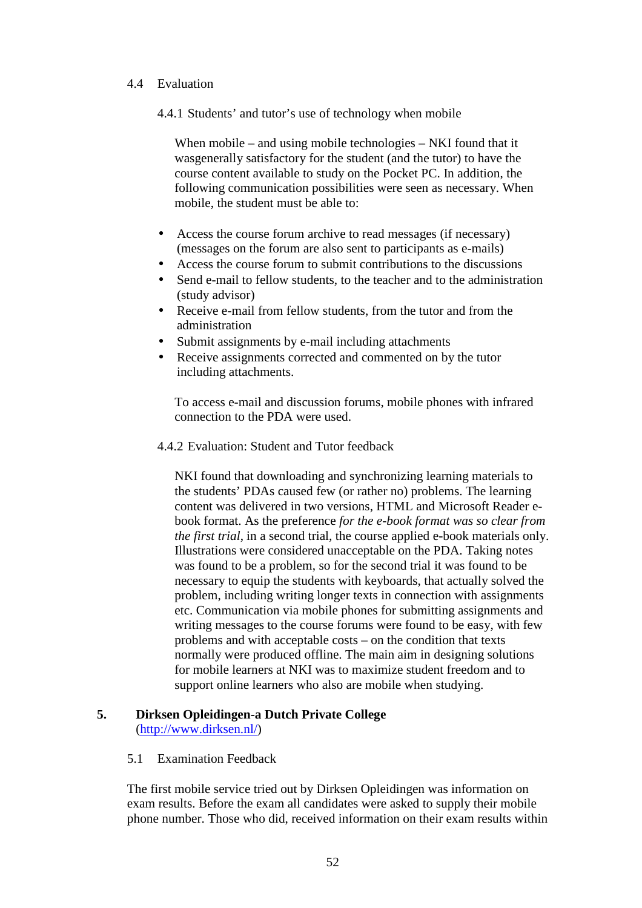### 4.4 Evaluation

#### 4.4.1 Students' and tutor's use of technology when mobile

When mobile – and using mobile technologies – NKI found that it wasgenerally satisfactory for the student (and the tutor) to have the course content available to study on the Pocket PC. In addition, the following communication possibilities were seen as necessary. When mobile, the student must be able to:

- Access the course forum archive to read messages (if necessary) (messages on the forum are also sent to participants as e-mails)
- Access the course forum to submit contributions to the discussions
- Send e-mail to fellow students, to the teacher and to the administration (study advisor)
- Receive e-mail from fellow students, from the tutor and from the administration
- Submit assignments by e-mail including attachments
- Receive assignments corrected and commented on by the tutor including attachments.

To access e-mail and discussion forums, mobile phones with infrared connection to the PDA were used.

#### 4.4.2 Evaluation: Student and Tutor feedback

NKI found that downloading and synchronizing learning materials to the students' PDAs caused few (or rather no) problems. The learning content was delivered in two versions, HTML and Microsoft Reader e-book format. As the preference *for the e-book format was so clear from the first trial*, in a second trial, the course applied e-book materials only. Illustrations were considered unacceptable on the PDA. Taking notes was found to be a problem, so for the second trial it was found to be necessary to equip the students with keyboards, that actually solved the problem, including writing longer texts in connection with assignments etc. Communication via mobile phones for submitting assignments and writing messages to the course forums were found to be easy, with few problems and with acceptable costs – on the condition that texts normally were produced offline. The main aim in designing solutions for mobile learners at NKI was to maximize student freedom and to support online learners who also are mobile when studying.

## 5. Dirksen Opleidingen-a Dutch Private College
(http://www.dirksen.nl/)

### 5.1 Examination Feedback

The first mobile service tried out by Dirksen Opleidingen was information on exam results. Before the exam all candidates were asked to supply their mobile phone number. Those who did, received information on their exam results within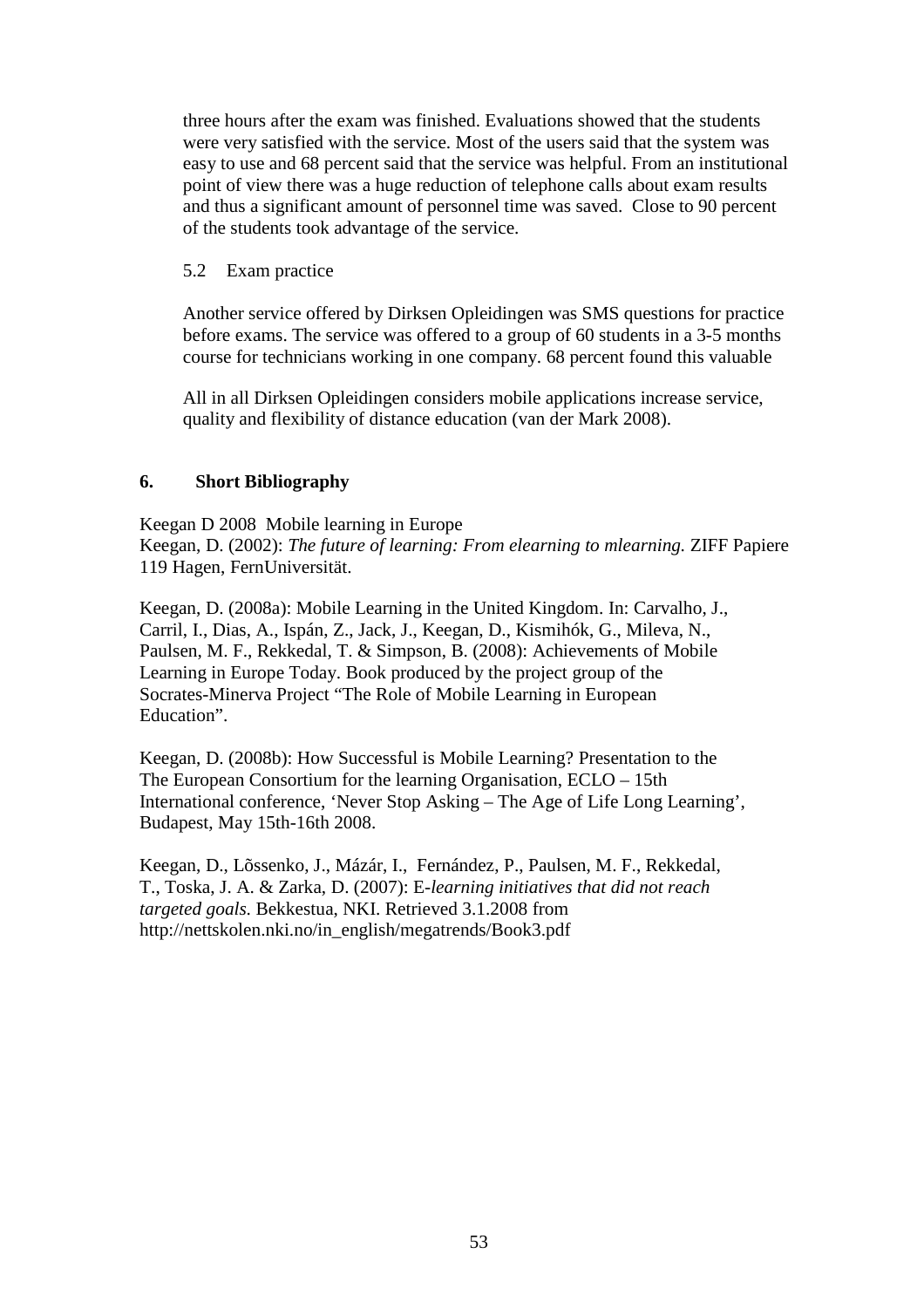three hours after the exam was finished. Evaluations showed that the students were very satisfied with the service. Most of the users said that the system was easy to use and 68 percent said that the service was helpful. From an institutional point of view there was a huge reduction of telephone calls about exam results and thus a significant amount of personnel time was saved. Close to 90 percent of the students took advantage of the service.

### 5.2 Exam practice

Another service offered by Dirksen Opleidingen was SMS questions for practice before exams. The service was offered to a group of 60 students in a 3-5 months course for technicians working in one company. 68 percent found this valuable

All in all Dirksen Opleidingen considers mobile applications increase service, quality and flexibility of distance education (van der Mark 2008).

## 6. Short Bibliography

Keegan D 2008 Mobile learning in Europe
Keegan, D. (2002): *The future of learning: From elearning to mlearning.* ZIFF Papiere 119 Hagen, FernUniversität.

Keegan, D. (2008a): Mobile Learning in the United Kingdom. In: Carvalho, J., Carril, I., Dias, A., Ispán, Z., Jack, J., Keegan, D., Kismihók, G., Mileva, N., Paulsen, M. F., Rekkedal, T. & Simpson, B. (2008): Achievements of Mobile Learning in Europe Today. Book produced by the project group of the Socrates-Minerva Project "The Role of Mobile Learning in European Education".

Keegan, D. (2008b): How Successful is Mobile Learning? Presentation to the The European Consortium for the learning Organisation, ECLO – 15th International conference, 'Never Stop Asking – The Age of Life Long Learning', Budapest, May 15th-16th 2008.

Keegan, D., Lõssenko, J., Mázár, I., Fernández, P., Paulsen, M. F., Rekkedal, T., Toska, J. A. & Zarka, D. (2007): E-*learning initiatives that did not reach targeted goals.* Bekkestua, NKI. Retrieved 3.1.2008 from http://nettskolen.nki.no/in_english/megatrends/Book3.pdf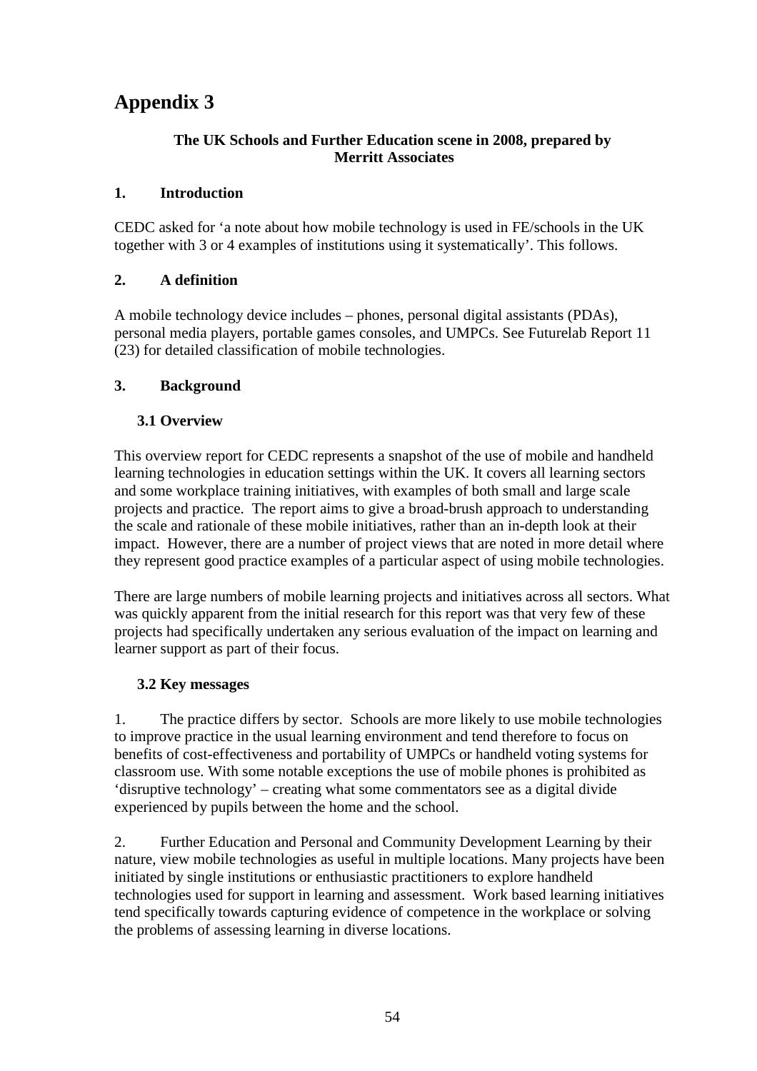# Appendix 3

**The UK Schools and Further Education scene in 2008, prepared by Merritt Associates**

## 1. Introduction

CEDC asked for 'a note about how mobile technology is used in FE/schools in the UK together with 3 or 4 examples of institutions using it systematically'. This follows.

## 2. A definition

A mobile technology device includes – phones, personal digital assistants (PDAs), personal media players, portable games consoles, and UMPCs. See Futurelab Report 11 (23) for detailed classification of mobile technologies.

## 3. Background

### 3.1 Overview

This overview report for CEDC represents a snapshot of the use of mobile and handheld learning technologies in education settings within the UK. It covers all learning sectors and some workplace training initiatives, with examples of both small and large scale projects and practice. The report aims to give a broad-brush approach to understanding the scale and rationale of these mobile initiatives, rather than an in-depth look at their impact. However, there are a number of project views that are noted in more detail where they represent good practice examples of a particular aspect of using mobile technologies.

There are large numbers of mobile learning projects and initiatives across all sectors. What was quickly apparent from the initial research for this report was that very few of these projects had specifically undertaken any serious evaluation of the impact on learning and learner support as part of their focus.

### 3.2 Key messages

1. The practice differs by sector. Schools are more likely to use mobile technologies to improve practice in the usual learning environment and tend therefore to focus on benefits of cost-effectiveness and portability of UMPCs or handheld voting systems for classroom use. With some notable exceptions the use of mobile phones is prohibited as 'disruptive technology' – creating what some commentators see as a digital divide experienced by pupils between the home and the school.

2. Further Education and Personal and Community Development Learning by their nature, view mobile technologies as useful in multiple locations. Many projects have been initiated by single institutions or enthusiastic practitioners to explore handheld technologies used for support in learning and assessment. Work based learning initiatives tend specifically towards capturing evidence of competence in the workplace or solving the problems of assessing learning in diverse locations.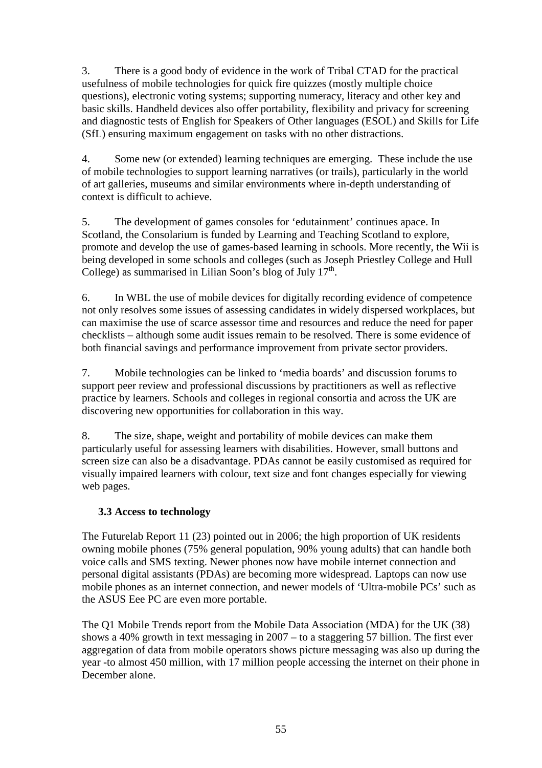3. There is a good body of evidence in the work of Tribal CTAD for the practical usefulness of mobile technologies for quick fire quizzes (mostly multiple choice questions), electronic voting systems; supporting numeracy, literacy and other key and basic skills. Handheld devices also offer portability, flexibility and privacy for screening and diagnostic tests of English for Speakers of Other languages (ESOL) and Skills for Life (SfL) ensuring maximum engagement on tasks with no other distractions.

4. Some new (or extended) learning techniques are emerging. These include the use of mobile technologies to support learning narratives (or trails), particularly in the world of art galleries, museums and similar environments where in-depth understanding of context is difficult to achieve.

5. The development of games consoles for 'edutainment' continues apace. In Scotland, the Consolarium is funded by Learning and Teaching Scotland to explore, promote and develop the use of games-based learning in schools. More recently, the Wii is being developed in some schools and colleges (such as Joseph Priestley College and Hull College) as summarised in Lilian Soon's blog of July 17th.

6. In WBL the use of mobile devices for digitally recording evidence of competence not only resolves some issues of assessing candidates in widely dispersed workplaces, but can maximise the use of scarce assessor time and resources and reduce the need for paper checklists – although some audit issues remain to be resolved. There is some evidence of both financial savings and performance improvement from private sector providers.

7. Mobile technologies can be linked to 'media boards' and discussion forums to support peer review and professional discussions by practitioners as well as reflective practice by learners. Schools and colleges in regional consortia and across the UK are discovering new opportunities for collaboration in this way.

8. The size, shape, weight and portability of mobile devices can make them particularly useful for assessing learners with disabilities. However, small buttons and screen size can also be a disadvantage. PDAs cannot be easily customised as required for visually impaired learners with colour, text size and font changes especially for viewing web pages.

### 3.3 Access to technology

The Futurelab Report 11 (23) pointed out in 2006; the high proportion of UK residents owning mobile phones (75% general population, 90% young adults) that can handle both voice calls and SMS texting. Newer phones now have mobile internet connection and personal digital assistants (PDAs) are becoming more widespread. Laptops can now use mobile phones as an internet connection, and newer models of 'Ultra-mobile PCs' such as the ASUS Eee PC are even more portable.

The Q1 Mobile Trends report from the Mobile Data Association (MDA) for the UK (38) shows a 40% growth in text messaging in 2007 – to a staggering 57 billion. The first ever aggregation of data from mobile operators shows picture messaging was also up during the year -to almost 450 million, with 17 million people accessing the internet on their phone in December alone.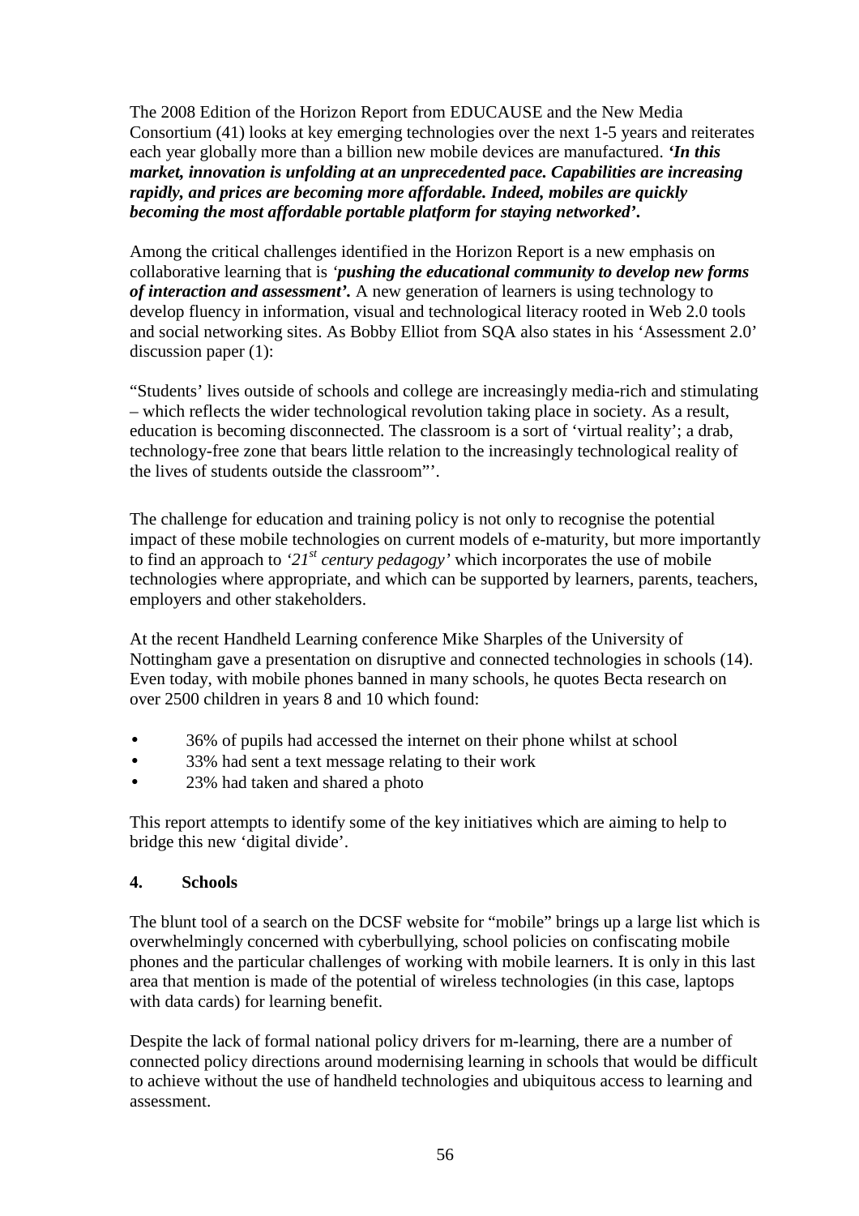The 2008 Edition of the Horizon Report from EDUCAUSE and the New Media Consortium (41) looks at key emerging technologies over the next 1-5 years and reiterates each year globally more than a billion new mobile devices are manufactured. ***'In this market, innovation is unfolding at an unprecedented pace. Capabilities are increasing rapidly, and prices are becoming more affordable. Indeed, mobiles are quickly becoming the most affordable portable platform for staying networked'*.**

Among the critical challenges identified in the Horizon Report is a new emphasis on collaborative learning that is *'**pushing the educational community to develop new forms of interaction and assessment'***. A new generation of learners is using technology to develop fluency in information, visual and technological literacy rooted in Web 2.0 tools and social networking sites. As Bobby Elliot from SQA also states in his 'Assessment 2.0' discussion paper (1):

"Students' lives outside of schools and college are increasingly media-rich and stimulating – which reflects the wider technological revolution taking place in society. As a result, education is becoming disconnected. The classroom is a sort of 'virtual reality'; a drab, technology-free zone that bears little relation to the increasingly technological reality of the lives of students outside the classroom"'.

The challenge for education and training policy is not only to recognise the potential impact of these mobile technologies on current models of e-maturity, but more importantly to find an approach to *'21st century pedagogy'* which incorporates the use of mobile technologies where appropriate, and which can be supported by learners, parents, teachers, employers and other stakeholders.

At the recent Handheld Learning conference Mike Sharples of the University of Nottingham gave a presentation on disruptive and connected technologies in schools (14). Even today, with mobile phones banned in many schools, he quotes Becta research on over 2500 children in years 8 and 10 which found:

- 36% of pupils had accessed the internet on their phone whilst at school
- 33% had sent a text message relating to their work
- 23% had taken and shared a photo

This report attempts to identify some of the key initiatives which are aiming to help to bridge this new 'digital divide'.

## 4. Schools

The blunt tool of a search on the DCSF website for "mobile" brings up a large list which is overwhelmingly concerned with cyberbullying, school policies on confiscating mobile phones and the particular challenges of working with mobile learners. It is only in this last area that mention is made of the potential of wireless technologies (in this case, laptops with data cards) for learning benefit.

Despite the lack of formal national policy drivers for m-learning, there are a number of connected policy directions around modernising learning in schools that would be difficult to achieve without the use of handheld technologies and ubiquitous access to learning and assessment.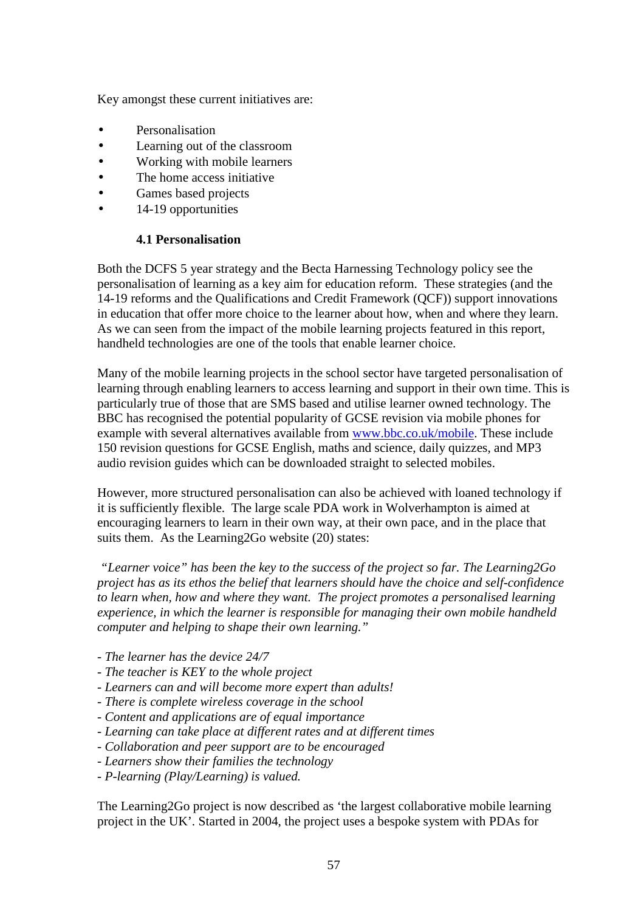Key amongst these current initiatives are:

- Personalisation
- Learning out of the classroom
- Working with mobile learners
- The home access initiative
- Games based projects
- 14-19 opportunities

### 4.1 Personalisation

Both the DCFS 5 year strategy and the Becta Harnessing Technology policy see the personalisation of learning as a key aim for education reform. These strategies (and the 14-19 reforms and the Qualifications and Credit Framework (QCF)) support innovations in education that offer more choice to the learner about how, when and where they learn. As we can seen from the impact of the mobile learning projects featured in this report, handheld technologies are one of the tools that enable learner choice.

Many of the mobile learning projects in the school sector have targeted personalisation of learning through enabling learners to access learning and support in their own time. This is particularly true of those that are SMS based and utilise learner owned technology. The BBC has recognised the potential popularity of GCSE revision via mobile phones for example with several alternatives available from [www.bbc.co.uk/mobile](www.bbc.co.uk/mobile). These include 150 revision questions for GCSE English, maths and science, daily quizzes, and MP3 audio revision guides which can be downloaded straight to selected mobiles.

However, more structured personalisation can also be achieved with loaned technology if it is sufficiently flexible. The large scale PDA work in Wolverhampton is aimed at encouraging learners to learn in their own way, at their own pace, and in the place that suits them. As the Learning2Go website (20) states:

*"Learner voice" has been the key to the success of the project so far. The Learning2Go project has as its ethos the belief that learners should have the choice and self-confidence to learn when, how and where they want. The project promotes a personalised learning experience, in which the learner is responsible for managing their own mobile handheld computer and helping to shape their own learning."*

*- The learner has the device 24/7*
*- The teacher is KEY to the whole project*
*- Learners can and will become more expert than adults!*
*- There is complete wireless coverage in the school*
*- Content and applications are of equal importance*
*- Learning can take place at different rates and at different times*
*- Collaboration and peer support are to be encouraged*
*- Learners show their families the technology*
*- P-learning (Play/Learning) is valued.*

The Learning2Go project is now described as 'the largest collaborative mobile learning project in the UK'. Started in 2004, the project uses a bespoke system with PDAs for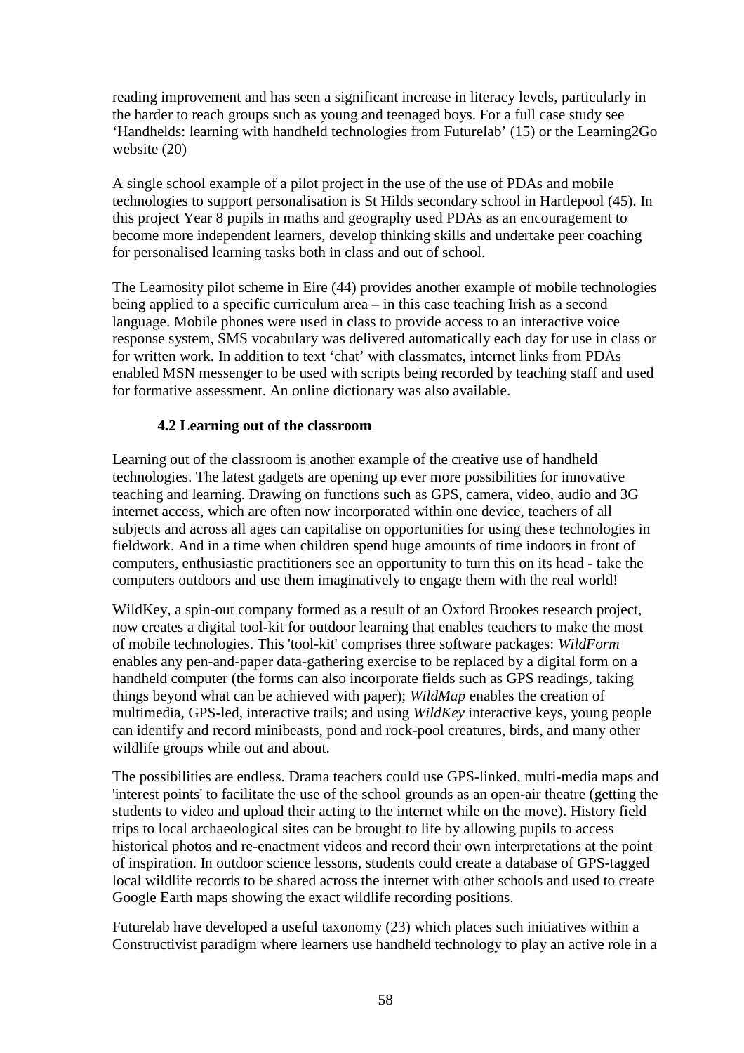reading improvement and has seen a significant increase in literacy levels, particularly in the harder to reach groups such as young and teenaged boys. For a full case study see 'Handhelds: learning with handheld technologies from Futurelab' (15) or the Learning2Go website (20)

A single school example of a pilot project in the use of the use of PDAs and mobile technologies to support personalisation is St Hilds secondary school in Hartlepool (45). In this project Year 8 pupils in maths and geography used PDAs as an encouragement to become more independent learners, develop thinking skills and undertake peer coaching for personalised learning tasks both in class and out of school.

The Learnosity pilot scheme in Eire (44) provides another example of mobile technologies being applied to a specific curriculum area – in this case teaching Irish as a second language. Mobile phones were used in class to provide access to an interactive voice response system, SMS vocabulary was delivered automatically each day for use in class or for written work. In addition to text 'chat' with classmates, internet links from PDAs enabled MSN messenger to be used with scripts being recorded by teaching staff and used for formative assessment. An online dictionary was also available.

### 4.2 Learning out of the classroom

Learning out of the classroom is another example of the creative use of handheld technologies. The latest gadgets are opening up ever more possibilities for innovative teaching and learning. Drawing on functions such as GPS, camera, video, audio and 3G internet access, which are often now incorporated within one device, teachers of all subjects and across all ages can capitalise on opportunities for using these technologies in fieldwork. And in a time when children spend huge amounts of time indoors in front of computers, enthusiastic practitioners see an opportunity to turn this on its head - take the computers outdoors and use them imaginatively to engage them with the real world!

WildKey, a spin-out company formed as a result of an Oxford Brookes research project, now creates a digital tool-kit for outdoor learning that enables teachers to make the most of mobile technologies. This 'tool-kit' comprises three software packages: *WildForm* enables any pen-and-paper data-gathering exercise to be replaced by a digital form on a handheld computer (the forms can also incorporate fields such as GPS readings, taking things beyond what can be achieved with paper); *WildMap* enables the creation of multimedia, GPS-led, interactive trails; and using *WildKey* interactive keys, young people can identify and record minibeasts, pond and rock-pool creatures, birds, and many other wildlife groups while out and about.

The possibilities are endless. Drama teachers could use GPS-linked, multi-media maps and 'interest points' to facilitate the use of the school grounds as an open-air theatre (getting the students to video and upload their acting to the internet while on the move). History field trips to local archaeological sites can be brought to life by allowing pupils to access historical photos and re-enactment videos and record their own interpretations at the point of inspiration. In outdoor science lessons, students could create a database of GPS-tagged local wildlife records to be shared across the internet with other schools and used to create Google Earth maps showing the exact wildlife recording positions.

Futurelab have developed a useful taxonomy (23) which places such initiatives within a Constructivist paradigm where learners use handheld technology to play an active role in a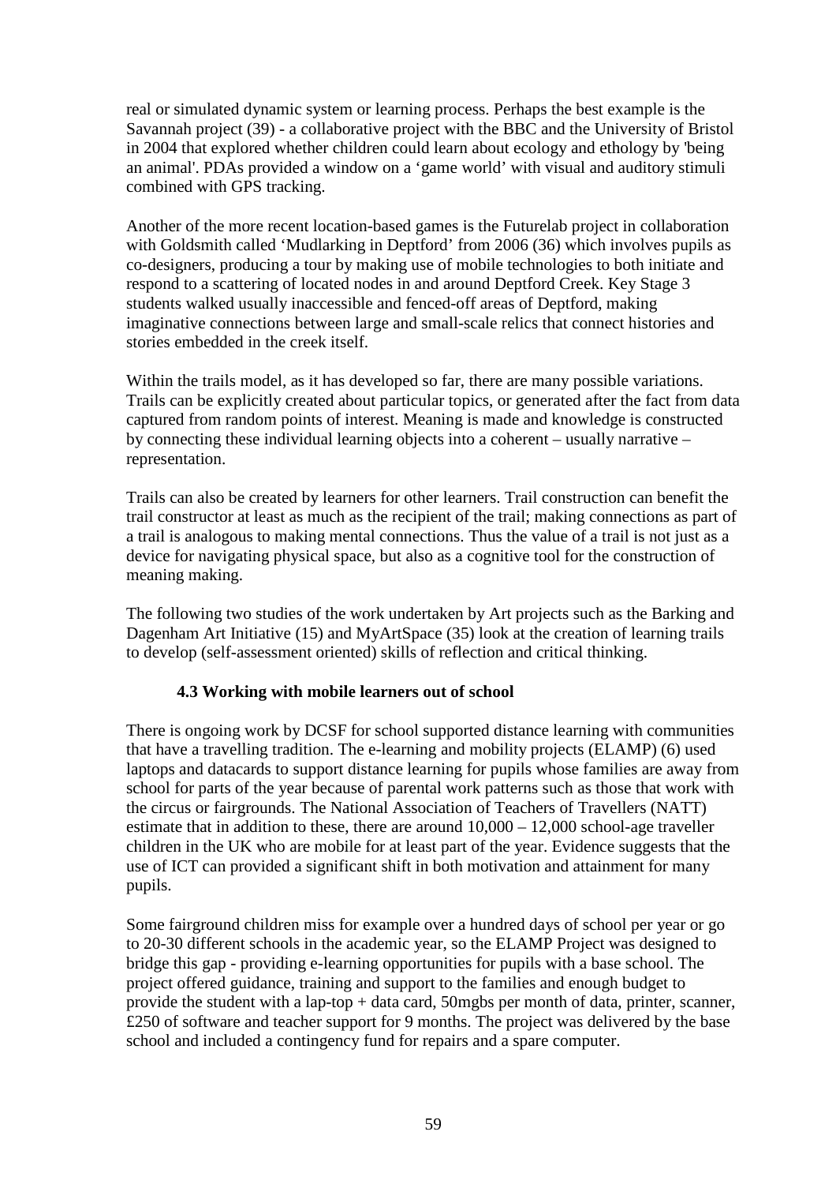real or simulated dynamic system or learning process. Perhaps the best example is the Savannah project (39) - a collaborative project with the BBC and the University of Bristol in 2004 that explored whether children could learn about ecology and ethology by 'being an animal'. PDAs provided a window on a 'game world' with visual and auditory stimuli combined with GPS tracking.

Another of the more recent location-based games is the Futurelab project in collaboration with Goldsmith called 'Mudlarking in Deptford' from 2006 (36) which involves pupils as co-designers, producing a tour by making use of mobile technologies to both initiate and respond to a scattering of located nodes in and around Deptford Creek. Key Stage 3 students walked usually inaccessible and fenced-off areas of Deptford, making imaginative connections between large and small-scale relics that connect histories and stories embedded in the creek itself.

Within the trails model, as it has developed so far, there are many possible variations. Trails can be explicitly created about particular topics, or generated after the fact from data captured from random points of interest. Meaning is made and knowledge is constructed by connecting these individual learning objects into a coherent – usually narrative – representation.

Trails can also be created by learners for other learners. Trail construction can benefit the trail constructor at least as much as the recipient of the trail; making connections as part of a trail is analogous to making mental connections. Thus the value of a trail is not just as a device for navigating physical space, but also as a cognitive tool for the construction of meaning making.

The following two studies of the work undertaken by Art projects such as the Barking and Dagenham Art Initiative (15) and MyArtSpace (35) look at the creation of learning trails to develop (self-assessment oriented) skills of reflection and critical thinking.

### 4.3 Working with mobile learners out of school

There is ongoing work by DCSF for school supported distance learning with communities that have a travelling tradition. The e-learning and mobility projects (ELAMP) (6) used laptops and datacards to support distance learning for pupils whose families are away from school for parts of the year because of parental work patterns such as those that work with the circus or fairgrounds. The National Association of Teachers of Travellers (NATT) estimate that in addition to these, there are around 10,000 – 12,000 school-age traveller children in the UK who are mobile for at least part of the year. Evidence suggests that the use of ICT can provided a significant shift in both motivation and attainment for many pupils.

Some fairground children miss for example over a hundred days of school per year or go to 20-30 different schools in the academic year, so the ELAMP Project was designed to bridge this gap - providing e-learning opportunities for pupils with a base school. The project offered guidance, training and support to the families and enough budget to provide the student with a lap-top + data card, 50mgbs per month of data, printer, scanner, £250 of software and teacher support for 9 months. The project was delivered by the base school and included a contingency fund for repairs and a spare computer.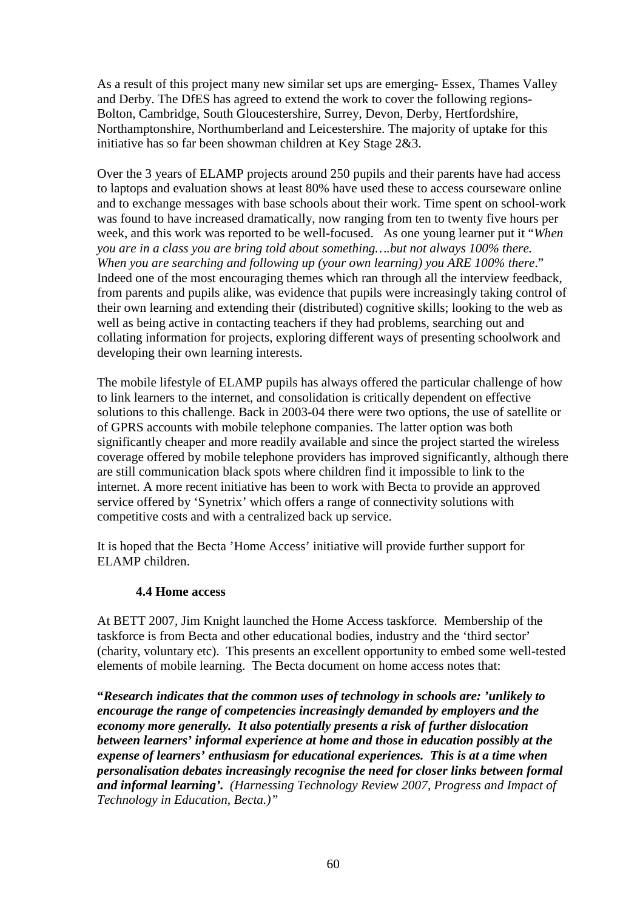As a result of this project many new similar set ups are emerging- Essex, Thames Valley and Derby. The DfES has agreed to extend the work to cover the following regions- Bolton, Cambridge, South Gloucestershire, Surrey, Devon, Derby, Hertfordshire, Northamptonshire, Northumberland and Leicestershire. The majority of uptake for this initiative has so far been showman children at Key Stage 2&3.

Over the 3 years of ELAMP projects around 250 pupils and their parents have had access to laptops and evaluation shows at least 80% have used these to access courseware online and to exchange messages with base schools about their work. Time spent on school-work was found to have increased dramatically, now ranging from ten to twenty five hours per week, and this work was reported to be well-focused. As one young learner put it "*When you are in a class you are bring told about something….but not always 100% there. When you are searching and following up (your own learning) you ARE 100% there*." Indeed one of the most encouraging themes which ran through all the interview feedback, from parents and pupils alike, was evidence that pupils were increasingly taking control of their own learning and extending their (distributed) cognitive skills; looking to the web as well as being active in contacting teachers if they had problems, searching out and collating information for projects, exploring different ways of presenting schoolwork and developing their own learning interests.

The mobile lifestyle of ELAMP pupils has always offered the particular challenge of how to link learners to the internet, and consolidation is critically dependent on effective solutions to this challenge. Back in 2003-04 there were two options, the use of satellite or of GPRS accounts with mobile telephone companies. The latter option was both significantly cheaper and more readily available and since the project started the wireless coverage offered by mobile telephone providers has improved significantly, although there are still communication black spots where children find it impossible to link to the internet. A more recent initiative has been to work with Becta to provide an approved service offered by 'Synetrix' which offers a range of connectivity solutions with competitive costs and with a centralized back up service.

It is hoped that the Becta 'Home Access' initiative will provide further support for ELAMP children.

### 4.4 Home access

At BETT 2007, Jim Knight launched the Home Access taskforce. Membership of the taskforce is from Becta and other educational bodies, industry and the 'third sector' (charity, voluntary etc). This presents an excellent opportunity to embed some well-tested elements of mobile learning. The Becta document on home access notes that:

***"Research indicates that the common uses of technology in schools are: 'unlikely to encourage the range of competencies increasingly demanded by employers and the economy more generally. It also potentially presents a risk of further dislocation between learners' informal experience at home and those in education possibly at the expense of learners' enthusiasm for educational experiences. This is at a time when personalisation debates increasingly recognise the need for closer links between formal and informal learning'.*** *(Harnessing Technology Review 2007, Progress and Impact of Technology in Education, Becta.)"*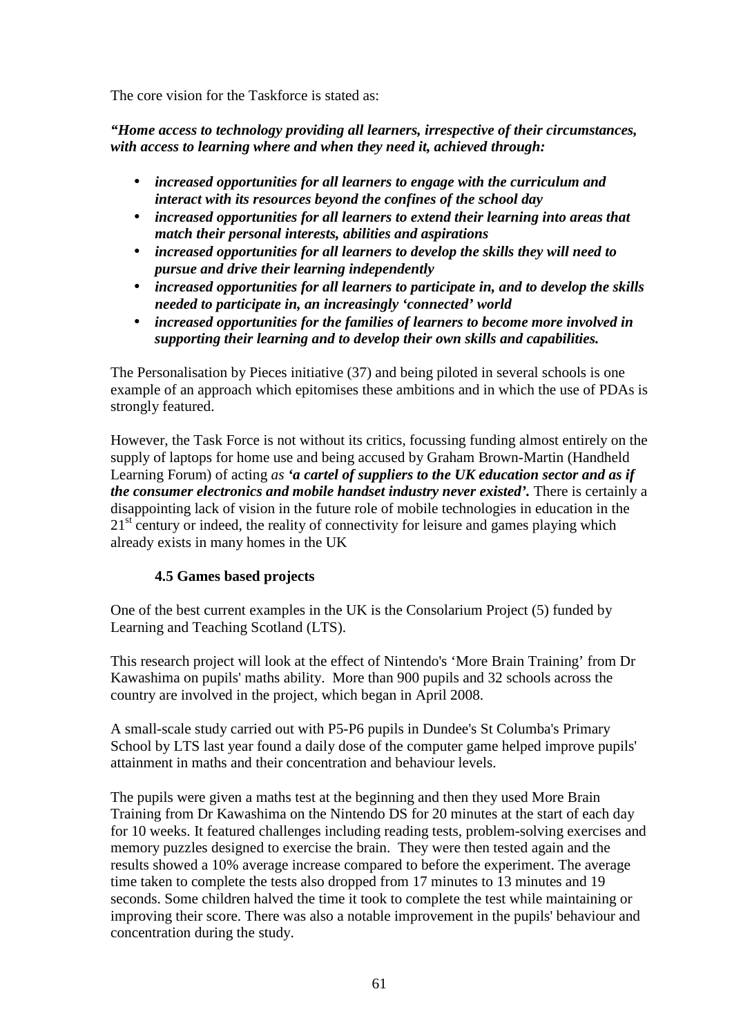The core vision for the Taskforce is stated as:

***"Home access to technology providing all learners, irrespective of their circumstances, with access to learning where and when they need it, achieved through:***

- ***increased opportunities for all learners to engage with the curriculum and interact with its resources beyond the confines of the school day***
- ***increased opportunities for all learners to extend their learning into areas that match their personal interests, abilities and aspirations***
- ***increased opportunities for all learners to develop the skills they will need to pursue and drive their learning independently***
- ***increased opportunities for all learners to participate in, and to develop the skills needed to participate in, an increasingly 'connected' world***
- ***increased opportunities for the families of learners to become more involved in supporting their learning and to develop their own skills and capabilities.***

The Personalisation by Pieces initiative (37) and being piloted in several schools is one example of an approach which epitomises these ambitions and in which the use of PDAs is strongly featured.

However, the Task Force is not without its critics, focussing funding almost entirely on the supply of laptops for home use and being accused by Graham Brown-Martin (Handheld Learning Forum) of acting *as* ***'a cartel of suppliers to the UK education sector and as if the consumer electronics and mobile handset industry never existed'.*** There is certainly a disappointing lack of vision in the future role of mobile technologies in education in the 21st century or indeed, the reality of connectivity for leisure and games playing which already exists in many homes in the UK

### 4.5 Games based projects

One of the best current examples in the UK is the Consolarium Project (5) funded by Learning and Teaching Scotland (LTS).

This research project will look at the effect of Nintendo's 'More Brain Training' from Dr Kawashima on pupils' maths ability. More than 900 pupils and 32 schools across the country are involved in the project, which began in April 2008.

A small-scale study carried out with P5-P6 pupils in Dundee's St Columba's Primary School by LTS last year found a daily dose of the computer game helped improve pupils' attainment in maths and their concentration and behaviour levels.

The pupils were given a maths test at the beginning and then they used More Brain Training from Dr Kawashima on the Nintendo DS for 20 minutes at the start of each day for 10 weeks. It featured challenges including reading tests, problem-solving exercises and memory puzzles designed to exercise the brain. They were then tested again and the results showed a 10% average increase compared to before the experiment. The average time taken to complete the tests also dropped from 17 minutes to 13 minutes and 19 seconds. Some children halved the time it took to complete the test while maintaining or improving their score. There was also a notable improvement in the pupils' behaviour and concentration during the study.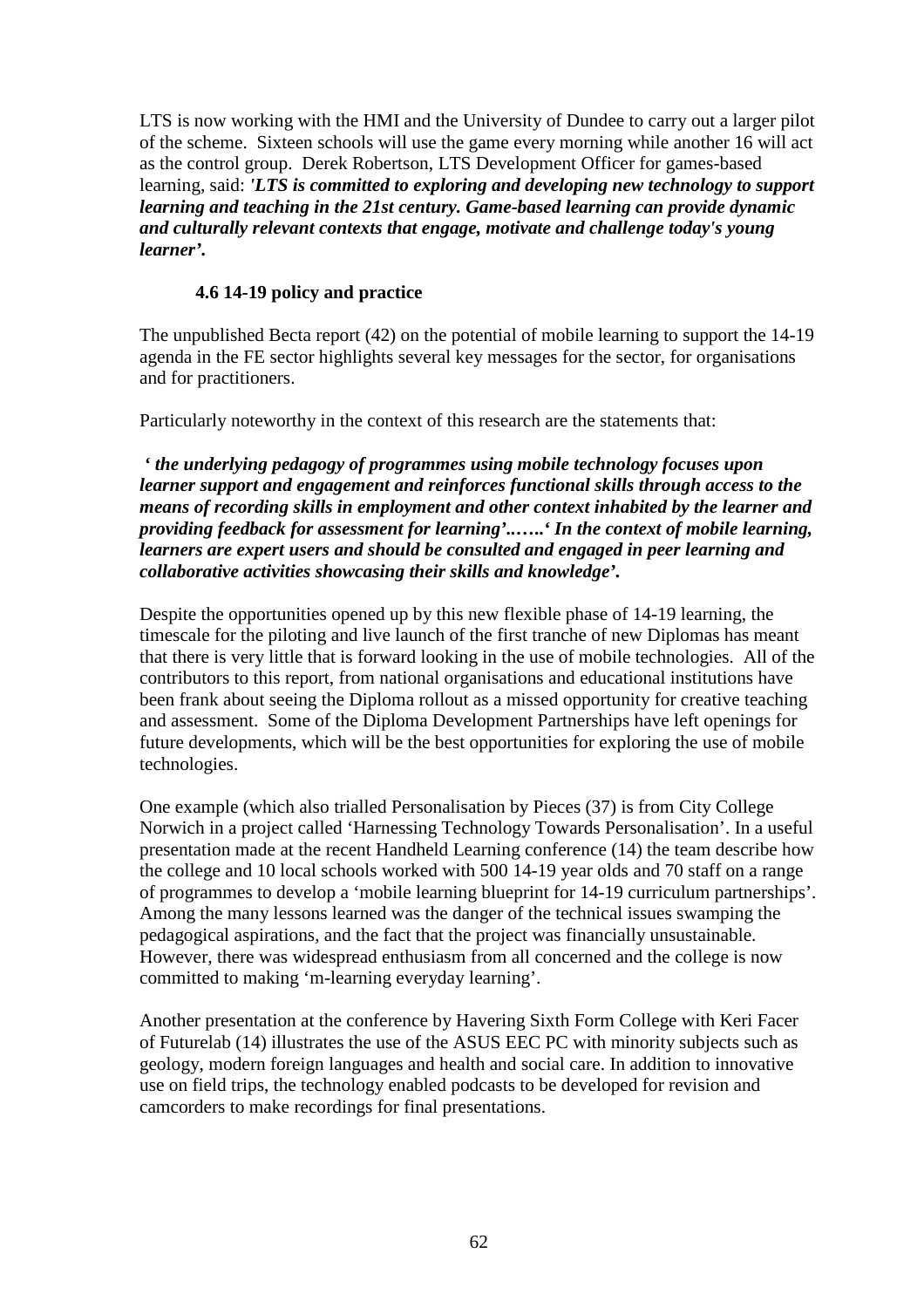LTS is now working with the HMI and the University of Dundee to carry out a larger pilot of the scheme. Sixteen schools will use the game every morning while another 16 will act as the control group. Derek Robertson, LTS Development Officer for games-based learning, said: ***'LTS is committed to exploring and developing new technology to support learning and teaching in the 21st century. Game-based learning can provide dynamic and culturally relevant contexts that engage, motivate and challenge today's young learner'.***

### 4.6 14-19 policy and practice

The unpublished Becta report (42) on the potential of mobile learning to support the 14-19 agenda in the FE sector highlights several key messages for the sector, for organisations and for practitioners.

Particularly noteworthy in the context of this research are the statements that:

***' the underlying pedagogy of programmes using mobile technology focuses upon learner support and engagement and reinforces functional skills through access to the means of recording skills in employment and other context inhabited by the learner and providing feedback for assessment for learning'..…..' In the context of mobile learning, learners are expert users and should be consulted and engaged in peer learning and collaborative activities showcasing their skills and knowledge'.***

Despite the opportunities opened up by this new flexible phase of 14-19 learning, the timescale for the piloting and live launch of the first tranche of new Diplomas has meant that there is very little that is forward looking in the use of mobile technologies. All of the contributors to this report, from national organisations and educational institutions have been frank about seeing the Diploma rollout as a missed opportunity for creative teaching and assessment. Some of the Diploma Development Partnerships have left openings for future developments, which will be the best opportunities for exploring the use of mobile technologies.

One example (which also trialled Personalisation by Pieces (37) is from City College Norwich in a project called 'Harnessing Technology Towards Personalisation'. In a useful presentation made at the recent Handheld Learning conference (14) the team describe how the college and 10 local schools worked with 500 14-19 year olds and 70 staff on a range of programmes to develop a 'mobile learning blueprint for 14-19 curriculum partnerships'. Among the many lessons learned was the danger of the technical issues swamping the pedagogical aspirations, and the fact that the project was financially unsustainable. However, there was widespread enthusiasm from all concerned and the college is now committed to making 'm-learning everyday learning'.

Another presentation at the conference by Havering Sixth Form College with Keri Facer of Futurelab (14) illustrates the use of the ASUS EEC PC with minority subjects such as geology, modern foreign languages and health and social care. In addition to innovative use on field trips, the technology enabled podcasts to be developed for revision and camcorders to make recordings for final presentations.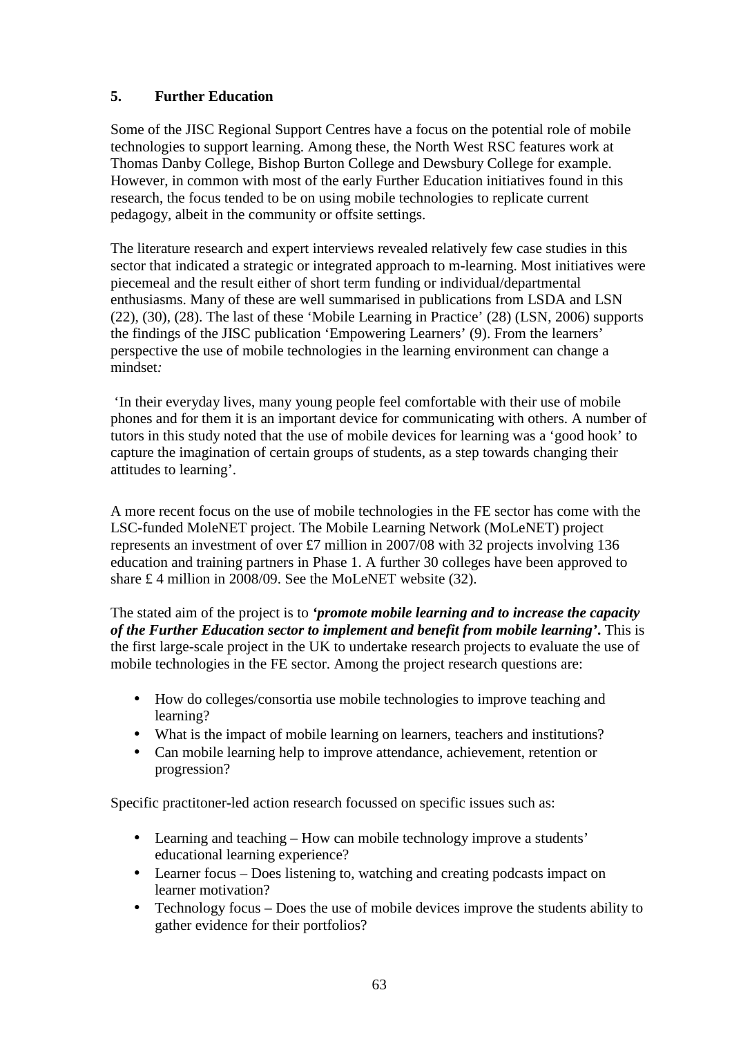## 5. Further Education

Some of the JISC Regional Support Centres have a focus on the potential role of mobile technologies to support learning. Among these, the North West RSC features work at Thomas Danby College, Bishop Burton College and Dewsbury College for example. However, in common with most of the early Further Education initiatives found in this research, the focus tended to be on using mobile technologies to replicate current pedagogy, albeit in the community or offsite settings.

The literature research and expert interviews revealed relatively few case studies in this sector that indicated a strategic or integrated approach to m-learning. Most initiatives were piecemeal and the result either of short term funding or individual/departmental enthusiasms. Many of these are well summarised in publications from LSDA and LSN (22), (30), (28). The last of these 'Mobile Learning in Practice' (28) (LSN, 2006) supports the findings of the JISC publication 'Empowering Learners' (9). From the learners' perspective the use of mobile technologies in the learning environment can change a mindset*:*

'In their everyday lives, many young people feel comfortable with their use of mobile phones and for them it is an important device for communicating with others. A number of tutors in this study noted that the use of mobile devices for learning was a 'good hook' to capture the imagination of certain groups of students, as a step towards changing their attitudes to learning'.

A more recent focus on the use of mobile technologies in the FE sector has come with the LSC-funded MoleNET project. The Mobile Learning Network (MoLeNET) project represents an investment of over £7 million in 2007/08 with 32 projects involving 136 education and training partners in Phase 1. A further 30 colleges have been approved to share £ 4 million in 2008/09. See the MoLeNET website (32).

The stated aim of the project is to ***'promote mobile learning and to increase the capacity of the Further Education sector to implement and benefit from mobile learning'*****.** This is the first large-scale project in the UK to undertake research projects to evaluate the use of mobile technologies in the FE sector. Among the project research questions are:

- How do colleges/consortia use mobile technologies to improve teaching and learning?
- What is the impact of mobile learning on learners, teachers and institutions?
- Can mobile learning help to improve attendance, achievement, retention or progression?

Specific practitoner-led action research focussed on specific issues such as:

- Learning and teaching – How can mobile technology improve a students' educational learning experience?
- Learner focus – Does listening to, watching and creating podcasts impact on learner motivation?
- Technology focus – Does the use of mobile devices improve the students ability to gather evidence for their portfolios?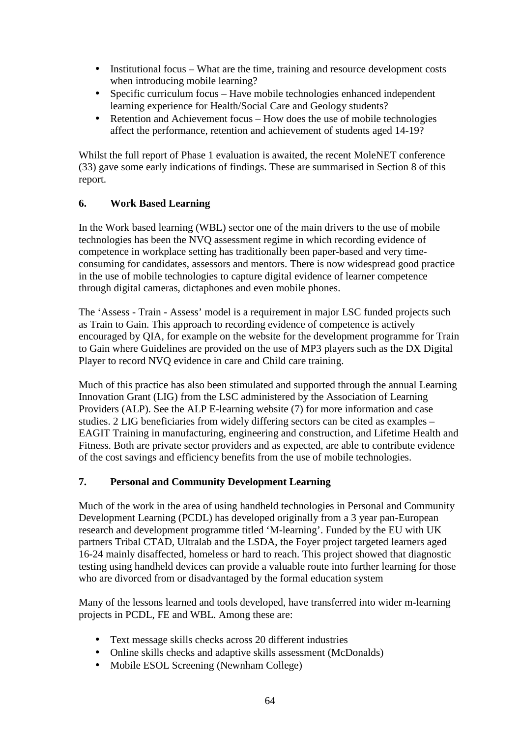- Institutional focus – What are the time, training and resource development costs when introducing mobile learning?
- Specific curriculum focus – Have mobile technologies enhanced independent learning experience for Health/Social Care and Geology students?
- Retention and Achievement focus – How does the use of mobile technologies affect the performance, retention and achievement of students aged 14-19?

Whilst the full report of Phase 1 evaluation is awaited, the recent MoleNET conference (33) gave some early indications of findings. These are summarised in Section 8 of this report.

## 6. Work Based Learning

In the Work based learning (WBL) sector one of the main drivers to the use of mobile technologies has been the NVQ assessment regime in which recording evidence of competence in workplace setting has traditionally been paper-based and very time-consuming for candidates, assessors and mentors. There is now widespread good practice in the use of mobile technologies to capture digital evidence of learner competence through digital cameras, dictaphones and even mobile phones.

The 'Assess - Train - Assess' model is a requirement in major LSC funded projects such as Train to Gain. This approach to recording evidence of competence is actively encouraged by QIA, for example on the website for the development programme for Train to Gain where Guidelines are provided on the use of MP3 players such as the DX Digital Player to record NVQ evidence in care and Child care training.

Much of this practice has also been stimulated and supported through the annual Learning Innovation Grant (LIG) from the LSC administered by the Association of Learning Providers (ALP). See the ALP E-learning website (7) for more information and case studies. 2 LIG beneficiaries from widely differing sectors can be cited as examples – EAGIT Training in manufacturing, engineering and construction, and Lifetime Health and Fitness. Both are private sector providers and as expected, are able to contribute evidence of the cost savings and efficiency benefits from the use of mobile technologies.

## 7. Personal and Community Development Learning

Much of the work in the area of using handheld technologies in Personal and Community Development Learning (PCDL) has developed originally from a 3 year pan-European research and development programme titled 'M-learning'. Funded by the EU with UK partners Tribal CTAD, Ultralab and the LSDA, the Foyer project targeted learners aged 16-24 mainly disaffected, homeless or hard to reach. This project showed that diagnostic testing using handheld devices can provide a valuable route into further learning for those who are divorced from or disadvantaged by the formal education system

Many of the lessons learned and tools developed, have transferred into wider m-learning projects in PCDL, FE and WBL. Among these are:

- Text message skills checks across 20 different industries
- Online skills checks and adaptive skills assessment (McDonalds)
- Mobile ESOL Screening (Newnham College)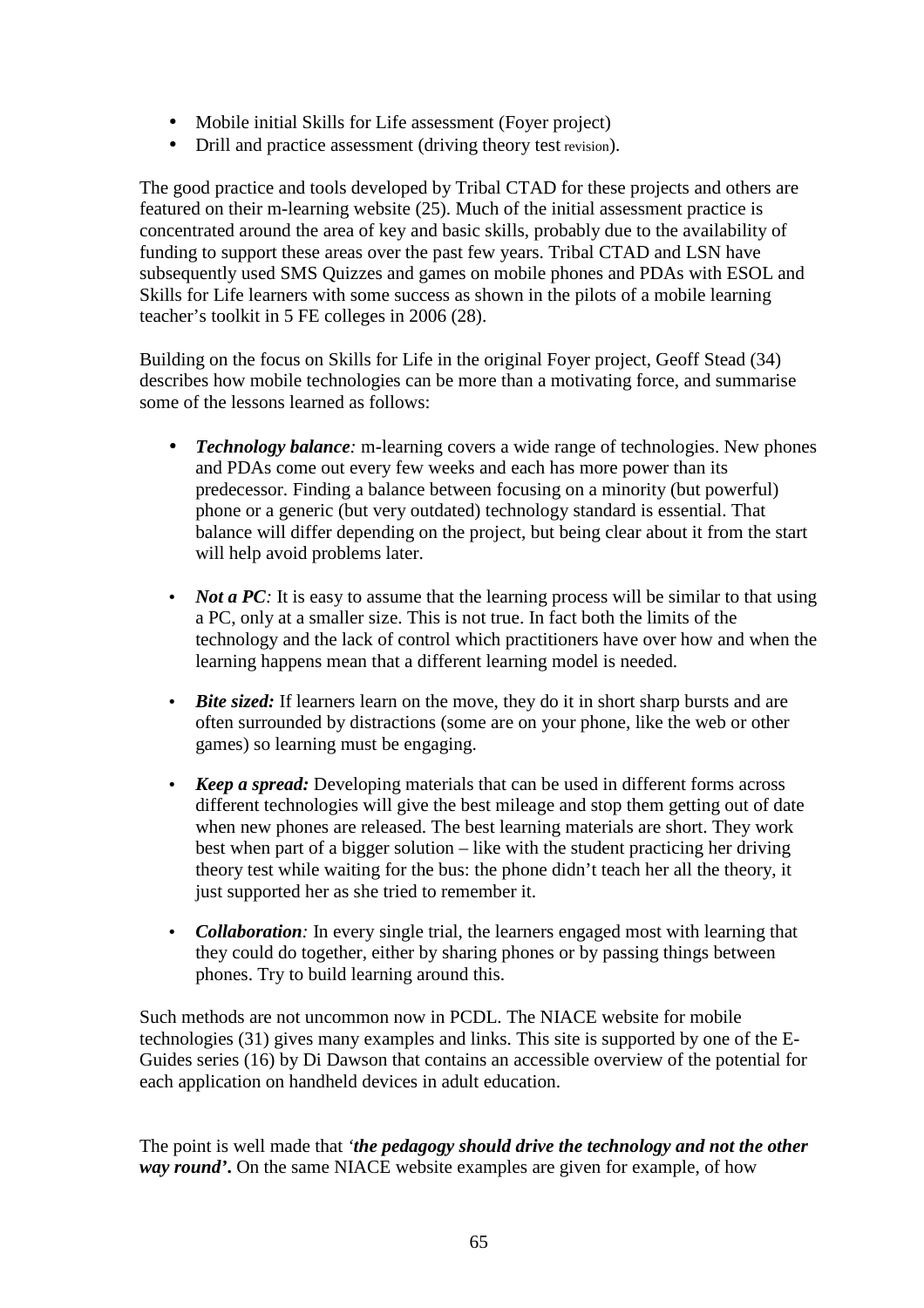- Mobile initial Skills for Life assessment (Foyer project)
- Drill and practice assessment (driving theory test revision).

The good practice and tools developed by Tribal CTAD for these projects and others are featured on their m-learning website (25). Much of the initial assessment practice is concentrated around the area of key and basic skills, probably due to the availability of funding to support these areas over the past few years. Tribal CTAD and LSN have subsequently used SMS Quizzes and games on mobile phones and PDAs with ESOL and Skills for Life learners with some success as shown in the pilots of a mobile learning teacher's toolkit in 5 FE colleges in 2006 (28).

Building on the focus on Skills for Life in the original Foyer project, Geoff Stead (34) describes how mobile technologies can be more than a motivating force, and summarise some of the lessons learned as follows:

- ***Technology balance****:* m-learning covers a wide range of technologies. New phones and PDAs come out every few weeks and each has more power than its predecessor. Finding a balance between focusing on a minority (but powerful) phone or a generic (but very outdated) technology standard is essential. That balance will differ depending on the project, but being clear about it from the start will help avoid problems later.

- ***Not a PC****:* It is easy to assume that the learning process will be similar to that using a PC, only at a smaller size. This is not true. In fact both the limits of the technology and the lack of control which practitioners have over how and when the learning happens mean that a different learning model is needed.

- ***Bite sized:*** If learners learn on the move, they do it in short sharp bursts and are often surrounded by distractions (some are on your phone, like the web or other games) so learning must be engaging.

- ***Keep a spread:*** Developing materials that can be used in different forms across different technologies will give the best mileage and stop them getting out of date when new phones are released. The best learning materials are short. They work best when part of a bigger solution – like with the student practicing her driving theory test while waiting for the bus: the phone didn't teach her all the theory, it just supported her as she tried to remember it.

- ***Collaboration****:* In every single trial, the learners engaged most with learning that they could do together, either by sharing phones or by passing things between phones. Try to build learning around this.

Such methods are not uncommon now in PCDL. The NIACE website for mobile technologies (31) gives many examples and links. This site is supported by one of the E-Guides series (16) by Di Dawson that contains an accessible overview of the potential for each application on handheld devices in adult education.

The point is well made that *'**the pedagogy should drive the technology and not the other way round'***. On the same NIACE website examples are given for example, of how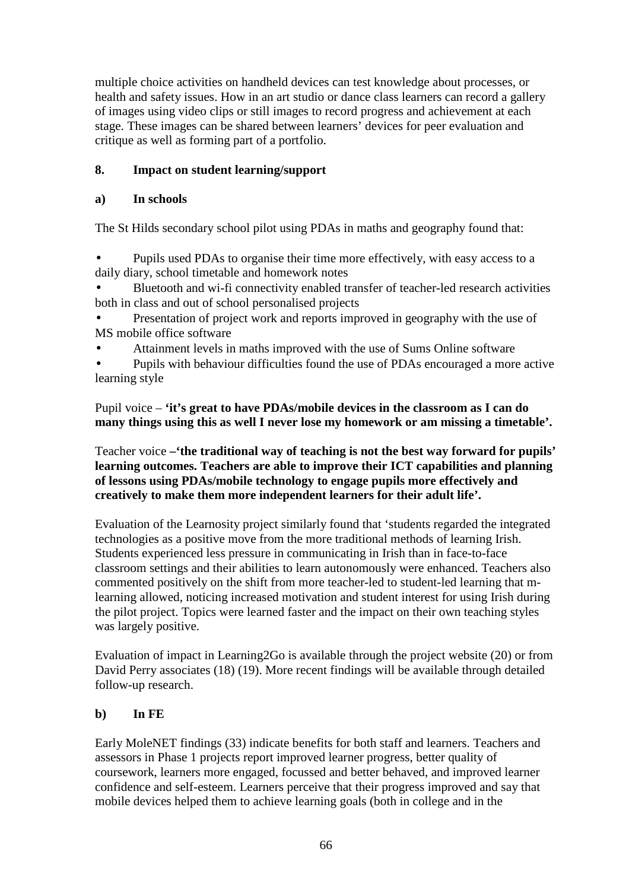multiple choice activities on handheld devices can test knowledge about processes, or health and safety issues. How in an art studio or dance class learners can record a gallery of images using video clips or still images to record progress and achievement at each stage. These images can be shared between learners' devices for peer evaluation and critique as well as forming part of a portfolio.

## 8. Impact on student learning/support

### a) In schools

The St Hilds secondary school pilot using PDAs in maths and geography found that:

- Pupils used PDAs to organise their time more effectively, with easy access to a daily diary, school timetable and homework notes
- Bluetooth and wi-fi connectivity enabled transfer of teacher-led research activities both in class and out of school personalised projects
- Presentation of project work and reports improved in geography with the use of MS mobile office software
- Attainment levels in maths improved with the use of Sums Online software
- Pupils with behaviour difficulties found the use of PDAs encouraged a more active learning style

Pupil voice – **'it's great to have PDAs/mobile devices in the classroom as I can do many things using this as well I never lose my homework or am missing a timetable'.**

Teacher voice **–'the traditional way of teaching is not the best way forward for pupils' learning outcomes. Teachers are able to improve their ICT capabilities and planning of lessons using PDAs/mobile technology to engage pupils more effectively and creatively to make them more independent learners for their adult life'.**

Evaluation of the Learnosity project similarly found that 'students regarded the integrated technologies as a positive move from the more traditional methods of learning Irish. Students experienced less pressure in communicating in Irish than in face-to-face classroom settings and their abilities to learn autonomously were enhanced. Teachers also commented positively on the shift from more teacher-led to student-led learning that m-learning allowed, noticing increased motivation and student interest for using Irish during the pilot project. Topics were learned faster and the impact on their own teaching styles was largely positive.

Evaluation of impact in Learning2Go is available through the project website (20) or from David Perry associates (18) (19). More recent findings will be available through detailed follow-up research.

### b) In FE

Early MoleNET findings (33) indicate benefits for both staff and learners. Teachers and assessors in Phase 1 projects report improved learner progress, better quality of coursework, learners more engaged, focussed and better behaved, and improved learner confidence and self-esteem. Learners perceive that their progress improved and say that mobile devices helped them to achieve learning goals (both in college and in the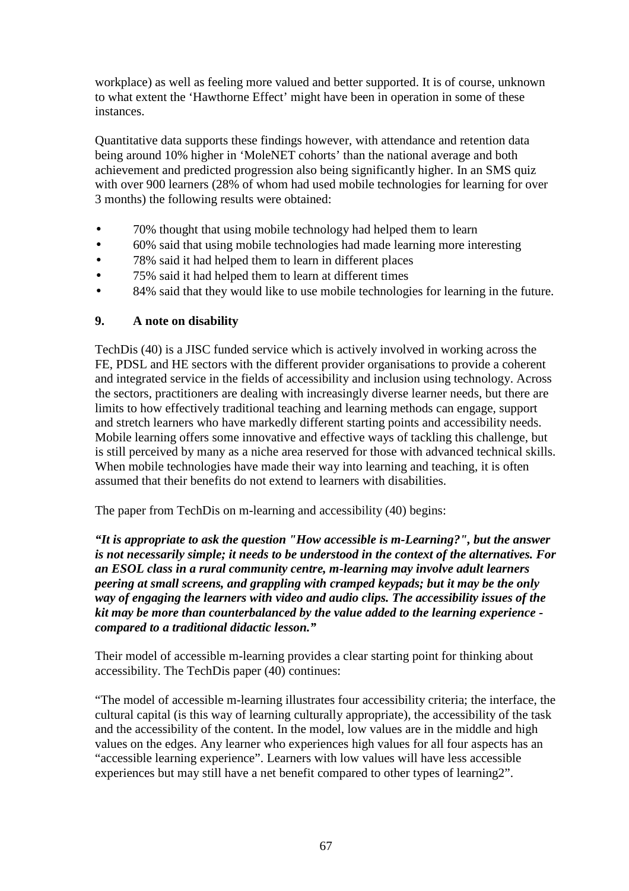workplace) as well as feeling more valued and better supported. It is of course, unknown to what extent the 'Hawthorne Effect' might have been in operation in some of these instances.

Quantitative data supports these findings however, with attendance and retention data being around 10% higher in 'MoleNET cohorts' than the national average and both achievement and predicted progression also being significantly higher. In an SMS quiz with over 900 learners (28% of whom had used mobile technologies for learning for over 3 months) the following results were obtained:

- 70% thought that using mobile technology had helped them to learn
- 60% said that using mobile technologies had made learning more interesting
- 78% said it had helped them to learn in different places
- 75% said it had helped them to learn at different times
- 84% said that they would like to use mobile technologies for learning in the future.

## 9. A note on disability

TechDis (40) is a JISC funded service which is actively involved in working across the FE, PDSL and HE sectors with the different provider organisations to provide a coherent and integrated service in the fields of accessibility and inclusion using technology. Across the sectors, practitioners are dealing with increasingly diverse learner needs, but there are limits to how effectively traditional teaching and learning methods can engage, support and stretch learners who have markedly different starting points and accessibility needs. Mobile learning offers some innovative and effective ways of tackling this challenge, but is still perceived by many as a niche area reserved for those with advanced technical skills. When mobile technologies have made their way into learning and teaching, it is often assumed that their benefits do not extend to learners with disabilities.

The paper from TechDis on m-learning and accessibility (40) begins:

***"It is appropriate to ask the question "How accessible is m-Learning?", but the answer is not necessarily simple; it needs to be understood in the context of the alternatives. For an ESOL class in a rural community centre, m-learning may involve adult learners peering at small screens, and grappling with cramped keypads; but it may be the only way of engaging the learners with video and audio clips. The accessibility issues of the kit may be more than counterbalanced by the value added to the learning experience - compared to a traditional didactic lesson."***

Their model of accessible m-learning provides a clear starting point for thinking about accessibility. The TechDis paper (40) continues:

"The model of accessible m-learning illustrates four accessibility criteria; the interface, the cultural capital (is this way of learning culturally appropriate), the accessibility of the task and the accessibility of the content. In the model, low values are in the middle and high values on the edges. Any learner who experiences high values for all four aspects has an "accessible learning experience". Learners with low values will have less accessible experiences but may still have a net benefit compared to other types of learning2".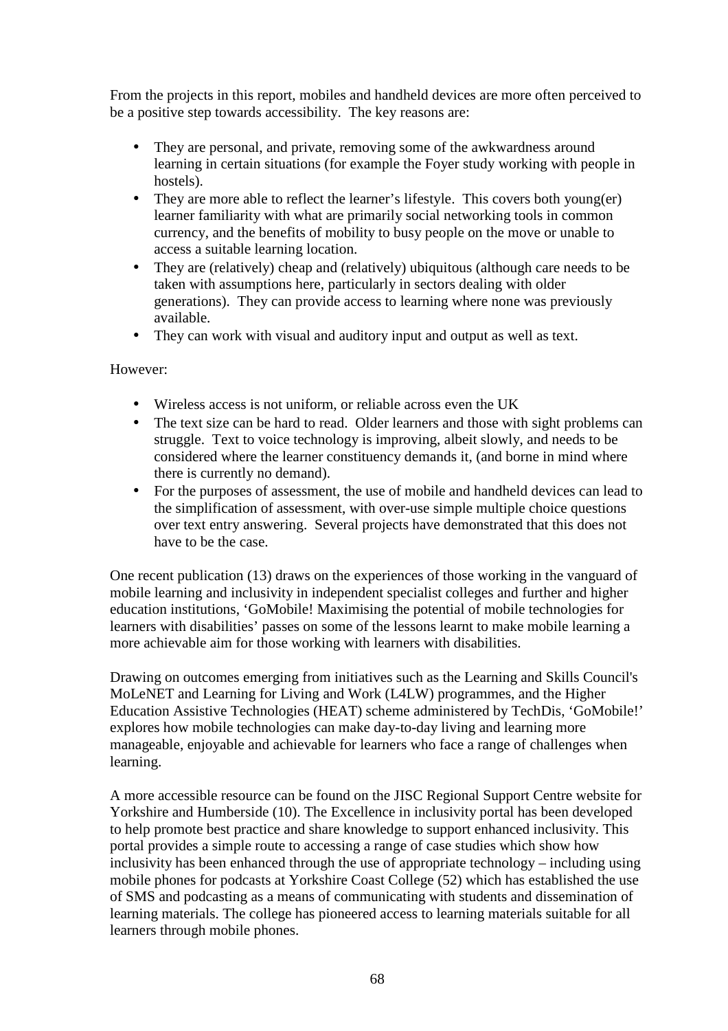From the projects in this report, mobiles and handheld devices are more often perceived to be a positive step towards accessibility. The key reasons are:

- They are personal, and private, removing some of the awkwardness around learning in certain situations (for example the Foyer study working with people in hostels).
- They are more able to reflect the learner's lifestyle. This covers both young(er) learner familiarity with what are primarily social networking tools in common currency, and the benefits of mobility to busy people on the move or unable to access a suitable learning location.
- They are (relatively) cheap and (relatively) ubiquitous (although care needs to be taken with assumptions here, particularly in sectors dealing with older generations). They can provide access to learning where none was previously available.
- They can work with visual and auditory input and output as well as text.

However:

- Wireless access is not uniform, or reliable across even the UK
- The text size can be hard to read. Older learners and those with sight problems can struggle. Text to voice technology is improving, albeit slowly, and needs to be considered where the learner constituency demands it, (and borne in mind where there is currently no demand).
- For the purposes of assessment, the use of mobile and handheld devices can lead to the simplification of assessment, with over-use simple multiple choice questions over text entry answering. Several projects have demonstrated that this does not have to be the case.

One recent publication (13) draws on the experiences of those working in the vanguard of mobile learning and inclusivity in independent specialist colleges and further and higher education institutions, 'GoMobile! Maximising the potential of mobile technologies for learners with disabilities' passes on some of the lessons learnt to make mobile learning a more achievable aim for those working with learners with disabilities.

Drawing on outcomes emerging from initiatives such as the Learning and Skills Council's MoLeNET and Learning for Living and Work (L4LW) programmes, and the Higher Education Assistive Technologies (HEAT) scheme administered by TechDis, 'GoMobile!' explores how mobile technologies can make day-to-day living and learning more manageable, enjoyable and achievable for learners who face a range of challenges when learning.

A more accessible resource can be found on the JISC Regional Support Centre website for Yorkshire and Humberside (10). The Excellence in inclusivity portal has been developed to help promote best practice and share knowledge to support enhanced inclusivity. This portal provides a simple route to accessing a range of case studies which show how inclusivity has been enhanced through the use of appropriate technology – including using mobile phones for podcasts at Yorkshire Coast College (52) which has established the use of SMS and podcasting as a means of communicating with students and dissemination of learning materials. The college has pioneered access to learning materials suitable for all learners through mobile phones.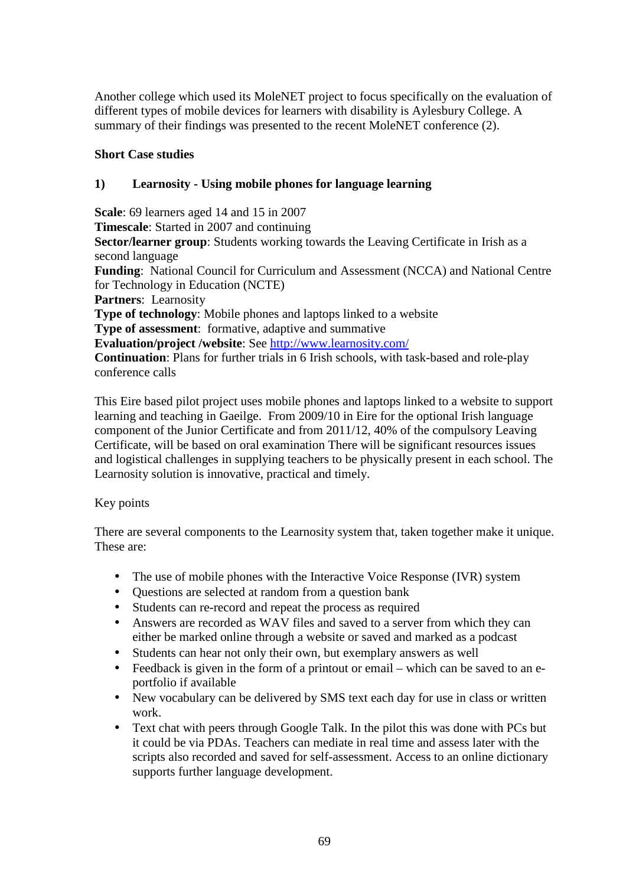Another college which used its MoleNET project to focus specifically on the evaluation of different types of mobile devices for learners with disability is Aylesbury College. A summary of their findings was presented to the recent MoleNET conference (2).

**Short Case studies**

**1) Learnosity - Using mobile phones for language learning**

**Scale**: 69 learners aged 14 and 15 in 2007
**Timescale**: Started in 2007 and continuing
**Sector/learner group**: Students working towards the Leaving Certificate in Irish as a second language
**Funding**: National Council for Curriculum and Assessment (NCCA) and National Centre for Technology in Education (NCTE)
**Partners**: Learnosity
**Type of technology**: Mobile phones and laptops linked to a website
**Type of assessment**: formative, adaptive and summative
**Evaluation/project /website**: See http://www.learnosity.com/
**Continuation**: Plans for further trials in 6 Irish schools, with task-based and role-play conference calls

This Eire based pilot project uses mobile phones and laptops linked to a website to support learning and teaching in Gaeilge. From 2009/10 in Eire for the optional Irish language component of the Junior Certificate and from 2011/12, 40% of the compulsory Leaving Certificate, will be based on oral examination There will be significant resources issues and logistical challenges in supplying teachers to be physically present in each school. The Learnosity solution is innovative, practical and timely.

Key points

There are several components to the Learnosity system that, taken together make it unique. These are:

- The use of mobile phones with the Interactive Voice Response (IVR) system
- Questions are selected at random from a question bank
- Students can re-record and repeat the process as required
- Answers are recorded as WAV files and saved to a server from which they can either be marked online through a website or saved and marked as a podcast
- Students can hear not only their own, but exemplary answers as well
- Feedback is given in the form of a printout or email – which can be saved to an e-portfolio if available
- New vocabulary can be delivered by SMS text each day for use in class or written work.
- Text chat with peers through Google Talk. In the pilot this was done with PCs but it could be via PDAs. Teachers can mediate in real time and assess later with the scripts also recorded and saved for self-assessment. Access to an online dictionary supports further language development.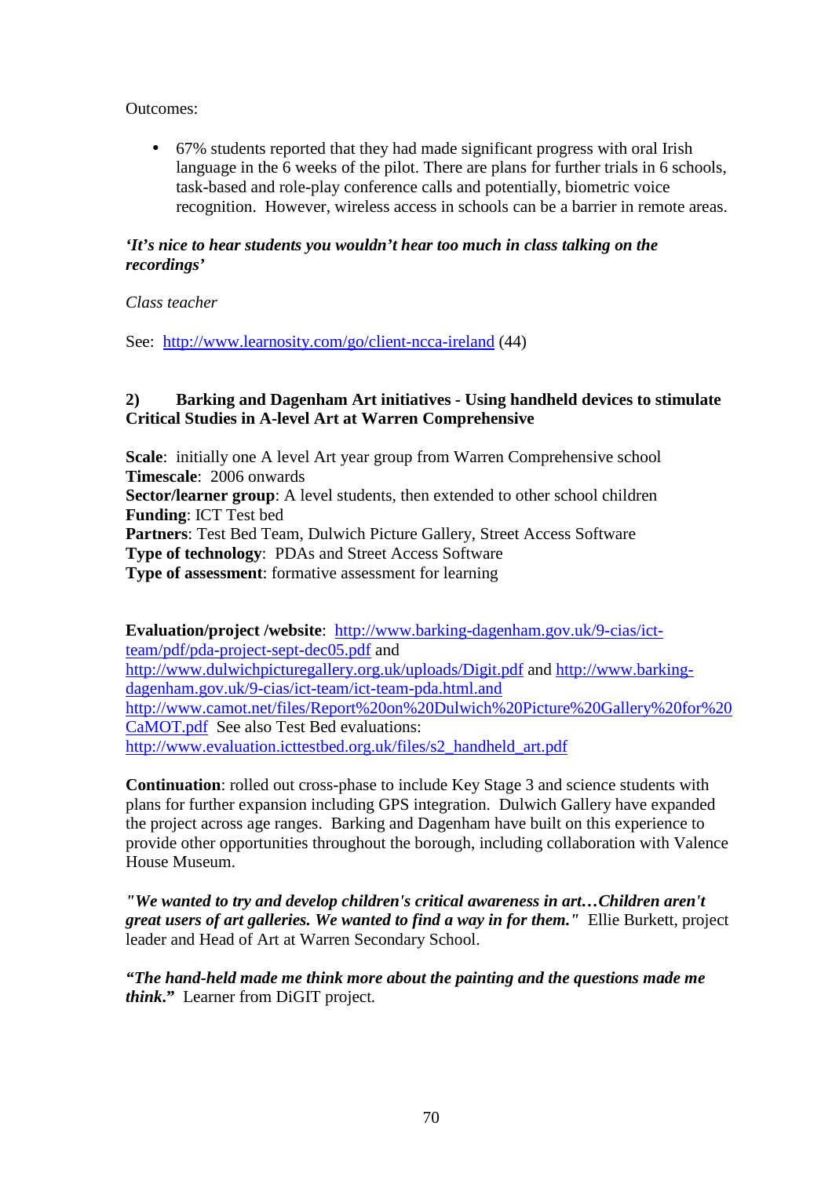Outcomes:

- 67% students reported that they had made significant progress with oral Irish language in the 6 weeks of the pilot. There are plans for further trials in 6 schools, task-based and role-play conference calls and potentially, biometric voice recognition. However, wireless access in schools can be a barrier in remote areas.

***'It's nice to hear students you wouldn't hear too much in class talking on the recordings'***

*Class teacher*

See: http://www.learnosity.com/go/client-ncca-ireland (44)

**2) Barking and Dagenham Art initiatives - Using handheld devices to stimulate Critical Studies in A-level Art at Warren Comprehensive**

**Scale**: initially one A level Art year group from Warren Comprehensive school
**Timescale**: 2006 onwards
**Sector/learner group**: A level students, then extended to other school children
**Funding**: ICT Test bed
**Partners**: Test Bed Team, Dulwich Picture Gallery, Street Access Software
**Type of technology**: PDAs and Street Access Software
**Type of assessment**: formative assessment for learning

**Evaluation/project /website**: http://www.barking-dagenham.gov.uk/9-cias/ict-team/pdf/pda-project-sept-dec05.pdf and http://www.dulwichpicturegallery.org.uk/uploads/Digit.pdf and http://www.barking-dagenham.gov.uk/9-cias/ict-team/ict-team-pda.html.and http://www.camot.net/files/Report%20on%20Dulwich%20Picture%20Gallery%20for%20CaMOT.pdf See also Test Bed evaluations: http://www.evaluation.icttestbed.org.uk/files/s2_handheld_art.pdf

**Continuation**: rolled out cross-phase to include Key Stage 3 and science students with plans for further expansion including GPS integration. Dulwich Gallery have expanded the project across age ranges. Barking and Dagenham have built on this experience to provide other opportunities throughout the borough, including collaboration with Valence House Museum.

***"We wanted to try and develop children's critical awareness in art…Children aren't great users of art galleries. We wanted to find a way in for them."*** Ellie Burkett, project leader and Head of Art at Warren Secondary School.

***"The hand-held made me think more about the painting and the questions made me think."*** Learner from DiGIT project.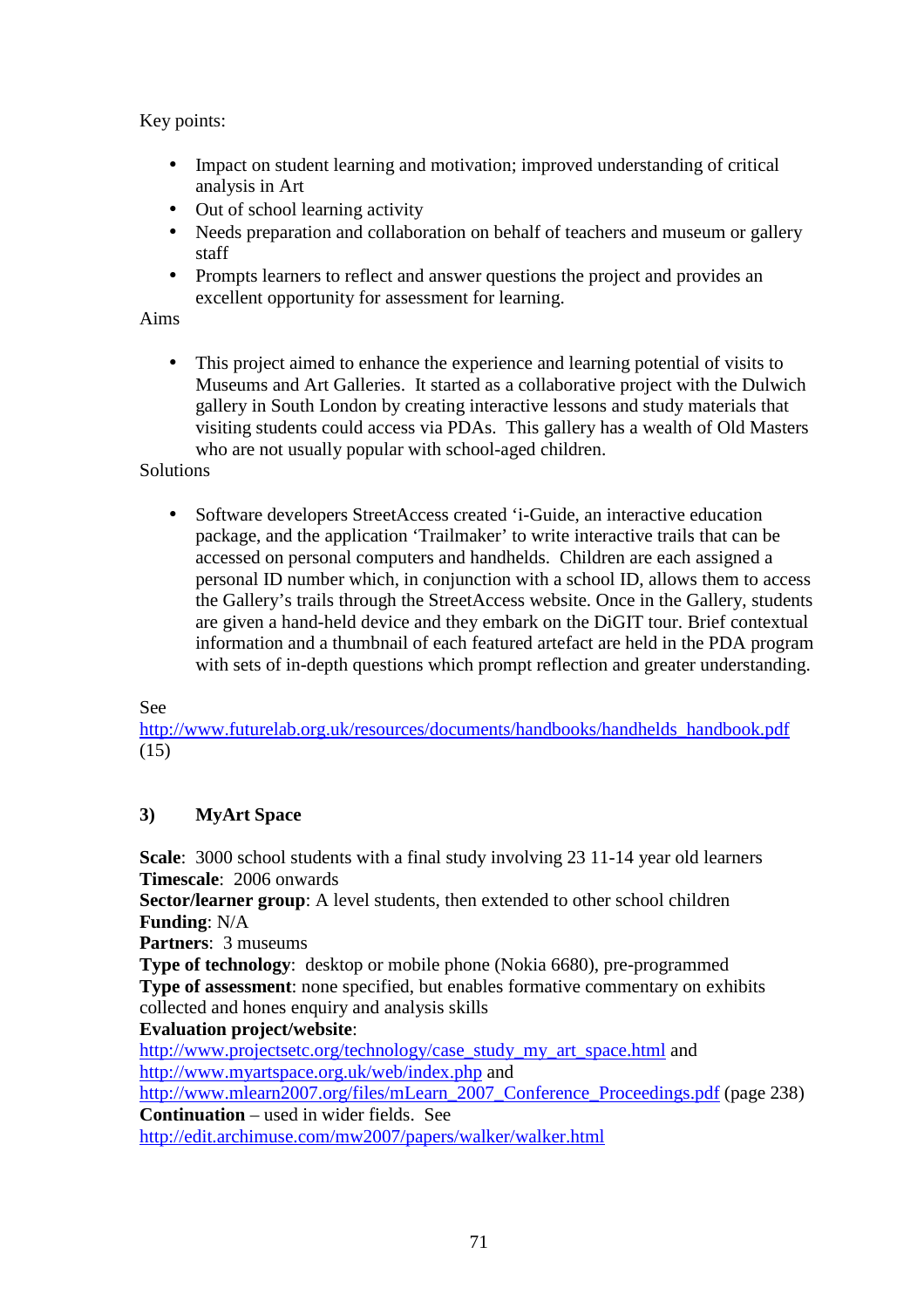Key points:

- Impact on student learning and motivation; improved understanding of critical analysis in Art
- Out of school learning activity
- Needs preparation and collaboration on behalf of teachers and museum or gallery staff
- Prompts learners to reflect and answer questions the project and provides an excellent opportunity for assessment for learning.

Aims

- This project aimed to enhance the experience and learning potential of visits to Museums and Art Galleries. It started as a collaborative project with the Dulwich gallery in South London by creating interactive lessons and study materials that visiting students could access via PDAs. This gallery has a wealth of Old Masters who are not usually popular with school-aged children.

Solutions

- Software developers StreetAccess created 'i-Guide, an interactive education package, and the application 'Trailmaker' to write interactive trails that can be accessed on personal computers and handhelds. Children are each assigned a personal ID number which, in conjunction with a school ID, allows them to access the Gallery's trails through the StreetAccess website. Once in the Gallery, students are given a hand-held device and they embark on the DiGIT tour. Brief contextual information and a thumbnail of each featured artefact are held in the PDA program with sets of in-depth questions which prompt reflection and greater understanding.

See
http://www.futurelab.org.uk/resources/documents/handbooks/handhelds_handbook.pdf (15)

### 3) MyArt Space

**Scale**: 3000 school students with a final study involving 23 11-14 year old learners
**Timescale**: 2006 onwards
**Sector/learner group**: A level students, then extended to other school children
**Funding**: N/A
**Partners**: 3 museums
**Type of technology**: desktop or mobile phone (Nokia 6680), pre-programmed
**Type of assessment**: none specified, but enables formative commentary on exhibits collected and hones enquiry and analysis skills
**Evaluation project/website**:
http://www.projectsetc.org/technology/case_study_my_art_space.html and
http://www.myartspace.org.uk/web/index.php and
http://www.mlearn2007.org/files/mLearn_2007_Conference_Proceedings.pdf (page 238)
**Continuation** – used in wider fields. See
http://edit.archimuse.com/mw2007/papers/walker/walker.html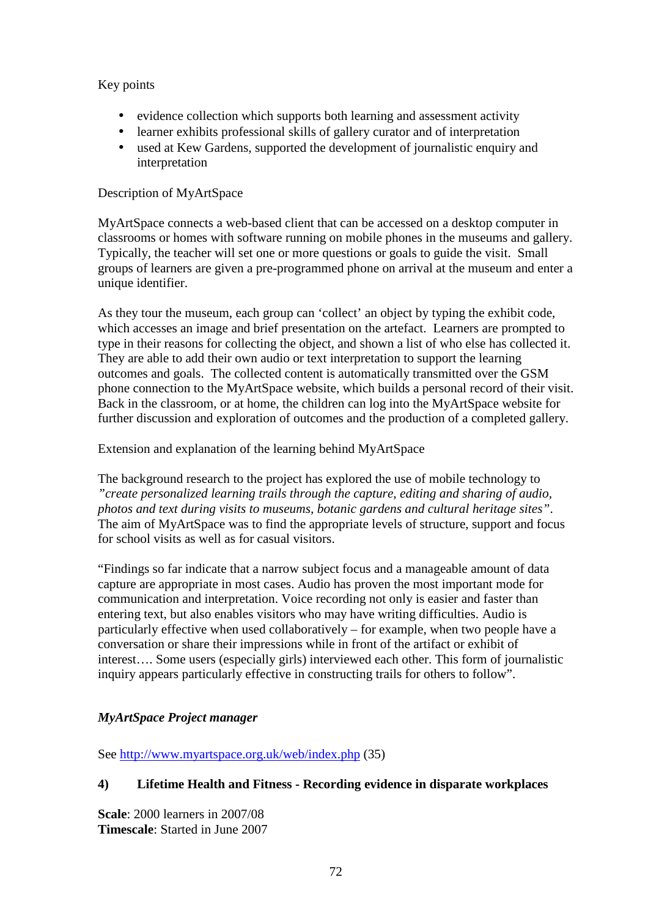Key points

- evidence collection which supports both learning and assessment activity
- learner exhibits professional skills of gallery curator and of interpretation
- used at Kew Gardens, supported the development of journalistic enquiry and interpretation

Description of MyArtSpace

MyArtSpace connects a web-based client that can be accessed on a desktop computer in classrooms or homes with software running on mobile phones in the museums and gallery. Typically, the teacher will set one or more questions or goals to guide the visit. Small groups of learners are given a pre-programmed phone on arrival at the museum and enter a unique identifier.

As they tour the museum, each group can 'collect' an object by typing the exhibit code, which accesses an image and brief presentation on the artefact. Learners are prompted to type in their reasons for collecting the object, and shown a list of who else has collected it. They are able to add their own audio or text interpretation to support the learning outcomes and goals. The collected content is automatically transmitted over the GSM phone connection to the MyArtSpace website, which builds a personal record of their visit. Back in the classroom, or at home, the children can log into the MyArtSpace website for further discussion and exploration of outcomes and the production of a completed gallery.

Extension and explanation of the learning behind MyArtSpace

The background research to the project has explored the use of mobile technology to *"create personalized learning trails through the capture, editing and sharing of audio, photos and text during visits to museums, botanic gardens and cultural heritage sites"*. The aim of MyArtSpace was to find the appropriate levels of structure, support and focus for school visits as well as for casual visitors.

"Findings so far indicate that a narrow subject focus and a manageable amount of data capture are appropriate in most cases. Audio has proven the most important mode for communication and interpretation. Voice recording not only is easier and faster than entering text, but also enables visitors who may have writing difficulties. Audio is particularly effective when used collaboratively – for example, when two people have a conversation or share their impressions while in front of the artifact or exhibit of interest…. Some users (especially girls) interviewed each other. This form of journalistic inquiry appears particularly effective in constructing trails for others to follow".

***MyArtSpace Project manager***

See http://www.myartspace.org.uk/web/index.php (35)

### 4) Lifetime Health and Fitness - Recording evidence in disparate workplaces

**Scale**: 2000 learners in 2007/08
**Timescale**: Started in June 2007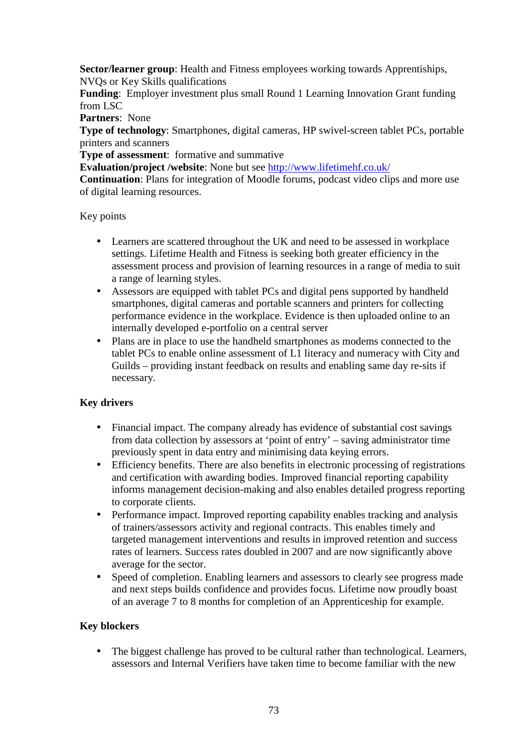**Sector/learner group**: Health and Fitness employees working towards Apprentiships, NVQs or Key Skills qualifications
**Funding**: Employer investment plus small Round 1 Learning Innovation Grant funding from LSC
**Partners**: None
**Type of technology**: Smartphones, digital cameras, HP swivel-screen tablet PCs, portable printers and scanners
**Type of assessment**: formative and summative
**Evaluation/project /website**: None but see [http://www.lifetimehf.co.uk/](http://www.lifetimehf.co.uk/)
**Continuation**: Plans for integration of Moodle forums, podcast video clips and more use of digital learning resources.

Key points

- Learners are scattered throughout the UK and need to be assessed in workplace settings. Lifetime Health and Fitness is seeking both greater efficiency in the assessment process and provision of learning resources in a range of media to suit a range of learning styles.
- Assessors are equipped with tablet PCs and digital pens supported by handheld smartphones, digital cameras and portable scanners and printers for collecting performance evidence in the workplace. Evidence is then uploaded online to an internally developed e-portfolio on a central server
- Plans are in place to use the handheld smartphones as modems connected to the tablet PCs to enable online assessment of L1 literacy and numeracy with City and Guilds – providing instant feedback on results and enabling same day re-sits if necessary.

**Key drivers**

- Financial impact. The company already has evidence of substantial cost savings from data collection by assessors at 'point of entry' – saving administrator time previously spent in data entry and minimising data keying errors.
- Efficiency benefits. There are also benefits in electronic processing of registrations and certification with awarding bodies. Improved financial reporting capability informs management decision-making and also enables detailed progress reporting to corporate clients.
- Performance impact. Improved reporting capability enables tracking and analysis of trainers/assessors activity and regional contracts. This enables timely and targeted management interventions and results in improved retention and success rates of learners. Success rates doubled in 2007 and are now significantly above average for the sector.
- Speed of completion. Enabling learners and assessors to clearly see progress made and next steps builds confidence and provides focus. Lifetime now proudly boast of an average 7 to 8 months for completion of an Apprenticeship for example.

**Key blockers**

- The biggest challenge has proved to be cultural rather than technological. Learners, assessors and Internal Verifiers have taken time to become familiar with the new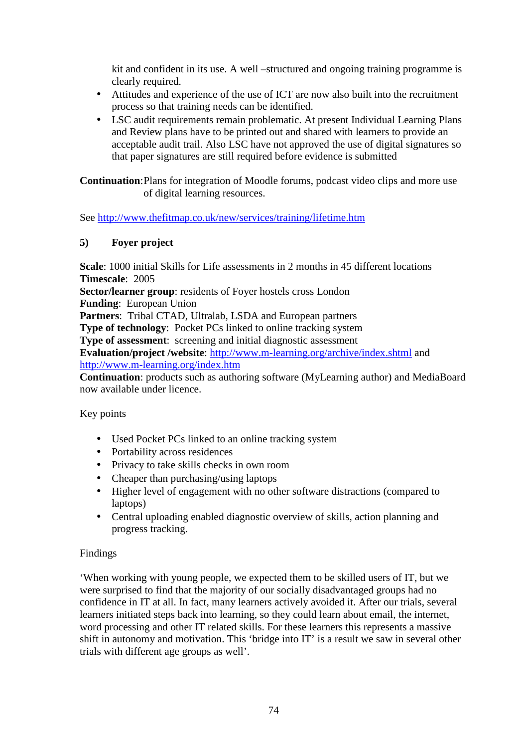kit and confident in its use. A well –structured and ongoing training programme is clearly required.

- Attitudes and experience of the use of ICT are now also built into the recruitment process so that training needs can be identified.
- LSC audit requirements remain problematic. At present Individual Learning Plans and Review plans have to be printed out and shared with learners to provide an acceptable audit trail. Also LSC have not approved the use of digital signatures so that paper signatures are still required before evidence is submitted

**Continuation**: Plans for integration of Moodle forums, podcast video clips and more use of digital learning resources.

See http://www.thefitmap.co.uk/new/services/training/lifetime.htm

### 5) Foyer project

**Scale**: 1000 initial Skills for Life assessments in 2 months in 45 different locations
**Timescale**: 2005
**Sector/learner group**: residents of Foyer hostels cross London
**Funding**: European Union
**Partners**: Tribal CTAD, Ultralab, LSDA and European partners
**Type of technology**: Pocket PCs linked to online tracking system
**Type of assessment**: screening and initial diagnostic assessment
**Evaluation/project /website**: http://www.m-learning.org/archive/index.shtml and http://www.m-learning.org/index.htm
**Continuation**: products such as authoring software (MyLearning author) and MediaBoard now available under licence.

Key points

- Used Pocket PCs linked to an online tracking system
- Portability across residences
- Privacy to take skills checks in own room
- Cheaper than purchasing/using laptops
- Higher level of engagement with no other software distractions (compared to laptops)
- Central uploading enabled diagnostic overview of skills, action planning and progress tracking.

Findings

'When working with young people, we expected them to be skilled users of IT, but we were surprised to find that the majority of our socially disadvantaged groups had no confidence in IT at all. In fact, many learners actively avoided it. After our trials, several learners initiated steps back into learning, so they could learn about email, the internet, word processing and other IT related skills. For these learners this represents a massive shift in autonomy and motivation. This 'bridge into IT' is a result we saw in several other trials with different age groups as well'.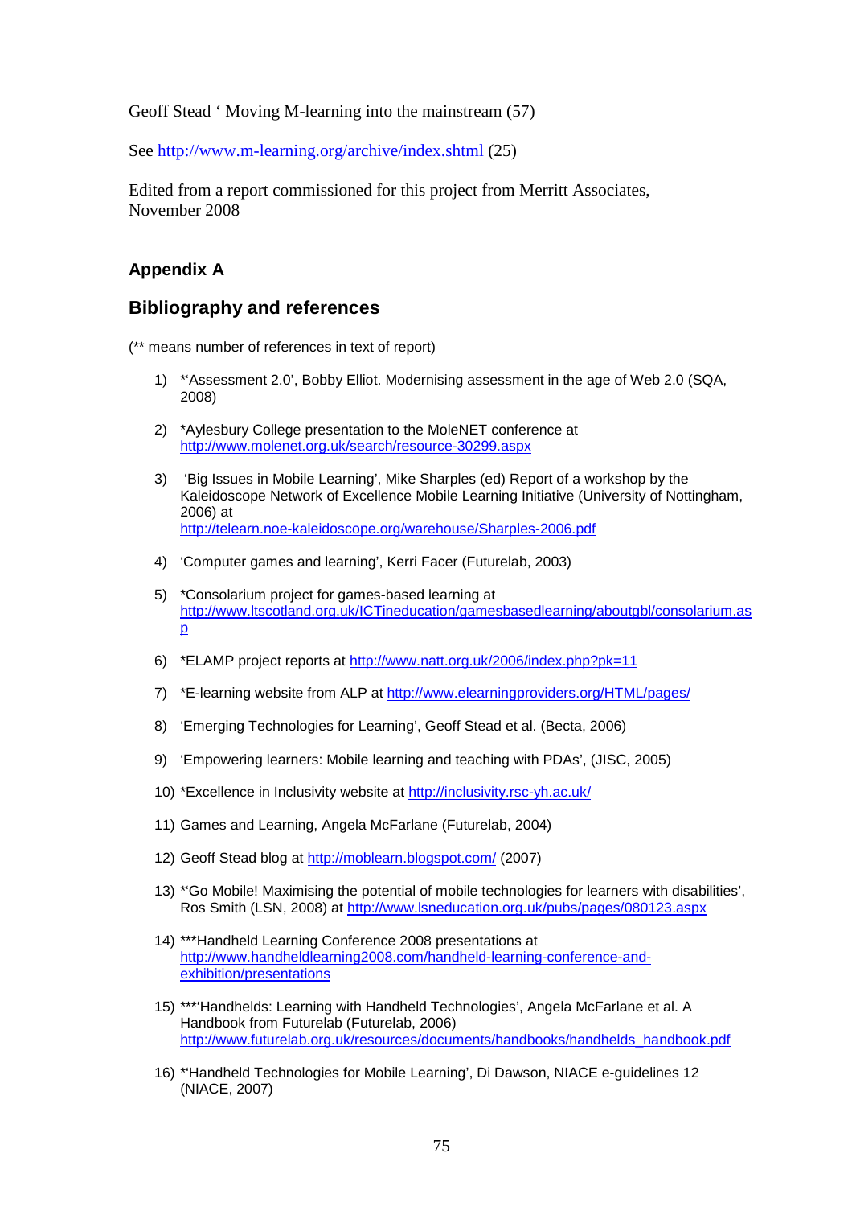Geoff Stead ' Moving M-learning into the mainstream (57)

See http://www.m-learning.org/archive/index.shtml (25)

Edited from a report commissioned for this project from Merritt Associates, November 2008

## Appendix A

## Bibliography and references

(** means number of references in text of report)

1) *'Assessment 2.0', Bobby Elliot. Modernising assessment in the age of Web 2.0 (SQA, 2008)

2) *Aylesbury College presentation to the MoleNET conference at http://www.molenet.org.uk/search/resource-30299.aspx

3) 'Big Issues in Mobile Learning', Mike Sharples (ed) Report of a workshop by the Kaleidoscope Network of Excellence Mobile Learning Initiative (University of Nottingham, 2006) at http://telearn.noe-kaleidoscope.org/warehouse/Sharples-2006.pdf

4) 'Computer games and learning', Kerri Facer (Futurelab, 2003)

5) *Consolarium project for games-based learning at http://www.ltscotland.org.uk/ICTineducation/gamesbasedlearning/aboutgbl/consolarium.asp

6) *ELAMP project reports at http://www.natt.org.uk/2006/index.php?pk=11

7) *E-learning website from ALP at http://www.elearningproviders.org/HTML/pages/

8) 'Emerging Technologies for Learning', Geoff Stead et al. (Becta, 2006)

9) 'Empowering learners: Mobile learning and teaching with PDAs', (JISC, 2005)

10) *Excellence in Inclusivity website at http://inclusivity.rsc-yh.ac.uk/

11) Games and Learning, Angela McFarlane (Futurelab, 2004)

12) Geoff Stead blog at http://moblearn.blogspot.com/ (2007)

13) *'Go Mobile! Maximising the potential of mobile technologies for learners with disabilities', Ros Smith (LSN, 2008) at http://www.lsneducation.org.uk/pubs/pages/080123.aspx

14) ***Handheld Learning Conference 2008 presentations at http://www.handheldlearning2008.com/handheld-learning-conference-and-exhibition/presentations

15) ***'Handhelds: Learning with Handheld Technologies', Angela McFarlane et al. A Handbook from Futurelab (Futurelab, 2006) http://www.futurelab.org.uk/resources/documents/handbooks/handhelds_handbook.pdf

16) *'Handheld Technologies for Mobile Learning', Di Dawson, NIACE e-guidelines 12 (NIACE, 2007)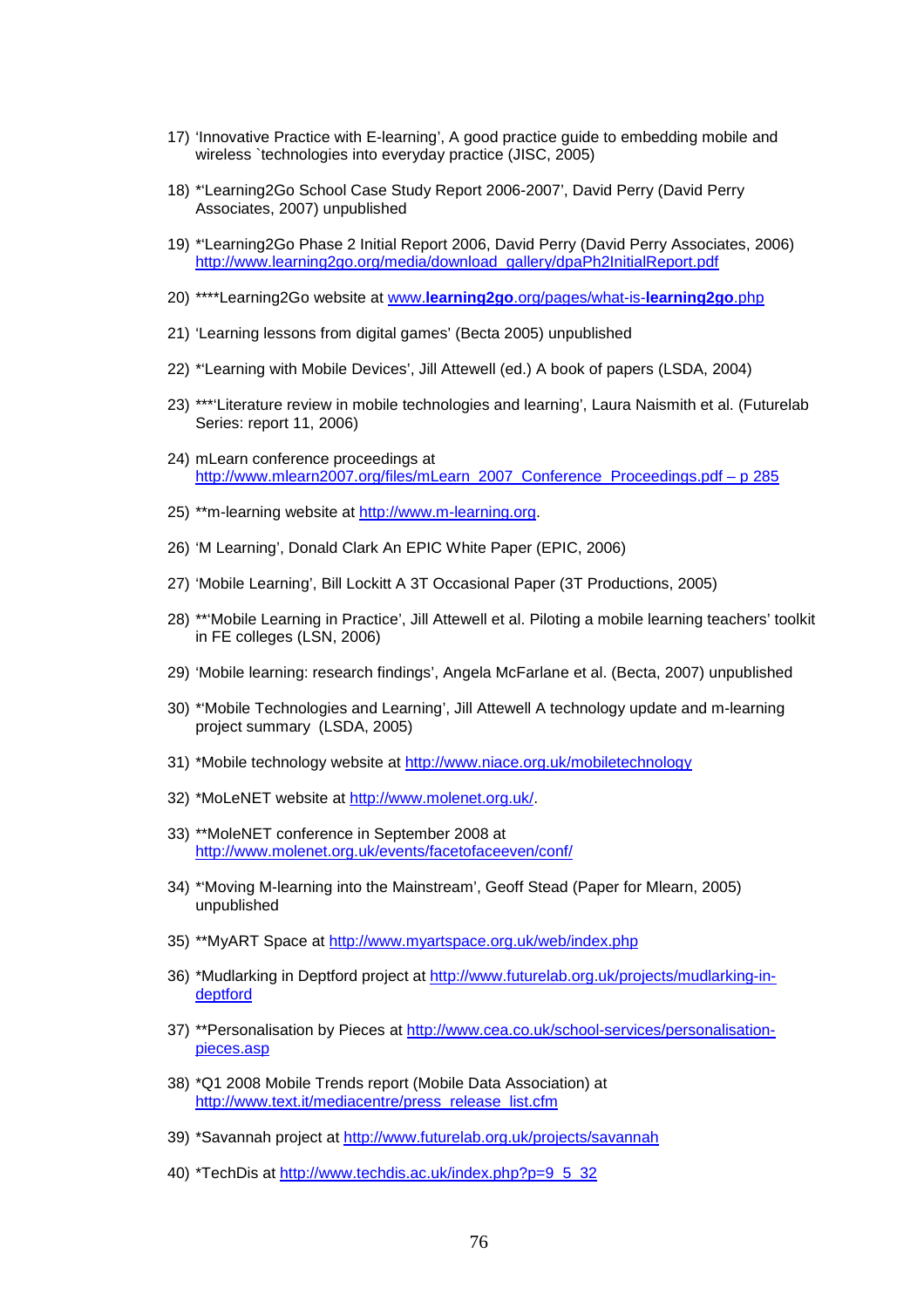17) 'Innovative Practice with E-learning', A good practice guide to embedding mobile and wireless `technologies into everyday practice (JISC, 2005)

18) *'Learning2Go School Case Study Report 2006-2007', David Perry (David Perry Associates, 2007) unpublished

19) *'Learning2Go Phase 2 Initial Report 2006, David Perry (David Perry Associates, 2006) http://www.learning2go.org/media/download_gallery/dpaPh2InitialReport.pdf

20) ****Learning2Go website at www.**learning2go**.org/pages/what-is-**learning2go**.php

21) 'Learning lessons from digital games' (Becta 2005) unpublished

22) *'Learning with Mobile Devices', Jill Attewell (ed.) A book of papers (LSDA, 2004)

23) ***'Literature review in mobile technologies and learning', Laura Naismith et al. (Futurelab Series: report 11, 2006)

24) mLearn conference proceedings at http://www.mlearn2007.org/files/mLearn_2007_Conference_Proceedings.pdf – p 285

25) **m-learning website at http://www.m-learning.org.

26) 'M Learning', Donald Clark An EPIC White Paper (EPIC, 2006)

27) 'Mobile Learning', Bill Lockitt A 3T Occasional Paper (3T Productions, 2005)

28) **'Mobile Learning in Practice', Jill Attewell et al. Piloting a mobile learning teachers' toolkit in FE colleges (LSN, 2006)

29) 'Mobile learning: research findings', Angela McFarlane et al. (Becta, 2007) unpublished

30) *'Mobile Technologies and Learning', Jill Attewell A technology update and m-learning project summary (LSDA, 2005)

31) *Mobile technology website at http://www.niace.org.uk/mobiletechnology

32) *MoLeNET website at http://www.molenet.org.uk/.

33) **MoleNET conference in September 2008 at http://www.molenet.org.uk/events/facetofaceeven/conf/

34) *'Moving M-learning into the Mainstream', Geoff Stead (Paper for Mlearn, 2005) unpublished

35) **MyART Space at http://www.myartspace.org.uk/web/index.php

36) *Mudlarking in Deptford project at http://www.futurelab.org.uk/projects/mudlarking-in-deptford

37) **Personalisation by Pieces at http://www.cea.co.uk/school-services/personalisation-pieces.asp

38) *Q1 2008 Mobile Trends report (Mobile Data Association) at http://www.text.it/mediacentre/press_release_list.cfm

39) *Savannah project at http://www.futurelab.org.uk/projects/savannah

40) *TechDis at http://www.techdis.ac.uk/index.php?p=9_5_32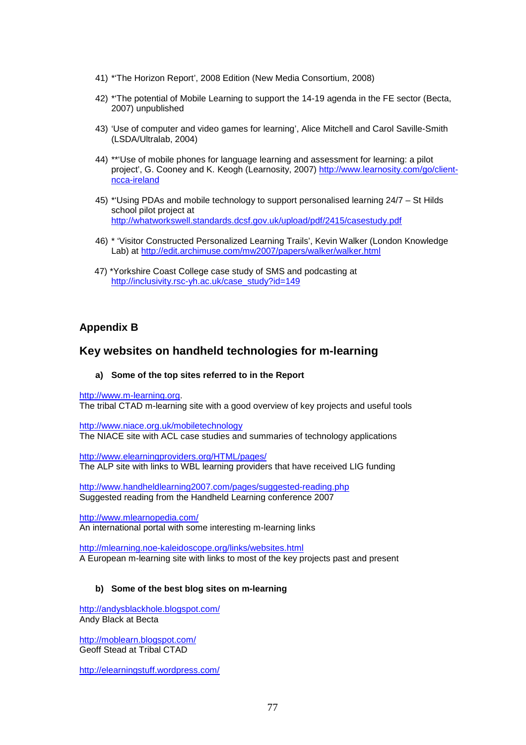41) *'The Horizon Report', 2008 Edition (New Media Consortium, 2008)

42) *'The potential of Mobile Learning to support the 14-19 agenda in the FE sector (Becta, 2007) unpublished

43) 'Use of computer and video games for learning', Alice Mitchell and Carol Saville-Smith (LSDA/Ultralab, 2004)

44) **'Use of mobile phones for language learning and assessment for learning: a pilot project', G. Cooney and K. Keogh (Learnosity, 2007) http://www.learnosity.com/go/client-ncca-ireland

45) *'Using PDAs and mobile technology to support personalised learning 24/7 – St Hilds school pilot project at http://whatworkswell.standards.dcsf.gov.uk/upload/pdf/2415/casestudy.pdf

46) * 'Visitor Constructed Personalized Learning Trails', Kevin Walker (London Knowledge Lab) at http://edit.archimuse.com/mw2007/papers/walker/walker.html

47) *Yorkshire Coast College case study of SMS and podcasting at http://inclusivity.rsc-yh.ac.uk/case_study?id=149

## Appendix B

## Key websites on handheld technologies for m-learning

### a) Some of the top sites referred to in the Report

http://www.m-learning.org.
The tribal CTAD m-learning site with a good overview of key projects and useful tools

http://www.niace.org.uk/mobiletechnology
The NIACE site with ACL case studies and summaries of technology applications

http://www.elearningproviders.org/HTML/pages/
The ALP site with links to WBL learning providers that have received LIG funding

http://www.handheldlearning2007.com/pages/suggested-reading.php
Suggested reading from the Handheld Learning conference 2007

http://www.mlearnopedia.com/
An international portal with some interesting m-learning links

http://mlearning.noe-kaleidoscope.org/links/websites.html
A European m-learning site with links to most of the key projects past and present

### b) Some of the best blog sites on m-learning

http://andysblackhole.blogspot.com/
Andy Black at Becta

http://moblearn.blogspot.com/
Geoff Stead at Tribal CTAD

http://elearningstuff.wordpress.com/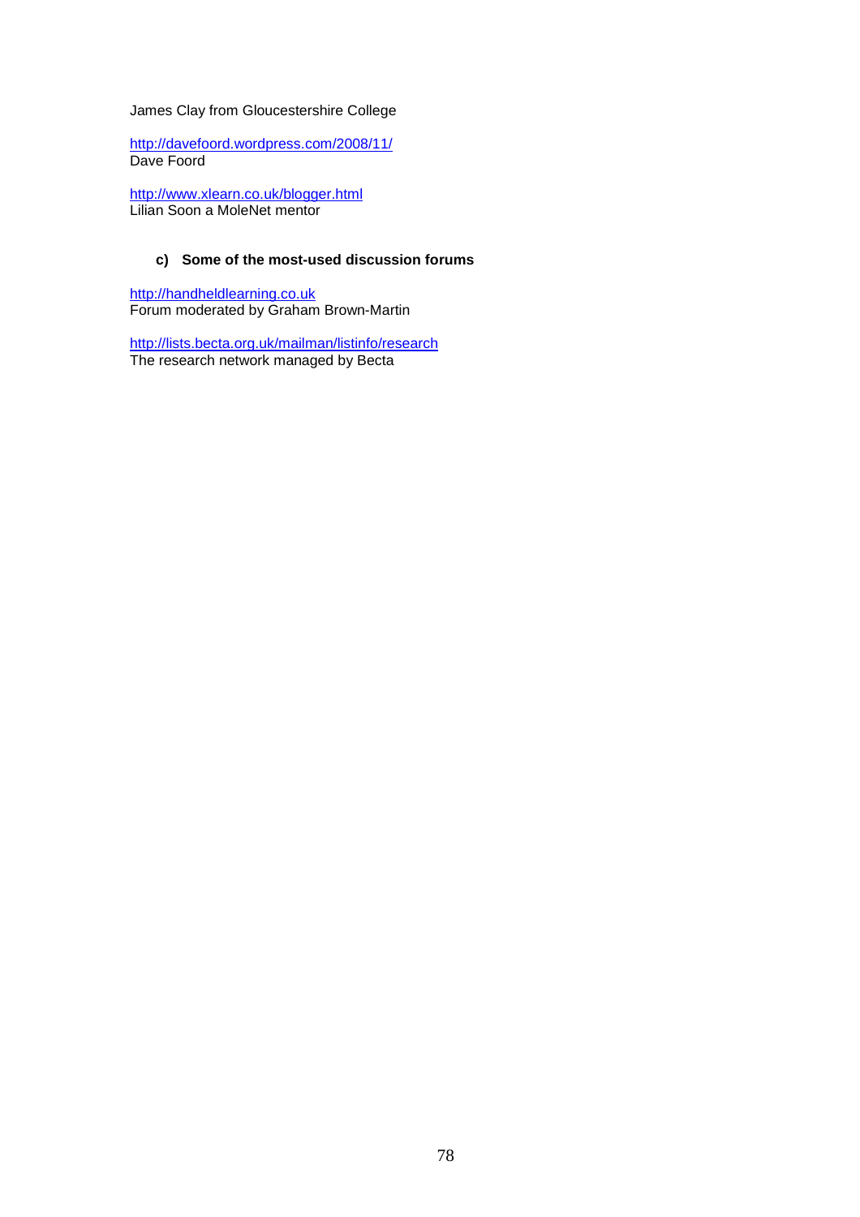James Clay from Gloucestershire College

http://davefoord.wordpress.com/2008/11/
Dave Foord

http://www.xlearn.co.uk/blogger.html
Lilian Soon a MoleNet mentor

### c) Some of the most-used discussion forums

http://handheldlearning.co.uk
Forum moderated by Graham Brown-Martin

http://lists.becta.org.uk/mailman/listinfo/research
The research network managed by Becta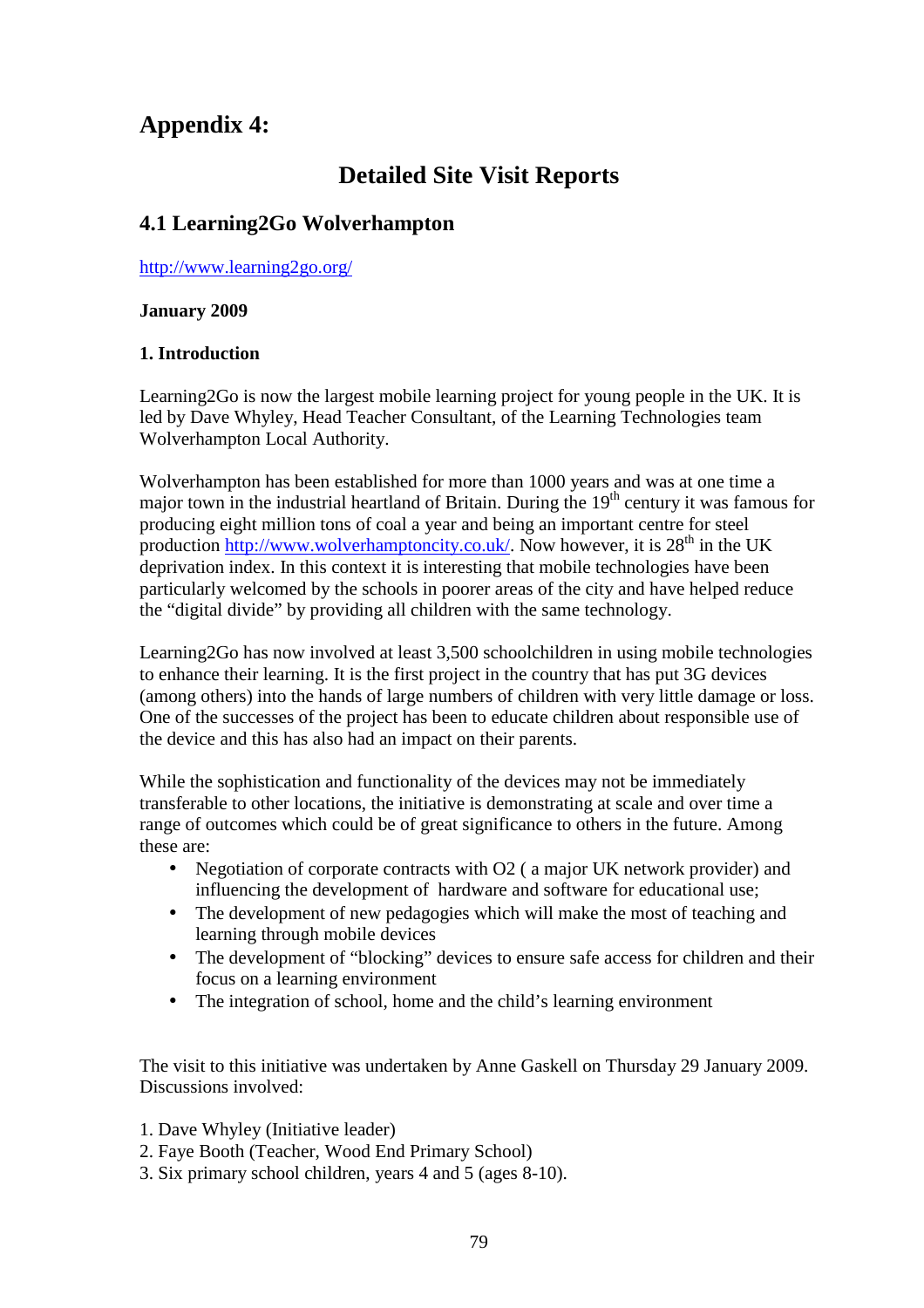# Appendix 4:

## Detailed Site Visit Reports

### 4.1 Learning2Go Wolverhampton

http://www.learning2go.org/

**January 2009**

**1. Introduction**

Learning2Go is now the largest mobile learning project for young people in the UK. It is led by Dave Whyley, Head Teacher Consultant, of the Learning Technologies team Wolverhampton Local Authority.

Wolverhampton has been established for more than 1000 years and was at one time a major town in the industrial heartland of Britain. During the 19th century it was famous for producing eight million tons of coal a year and being an important centre for steel production http://www.wolverhamptoncity.co.uk/. Now however, it is 28th in the UK deprivation index. In this context it is interesting that mobile technologies have been particularly welcomed by the schools in poorer areas of the city and have helped reduce the "digital divide" by providing all children with the same technology.

Learning2Go has now involved at least 3,500 schoolchildren in using mobile technologies to enhance their learning. It is the first project in the country that has put 3G devices (among others) into the hands of large numbers of children with very little damage or loss. One of the successes of the project has been to educate children about responsible use of the device and this has also had an impact on their parents.

While the sophistication and functionality of the devices may not be immediately transferable to other locations, the initiative is demonstrating at scale and over time a range of outcomes which could be of great significance to others in the future. Among these are:

- Negotiation of corporate contracts with O2 ( a major UK network provider) and influencing the development of hardware and software for educational use;
- The development of new pedagogies which will make the most of teaching and learning through mobile devices
- The development of "blocking" devices to ensure safe access for children and their focus on a learning environment
- The integration of school, home and the child's learning environment

The visit to this initiative was undertaken by Anne Gaskell on Thursday 29 January 2009. Discussions involved:

1. Dave Whyley (Initiative leader)
2. Faye Booth (Teacher, Wood End Primary School)
3. Six primary school children, years 4 and 5 (ages 8-10).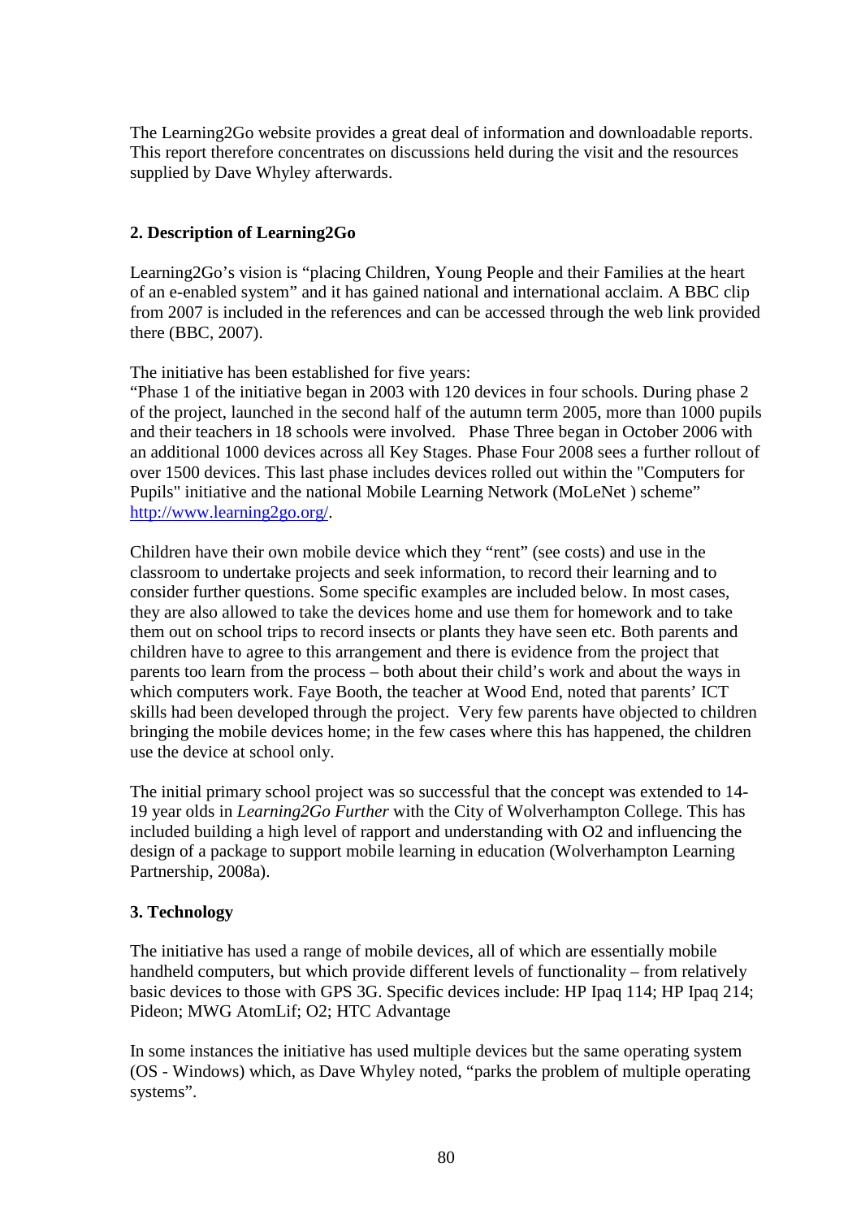The Learning2Go website provides a great deal of information and downloadable reports. This report therefore concentrates on discussions held during the visit and the resources supplied by Dave Whyley afterwards.

## 2. Description of Learning2Go

Learning2Go's vision is "placing Children, Young People and their Families at the heart of an e-enabled system" and it has gained national and international acclaim. A BBC clip from 2007 is included in the references and can be accessed through the web link provided there (BBC, 2007).

The initiative has been established for five years:
"Phase 1 of the initiative began in 2003 with 120 devices in four schools. During phase 2 of the project, launched in the second half of the autumn term 2005, more than 1000 pupils and their teachers in 18 schools were involved.  Phase Three began in October 2006 with an additional 1000 devices across all Key Stages. Phase Four 2008 sees a further rollout of over 1500 devices. This last phase includes devices rolled out within the "Computers for Pupils" initiative and the national Mobile Learning Network (MoLeNet ) scheme" http://www.learning2go.org/.

Children have their own mobile device which they "rent" (see costs) and use in the classroom to undertake projects and seek information, to record their learning and to consider further questions. Some specific examples are included below. In most cases, they are also allowed to take the devices home and use them for homework and to take them out on school trips to record insects or plants they have seen etc. Both parents and children have to agree to this arrangement and there is evidence from the project that parents too learn from the process – both about their child's work and about the ways in which computers work. Faye Booth, the teacher at Wood End, noted that parents' ICT skills had been developed through the project.  Very few parents have objected to children bringing the mobile devices home; in the few cases where this has happened, the children use the device at school only.

The initial primary school project was so successful that the concept was extended to 14-19 year olds in *Learning2Go Further* with the City of Wolverhampton College. This has included building a high level of rapport and understanding with O2 and influencing the design of a package to support mobile learning in education (Wolverhampton Learning Partnership, 2008a).

## 3. Technology

The initiative has used a range of mobile devices, all of which are essentially mobile handheld computers, but which provide different levels of functionality – from relatively basic devices to those with GPS 3G. Specific devices include: HP Ipaq 114; HP Ipaq 214; Pideon; MWG AtomLif; O2; HTC Advantage

In some instances the initiative has used multiple devices but the same operating system (OS - Windows) which, as Dave Whyley noted, "parks the problem of multiple operating systems".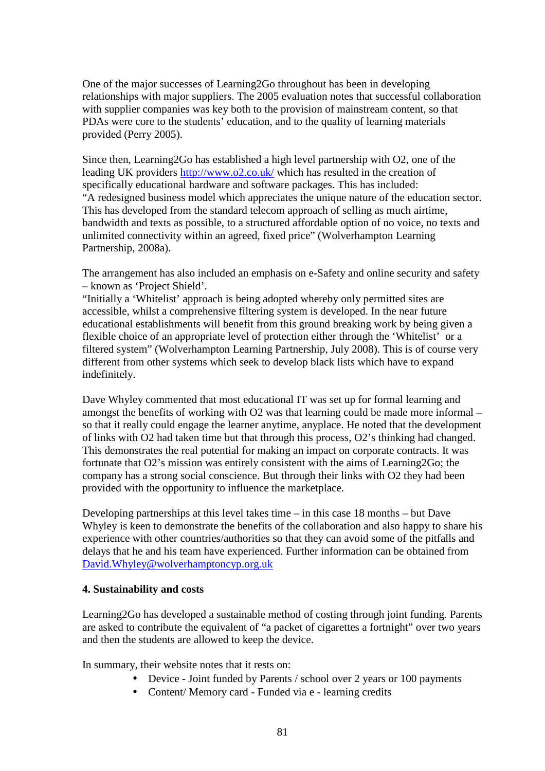One of the major successes of Learning2Go throughout has been in developing relationships with major suppliers. The 2005 evaluation notes that successful collaboration with supplier companies was key both to the provision of mainstream content, so that PDAs were core to the students' education, and to the quality of learning materials provided (Perry 2005).

Since then, Learning2Go has established a high level partnership with O2, one of the leading UK providers http://www.o2.co.uk/ which has resulted in the creation of specifically educational hardware and software packages. This has included:
"A redesigned business model which appreciates the unique nature of the education sector. This has developed from the standard telecom approach of selling as much airtime, bandwidth and texts as possible, to a structured affordable option of no voice, no texts and unlimited connectivity within an agreed, fixed price" (Wolverhampton Learning Partnership, 2008a).

The arrangement has also included an emphasis on e-Safety and online security and safety – known as 'Project Shield'.
"Initially a 'Whitelist' approach is being adopted whereby only permitted sites are accessible, whilst a comprehensive filtering system is developed. In the near future educational establishments will benefit from this ground breaking work by being given a flexible choice of an appropriate level of protection either through the 'Whitelist' or a filtered system" (Wolverhampton Learning Partnership, July 2008). This is of course very different from other systems which seek to develop black lists which have to expand indefinitely.

Dave Whyley commented that most educational IT was set up for formal learning and amongst the benefits of working with O2 was that learning could be made more informal – so that it really could engage the learner anytime, anyplace. He noted that the development of links with O2 had taken time but that through this process, O2's thinking had changed. This demonstrates the real potential for making an impact on corporate contracts. It was fortunate that O2's mission was entirely consistent with the aims of Learning2Go; the company has a strong social conscience. But through their links with O2 they had been provided with the opportunity to influence the marketplace.

Developing partnerships at this level takes time – in this case 18 months – but Dave Whyley is keen to demonstrate the benefits of the collaboration and also happy to share his experience with other countries/authorities so that they can avoid some of the pitfalls and delays that he and his team have experienced. Further information can be obtained from David.Whyley@wolverhamptoncyp.org.uk

**4. Sustainability and costs**

Learning2Go has developed a sustainable method of costing through joint funding. Parents are asked to contribute the equivalent of "a packet of cigarettes a fortnight" over two years and then the students are allowed to keep the device.

In summary, their website notes that it rests on:

- Device - Joint funded by Parents / school over 2 years or 100 payments
- Content/ Memory card - Funded via e - learning credits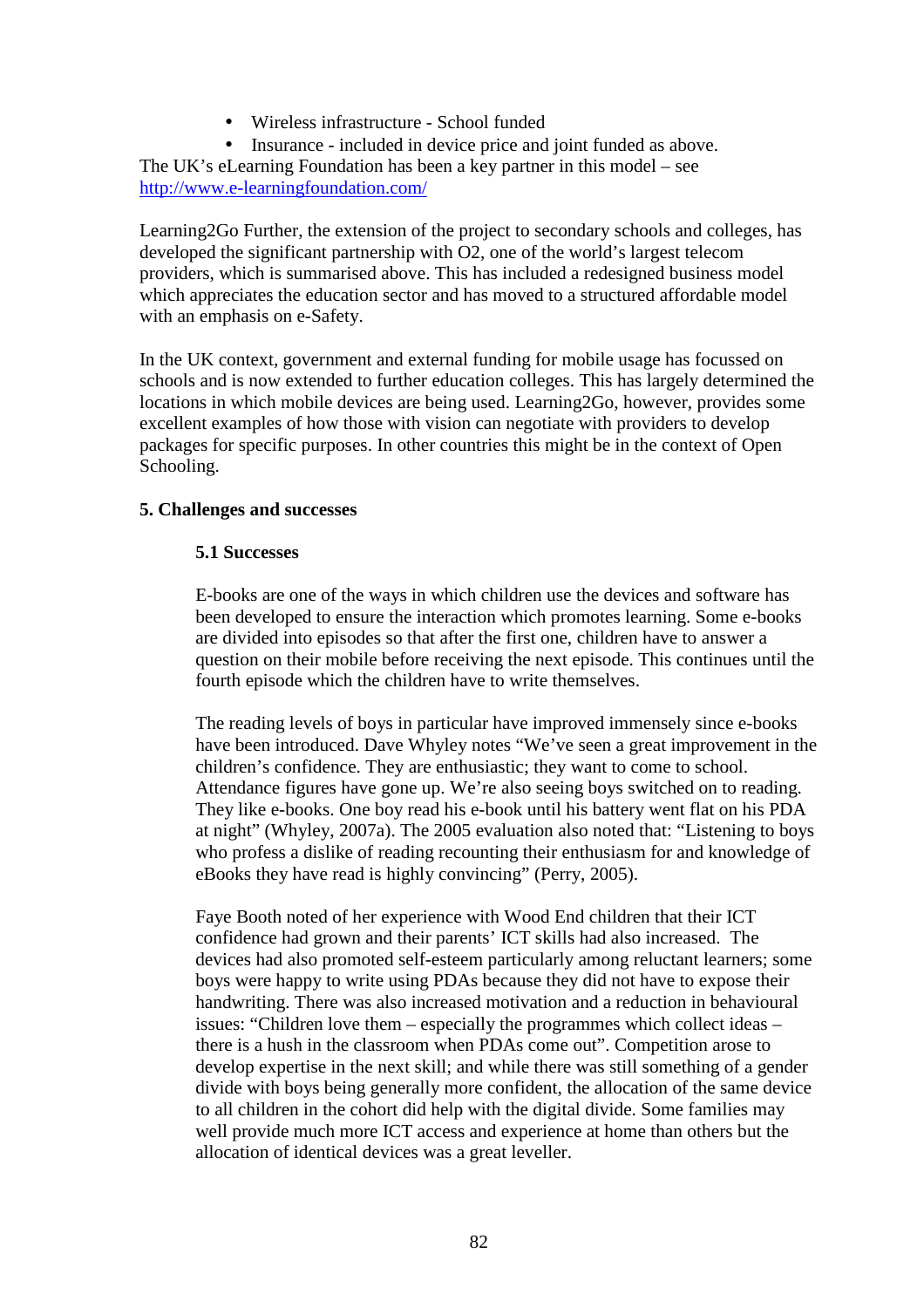- Wireless infrastructure - School funded
- Insurance - included in device price and joint funded as above.

The UK's eLearning Foundation has been a key partner in this model – see http://www.e-learningfoundation.com/

Learning2Go Further, the extension of the project to secondary schools and colleges, has developed the significant partnership with O2, one of the world's largest telecom providers, which is summarised above. This has included a redesigned business model which appreciates the education sector and has moved to a structured affordable model with an emphasis on e-Safety.

In the UK context, government and external funding for mobile usage has focussed on schools and is now extended to further education colleges. This has largely determined the locations in which mobile devices are being used. Learning2Go, however, provides some excellent examples of how those with vision can negotiate with providers to develop packages for specific purposes. In other countries this might be in the context of Open Schooling.

## 5. Challenges and successes

### 5.1 Successes

E-books are one of the ways in which children use the devices and software has been developed to ensure the interaction which promotes learning. Some e-books are divided into episodes so that after the first one, children have to answer a question on their mobile before receiving the next episode. This continues until the fourth episode which the children have to write themselves.

The reading levels of boys in particular have improved immensely since e-books have been introduced. Dave Whyley notes "We've seen a great improvement in the children's confidence. They are enthusiastic; they want to come to school. Attendance figures have gone up. We're also seeing boys switched on to reading. They like e-books. One boy read his e-book until his battery went flat on his PDA at night" (Whyley, 2007a). The 2005 evaluation also noted that: "Listening to boys who profess a dislike of reading recounting their enthusiasm for and knowledge of eBooks they have read is highly convincing" (Perry, 2005).

Faye Booth noted of her experience with Wood End children that their ICT confidence had grown and their parents' ICT skills had also increased. The devices had also promoted self-esteem particularly among reluctant learners; some boys were happy to write using PDAs because they did not have to expose their handwriting. There was also increased motivation and a reduction in behavioural issues: "Children love them – especially the programmes which collect ideas – there is a hush in the classroom when PDAs come out". Competition arose to develop expertise in the next skill; and while there was still something of a gender divide with boys being generally more confident, the allocation of the same device to all children in the cohort did help with the digital divide. Some families may well provide much more ICT access and experience at home than others but the allocation of identical devices was a great leveller.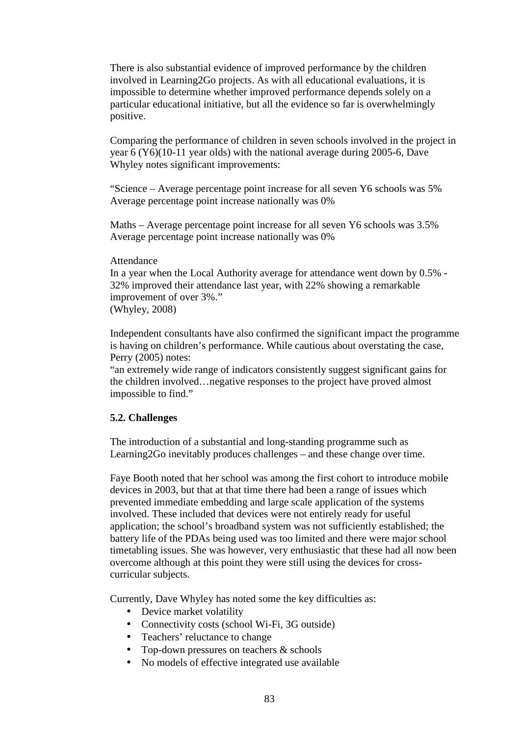There is also substantial evidence of improved performance by the children involved in Learning2Go projects. As with all educational evaluations, it is impossible to determine whether improved performance depends solely on a particular educational initiative, but all the evidence so far is overwhelmingly positive.

Comparing the performance of children in seven schools involved in the project in year 6 (Y6)(10-11 year olds) with the national average during 2005-6, Dave Whyley notes significant improvements:

"Science – Average percentage point increase for all seven Y6 schools was 5%
Average percentage point increase nationally was 0%

Maths – Average percentage point increase for all seven Y6 schools was 3.5%
Average percentage point increase nationally was 0%

Attendance
In a year when the Local Authority average for attendance went down by 0.5% - 32% improved their attendance last year, with 22% showing a remarkable improvement of over 3%."
(Whyley, 2008)

Independent consultants have also confirmed the significant impact the programme is having on children's performance. While cautious about overstating the case, Perry (2005) notes:
"an extremely wide range of indicators consistently suggest significant gains for the children involved…negative responses to the project have proved almost impossible to find."

### 5.2. Challenges

The introduction of a substantial and long-standing programme such as Learning2Go inevitably produces challenges – and these change over time.

Faye Booth noted that her school was among the first cohort to introduce mobile devices in 2003, but that at that time there had been a range of issues which prevented immediate embedding and large scale application of the systems involved. These included that devices were not entirely ready for useful application; the school's broadband system was not sufficiently established; the battery life of the PDAs being used was too limited and there were major school timetabling issues. She was however, very enthusiastic that these had all now been overcome although at this point they were still using the devices for cross-curricular subjects.

Currently, Dave Whyley has noted some the key difficulties as:

- Device market volatility
- Connectivity costs (school Wi-Fi, 3G outside)
- Teachers' reluctance to change
- Top-down pressures on teachers & schools
- No models of effective integrated use available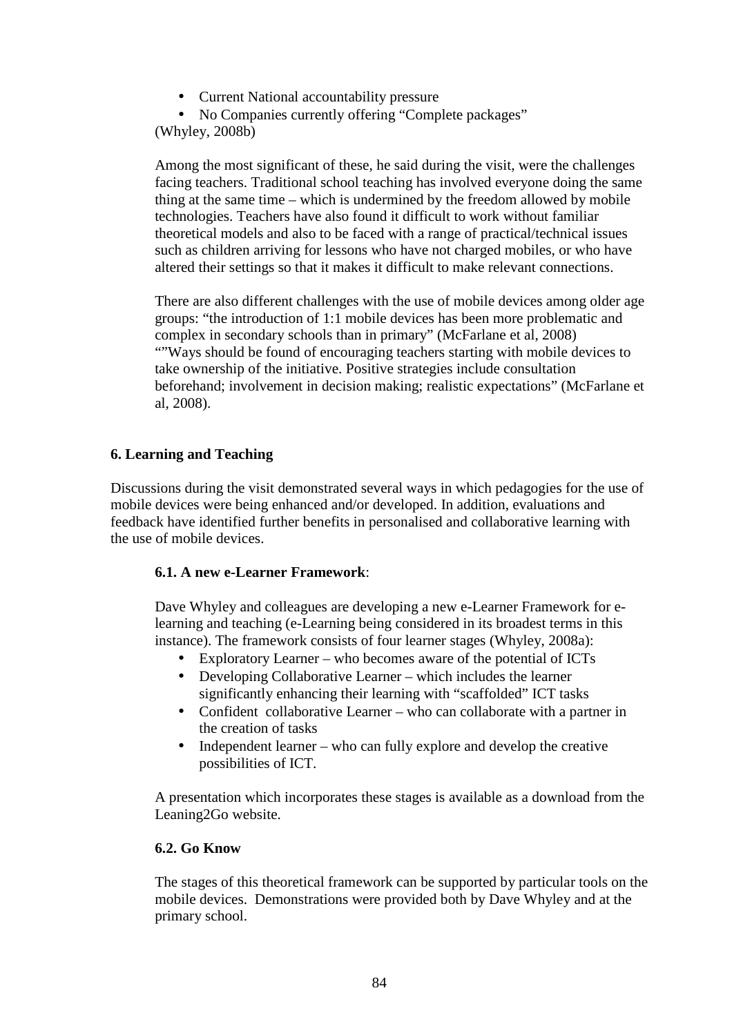- Current National accountability pressure
- No Companies currently offering "Complete packages"

(Whyley, 2008b)

Among the most significant of these, he said during the visit, were the challenges facing teachers. Traditional school teaching has involved everyone doing the same thing at the same time – which is undermined by the freedom allowed by mobile technologies. Teachers have also found it difficult to work without familiar theoretical models and also to be faced with a range of practical/technical issues such as children arriving for lessons who have not charged mobiles, or who have altered their settings so that it makes it difficult to make relevant connections.

There are also different challenges with the use of mobile devices among older age groups: "the introduction of 1:1 mobile devices has been more problematic and complex in secondary schools than in primary" (McFarlane et al, 2008) ""Ways should be found of encouraging teachers starting with mobile devices to take ownership of the initiative. Positive strategies include consultation beforehand; involvement in decision making; realistic expectations" (McFarlane et al, 2008).

## 6. Learning and Teaching

Discussions during the visit demonstrated several ways in which pedagogies for the use of mobile devices were being enhanced and/or developed. In addition, evaluations and feedback have identified further benefits in personalised and collaborative learning with the use of mobile devices.

### 6.1. A new e-Learner Framework:

Dave Whyley and colleagues are developing a new e-Learner Framework for e-learning and teaching (e-Learning being considered in its broadest terms in this instance). The framework consists of four learner stages (Whyley, 2008a):

- Exploratory Learner – who becomes aware of the potential of ICTs
- Developing Collaborative Learner – which includes the learner significantly enhancing their learning with "scaffolded" ICT tasks
- Confident collaborative Learner – who can collaborate with a partner in the creation of tasks
- Independent learner – who can fully explore and develop the creative possibilities of ICT.

A presentation which incorporates these stages is available as a download from the Leaning2Go website.

### 6.2. Go Know

The stages of this theoretical framework can be supported by particular tools on the mobile devices. Demonstrations were provided both by Dave Whyley and at the primary school.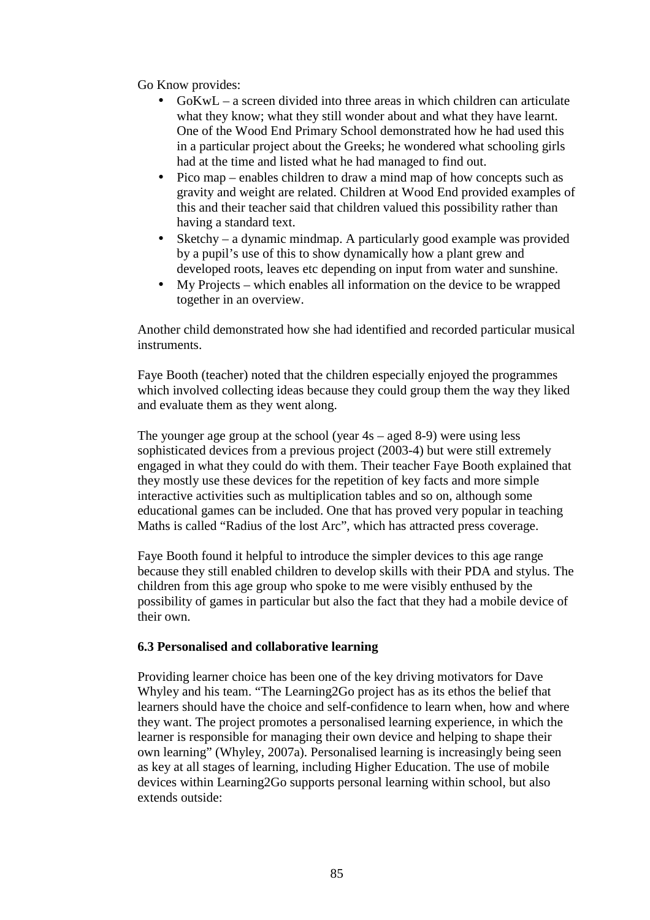Go Know provides:

- GoKwL – a screen divided into three areas in which children can articulate what they know; what they still wonder about and what they have learnt. One of the Wood End Primary School demonstrated how he had used this in a particular project about the Greeks; he wondered what schooling girls had at the time and listed what he had managed to find out.
- Pico map – enables children to draw a mind map of how concepts such as gravity and weight are related. Children at Wood End provided examples of this and their teacher said that children valued this possibility rather than having a standard text.
- Sketchy – a dynamic mindmap. A particularly good example was provided by a pupil's use of this to show dynamically how a plant grew and developed roots, leaves etc depending on input from water and sunshine.
- My Projects – which enables all information on the device to be wrapped together in an overview.

Another child demonstrated how she had identified and recorded particular musical instruments.

Faye Booth (teacher) noted that the children especially enjoyed the programmes which involved collecting ideas because they could group them the way they liked and evaluate them as they went along.

The younger age group at the school (year 4s – aged 8-9) were using less sophisticated devices from a previous project (2003-4) but were still extremely engaged in what they could do with them. Their teacher Faye Booth explained that they mostly use these devices for the repetition of key facts and more simple interactive activities such as multiplication tables and so on, although some educational games can be included. One that has proved very popular in teaching Maths is called "Radius of the lost Arc", which has attracted press coverage.

Faye Booth found it helpful to introduce the simpler devices to this age range because they still enabled children to develop skills with their PDA and stylus. The children from this age group who spoke to me were visibly enthused by the possibility of games in particular but also the fact that they had a mobile device of their own.

### 6.3 Personalised and collaborative learning

Providing learner choice has been one of the key driving motivators for Dave Whyley and his team. "The Learning2Go project has as its ethos the belief that learners should have the choice and self-confidence to learn when, how and where they want. The project promotes a personalised learning experience, in which the learner is responsible for managing their own device and helping to shape their own learning" (Whyley, 2007a). Personalised learning is increasingly being seen as key at all stages of learning, including Higher Education. The use of mobile devices within Learning2Go supports personal learning within school, but also extends outside: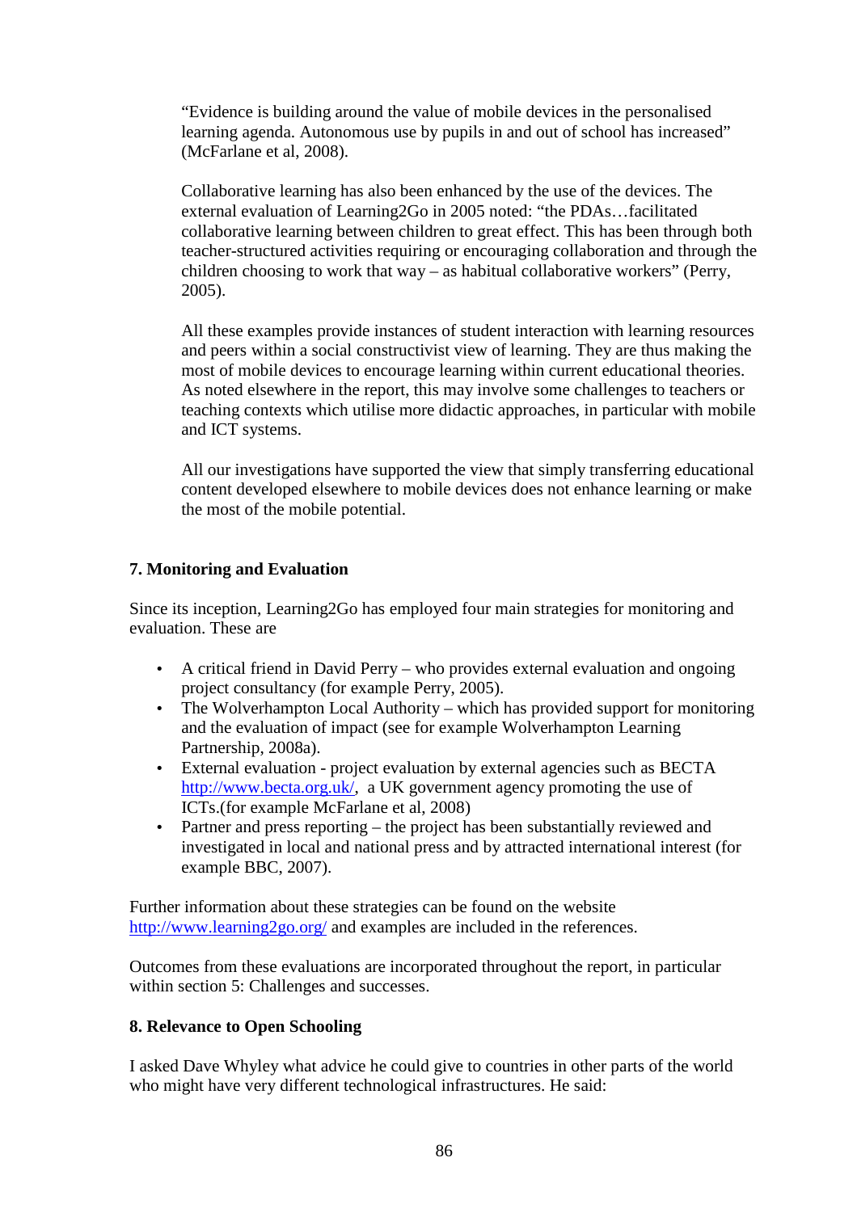"Evidence is building around the value of mobile devices in the personalised learning agenda. Autonomous use by pupils in and out of school has increased" (McFarlane et al, 2008).

Collaborative learning has also been enhanced by the use of the devices. The external evaluation of Learning2Go in 2005 noted: "the PDAs…facilitated collaborative learning between children to great effect. This has been through both teacher-structured activities requiring or encouraging collaboration and through the children choosing to work that way – as habitual collaborative workers" (Perry, 2005).

All these examples provide instances of student interaction with learning resources and peers within a social constructivist view of learning. They are thus making the most of mobile devices to encourage learning within current educational theories. As noted elsewhere in the report, this may involve some challenges to teachers or teaching contexts which utilise more didactic approaches, in particular with mobile and ICT systems.

All our investigations have supported the view that simply transferring educational content developed elsewhere to mobile devices does not enhance learning or make the most of the mobile potential.

## 7. Monitoring and Evaluation

Since its inception, Learning2Go has employed four main strategies for monitoring and evaluation. These are

- A critical friend in David Perry – who provides external evaluation and ongoing project consultancy (for example Perry, 2005).
- The Wolverhampton Local Authority – which has provided support for monitoring and the evaluation of impact (see for example Wolverhampton Learning Partnership, 2008a).
- External evaluation - project evaluation by external agencies such as BECTA http://www.becta.org.uk/, a UK government agency promoting the use of ICTs.(for example McFarlane et al, 2008)
- Partner and press reporting – the project has been substantially reviewed and investigated in local and national press and by attracted international interest (for example BBC, 2007).

Further information about these strategies can be found on the website http://www.learning2go.org/ and examples are included in the references.

Outcomes from these evaluations are incorporated throughout the report, in particular within section 5: Challenges and successes.

## 8. Relevance to Open Schooling

I asked Dave Whyley what advice he could give to countries in other parts of the world who might have very different technological infrastructures. He said: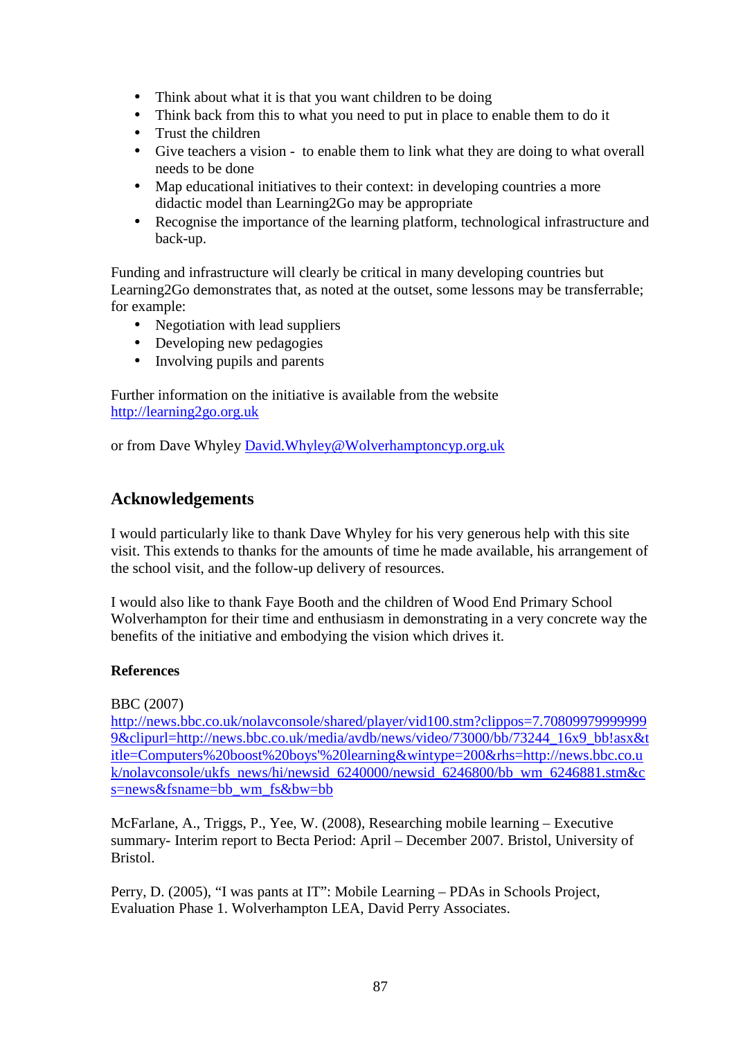- Think about what it is that you want children to be doing
- Think back from this to what you need to put in place to enable them to do it
- Trust the children
- Give teachers a vision - to enable them to link what they are doing to what overall needs to be done
- Map educational initiatives to their context: in developing countries a more didactic model than Learning2Go may be appropriate
- Recognise the importance of the learning platform, technological infrastructure and back-up.

Funding and infrastructure will clearly be critical in many developing countries but Learning2Go demonstrates that, as noted at the outset, some lessons may be transferrable; for example:

- Negotiation with lead suppliers
- Developing new pedagogies
- Involving pupils and parents

Further information on the initiative is available from the website http://learning2go.org.uk

or from Dave Whyley David.Whyley@Wolverhamptoncyp.org.uk

## Acknowledgements

I would particularly like to thank Dave Whyley for his very generous help with this site visit. This extends to thanks for the amounts of time he made available, his arrangement of the school visit, and the follow-up delivery of resources.

I would also like to thank Faye Booth and the children of Wood End Primary School Wolverhampton for their time and enthusiasm in demonstrating in a very concrete way the benefits of the initiative and embodying the vision which drives it.

**References**

BBC (2007)
http://news.bbc.co.uk/nolavconsole/shared/player/vid100.stm?clippos=7.708099799999999&clipurl=http://news.bbc.co.uk/media/avdb/news/video/73000/bb/73244_16x9_bb!asx&title=Computers%20boost%20boys'%20learning&wintype=200&rhs=http://news.bbc.co.uk/nolavconsole/ukfs_news/hi/newsid_6240000/newsid_6246800/bb_wm_6246881.stm&cs=news&fsname=bb_wm_fs&bw=bb

McFarlane, A., Triggs, P., Yee, W. (2008), Researching mobile learning – Executive summary- Interim report to Becta Period: April – December 2007. Bristol, University of Bristol.

Perry, D. (2005), "I was pants at IT": Mobile Learning – PDAs in Schools Project, Evaluation Phase 1. Wolverhampton LEA, David Perry Associates.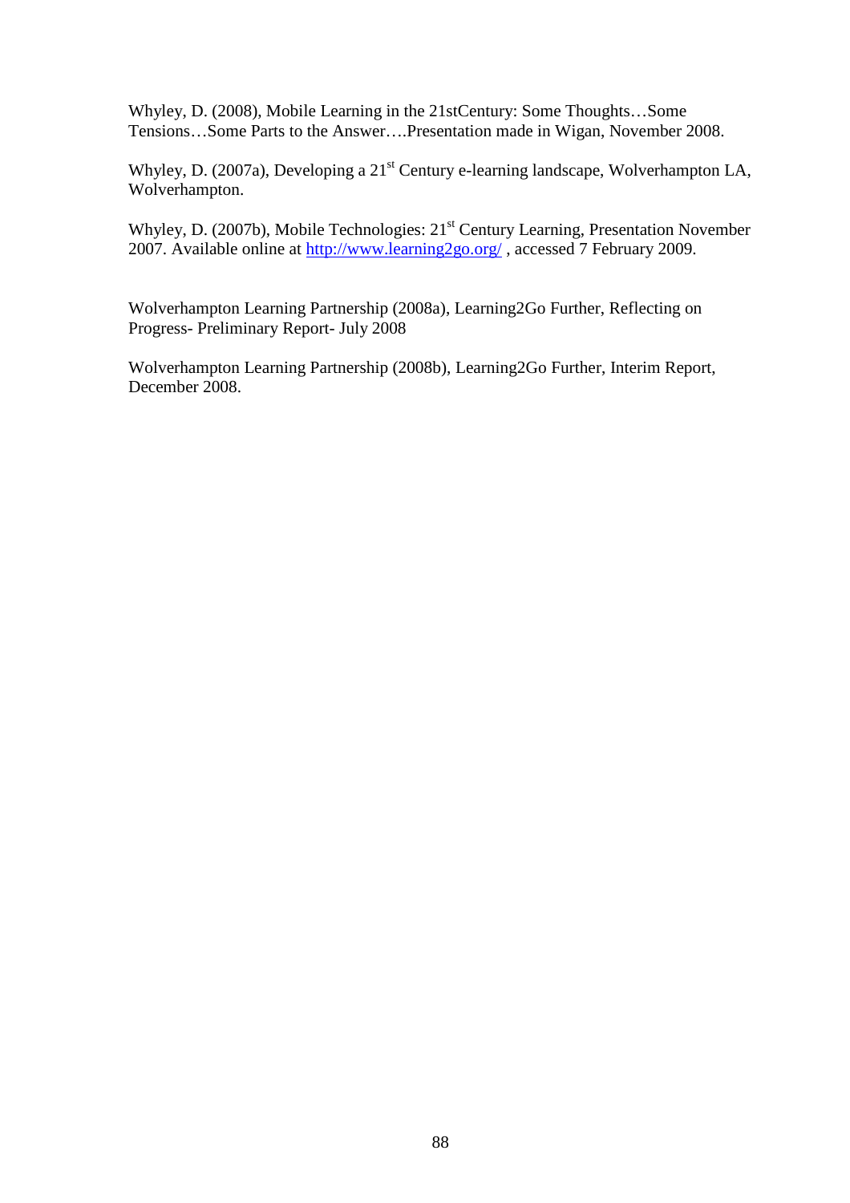Whyley, D. (2008), Mobile Learning in the 21stCentury: Some Thoughts…Some Tensions…Some Parts to the Answer….Presentation made in Wigan, November 2008.

Whyley, D. (2007a), Developing a 21st Century e-learning landscape, Wolverhampton LA, Wolverhampton.

Whyley, D. (2007b), Mobile Technologies: 21st Century Learning, Presentation November 2007. Available online at http://www.learning2go.org/ , accessed 7 February 2009.

Wolverhampton Learning Partnership (2008a), Learning2Go Further, Reflecting on Progress- Preliminary Report- July 2008

Wolverhampton Learning Partnership (2008b), Learning2Go Further, Interim Report, December 2008.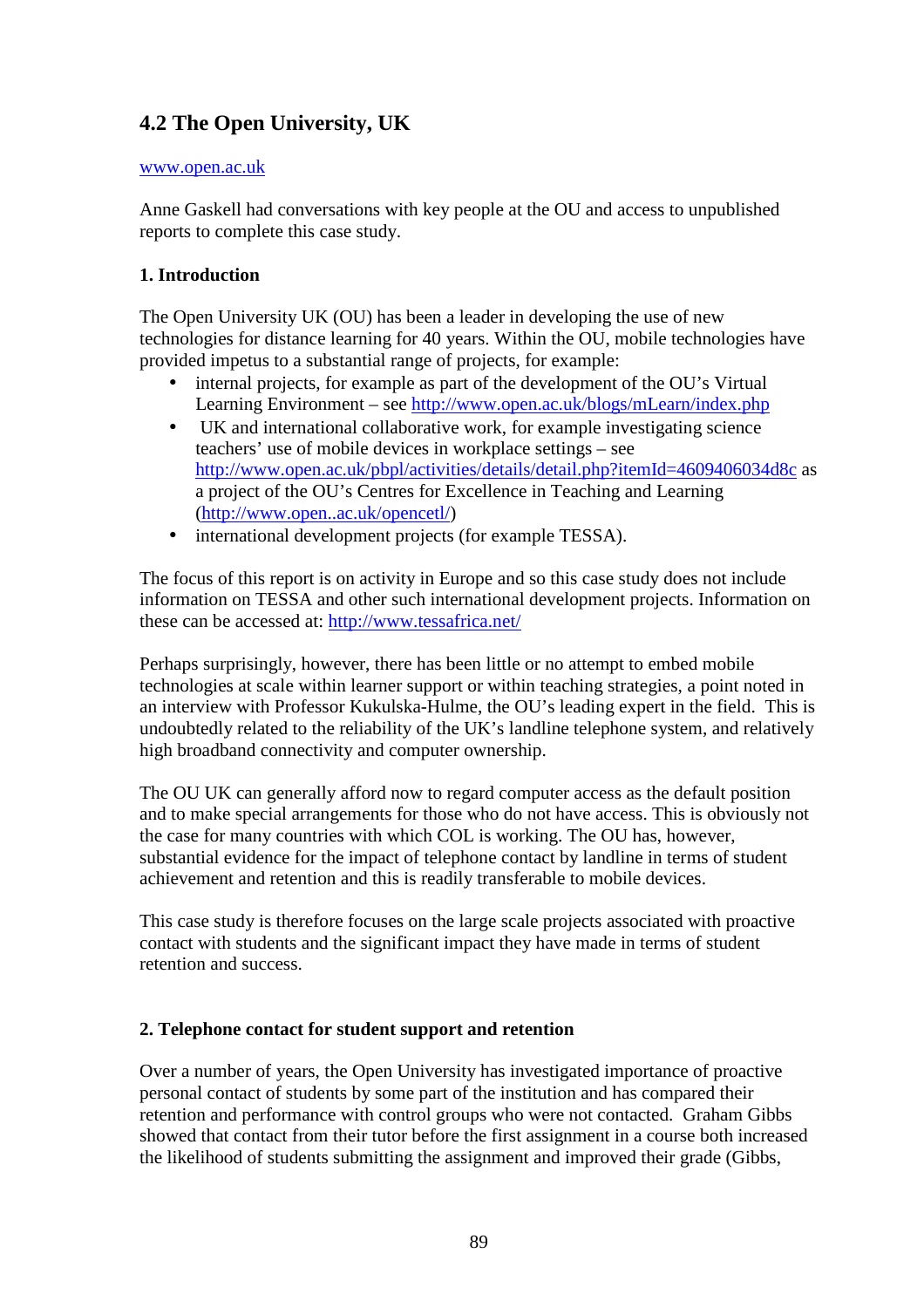## 4.2 The Open University, UK

www.open.ac.uk

Anne Gaskell had conversations with key people at the OU and access to unpublished reports to complete this case study.

### 1. Introduction

The Open University UK (OU) has been a leader in developing the use of new technologies for distance learning for 40 years. Within the OU, mobile technologies have provided impetus to a substantial range of projects, for example:

- internal projects, for example as part of the development of the OU's Virtual Learning Environment – see http://www.open.ac.uk/blogs/mLearn/index.php
- UK and international collaborative work, for example investigating science teachers' use of mobile devices in workplace settings – see http://www.open.ac.uk/pbpl/activities/details/detail.php?itemId=4609406034d8c as a project of the OU's Centres for Excellence in Teaching and Learning (http://www.open..ac.uk/opencetl/)
- international development projects (for example TESSA).

The focus of this report is on activity in Europe and so this case study does not include information on TESSA and other such international development projects. Information on these can be accessed at: http://www.tessafrica.net/

Perhaps surprisingly, however, there has been little or no attempt to embed mobile technologies at scale within learner support or within teaching strategies, a point noted in an interview with Professor Kukulska-Hulme, the OU's leading expert in the field. This is undoubtedly related to the reliability of the UK's landline telephone system, and relatively high broadband connectivity and computer ownership.

The OU UK can generally afford now to regard computer access as the default position and to make special arrangements for those who do not have access. This is obviously not the case for many countries with which COL is working. The OU has, however, substantial evidence for the impact of telephone contact by landline in terms of student achievement and retention and this is readily transferable to mobile devices.

This case study is therefore focuses on the large scale projects associated with proactive contact with students and the significant impact they have made in terms of student retention and success.

### 2. Telephone contact for student support and retention

Over a number of years, the Open University has investigated importance of proactive personal contact of students by some part of the institution and has compared their retention and performance with control groups who were not contacted. Graham Gibbs showed that contact from their tutor before the first assignment in a course both increased the likelihood of students submitting the assignment and improved their grade (Gibbs,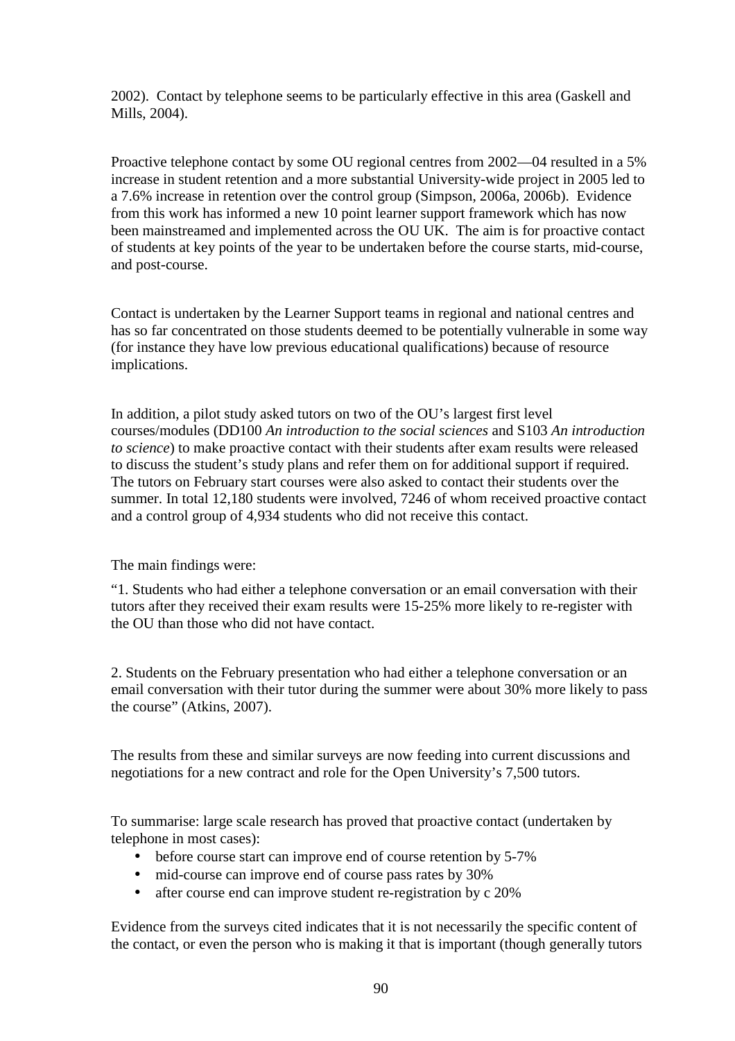2002). Contact by telephone seems to be particularly effective in this area (Gaskell and Mills, 2004).

Proactive telephone contact by some OU regional centres from 2002—04 resulted in a 5% increase in student retention and a more substantial University-wide project in 2005 led to a 7.6% increase in retention over the control group (Simpson, 2006a, 2006b). Evidence from this work has informed a new 10 point learner support framework which has now been mainstreamed and implemented across the OU UK. The aim is for proactive contact of students at key points of the year to be undertaken before the course starts, mid-course, and post-course.

Contact is undertaken by the Learner Support teams in regional and national centres and has so far concentrated on those students deemed to be potentially vulnerable in some way (for instance they have low previous educational qualifications) because of resource implications.

In addition, a pilot study asked tutors on two of the OU's largest first level courses/modules (DD100 *An introduction to the social sciences* and S103 *An introduction to science*) to make proactive contact with their students after exam results were released to discuss the student's study plans and refer them on for additional support if required. The tutors on February start courses were also asked to contact their students over the summer. In total 12,180 students were involved, 7246 of whom received proactive contact and a control group of 4,934 students who did not receive this contact.

The main findings were:

"1. Students who had either a telephone conversation or an email conversation with their tutors after they received their exam results were 15-25% more likely to re-register with the OU than those who did not have contact.

2. Students on the February presentation who had either a telephone conversation or an email conversation with their tutor during the summer were about 30% more likely to pass the course" (Atkins, 2007).

The results from these and similar surveys are now feeding into current discussions and negotiations for a new contract and role for the Open University's 7,500 tutors.

To summarise: large scale research has proved that proactive contact (undertaken by telephone in most cases):

- before course start can improve end of course retention by 5-7%
- mid-course can improve end of course pass rates by 30%
- after course end can improve student re-registration by c 20%

Evidence from the surveys cited indicates that it is not necessarily the specific content of the contact, or even the person who is making it that is important (though generally tutors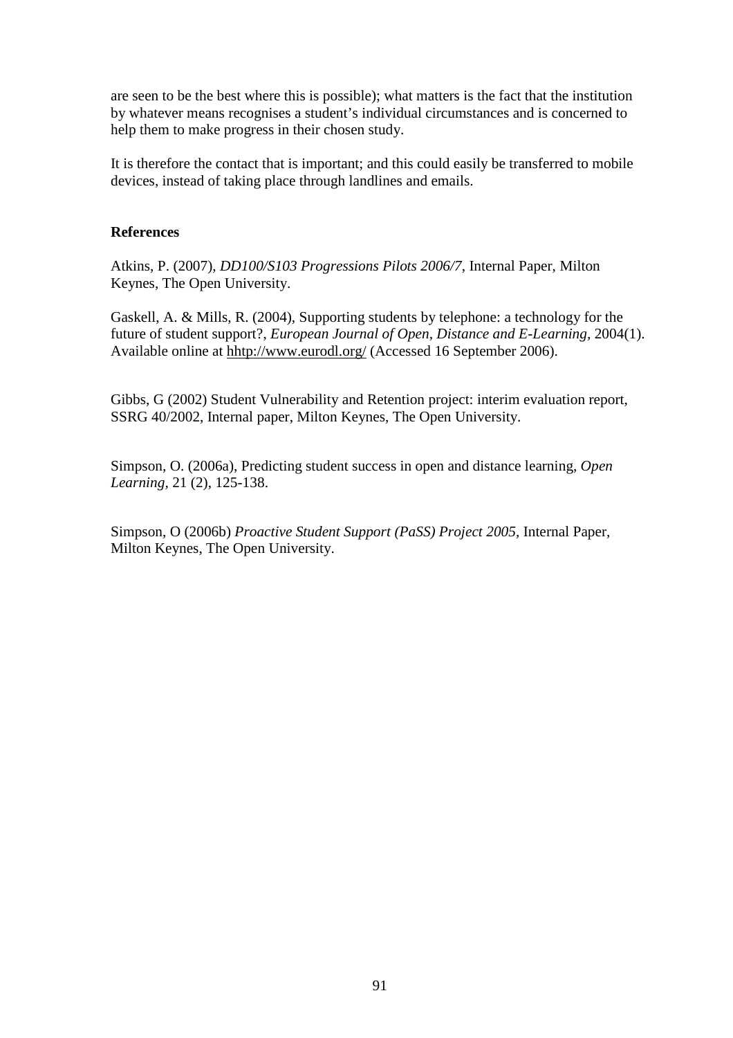are seen to be the best where this is possible); what matters is the fact that the institution by whatever means recognises a student's individual circumstances and is concerned to help them to make progress in their chosen study.

It is therefore the contact that is important; and this could easily be transferred to mobile devices, instead of taking place through landlines and emails.

**References**

Atkins, P. (2007), *DD100/S103 Progressions Pilots 2006/7*, Internal Paper, Milton Keynes, The Open University.

Gaskell, A. & Mills, R. (2004), Supporting students by telephone: a technology for the future of student support?, *European Journal of Open, Distance and E-Learning*, 2004(1). Available online at hhttp://www.eurodl.org/ (Accessed 16 September 2006).

Gibbs, G (2002) Student Vulnerability and Retention project: interim evaluation report, SSRG 40/2002, Internal paper, Milton Keynes, The Open University.

Simpson, O. (2006a), Predicting student success in open and distance learning, *Open Learning*, 21 (2), 125-138.

Simpson, O (2006b) *Proactive Student Support (PaSS) Project 2005*, Internal Paper, Milton Keynes, The Open University.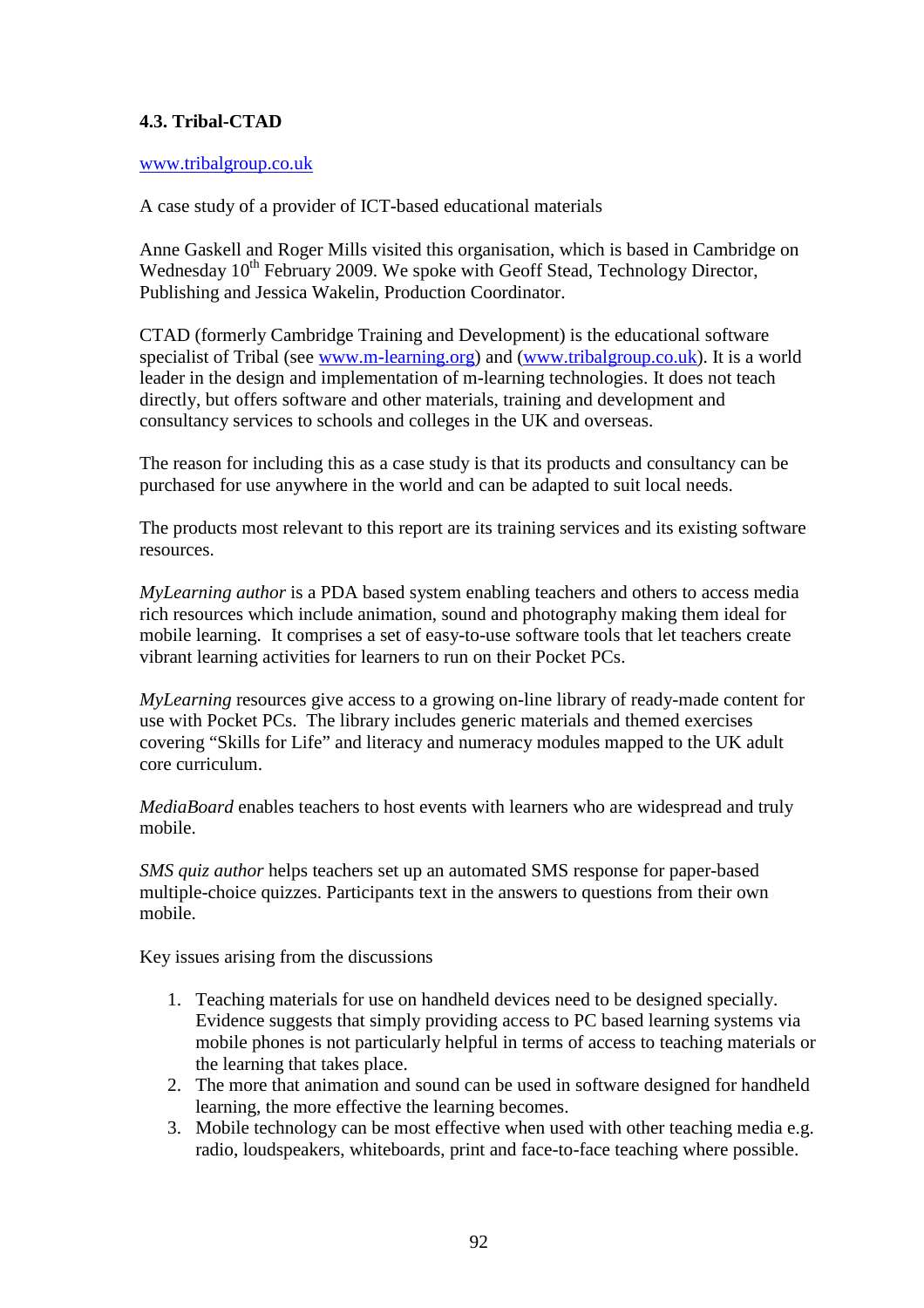### 4.3. Tribal-CTAD

www.tribalgroup.co.uk

A case study of a provider of ICT-based educational materials

Anne Gaskell and Roger Mills visited this organisation, which is based in Cambridge on Wednesday 10th February 2009. We spoke with Geoff Stead, Technology Director, Publishing and Jessica Wakelin, Production Coordinator.

CTAD (formerly Cambridge Training and Development) is the educational software specialist of Tribal (see www.m-learning.org) and (www.tribalgroup.co.uk). It is a world leader in the design and implementation of m-learning technologies. It does not teach directly, but offers software and other materials, training and development and consultancy services to schools and colleges in the UK and overseas.

The reason for including this as a case study is that its products and consultancy can be purchased for use anywhere in the world and can be adapted to suit local needs.

The products most relevant to this report are its training services and its existing software resources.

*MyLearning author* is a PDA based system enabling teachers and others to access media rich resources which include animation, sound and photography making them ideal for mobile learning. It comprises a set of easy-to-use software tools that let teachers create vibrant learning activities for learners to run on their Pocket PCs.

*MyLearning* resources give access to a growing on-line library of ready-made content for use with Pocket PCs. The library includes generic materials and themed exercises covering "Skills for Life" and literacy and numeracy modules mapped to the UK adult core curriculum.

*MediaBoard* enables teachers to host events with learners who are widespread and truly mobile.

*SMS quiz author* helps teachers set up an automated SMS response for paper-based multiple-choice quizzes. Participants text in the answers to questions from their own mobile.

Key issues arising from the discussions

1. Teaching materials for use on handheld devices need to be designed specially. Evidence suggests that simply providing access to PC based learning systems via mobile phones is not particularly helpful in terms of access to teaching materials or the learning that takes place.
2. The more that animation and sound can be used in software designed for handheld learning, the more effective the learning becomes.
3. Mobile technology can be most effective when used with other teaching media e.g. radio, loudspeakers, whiteboards, print and face-to-face teaching where possible.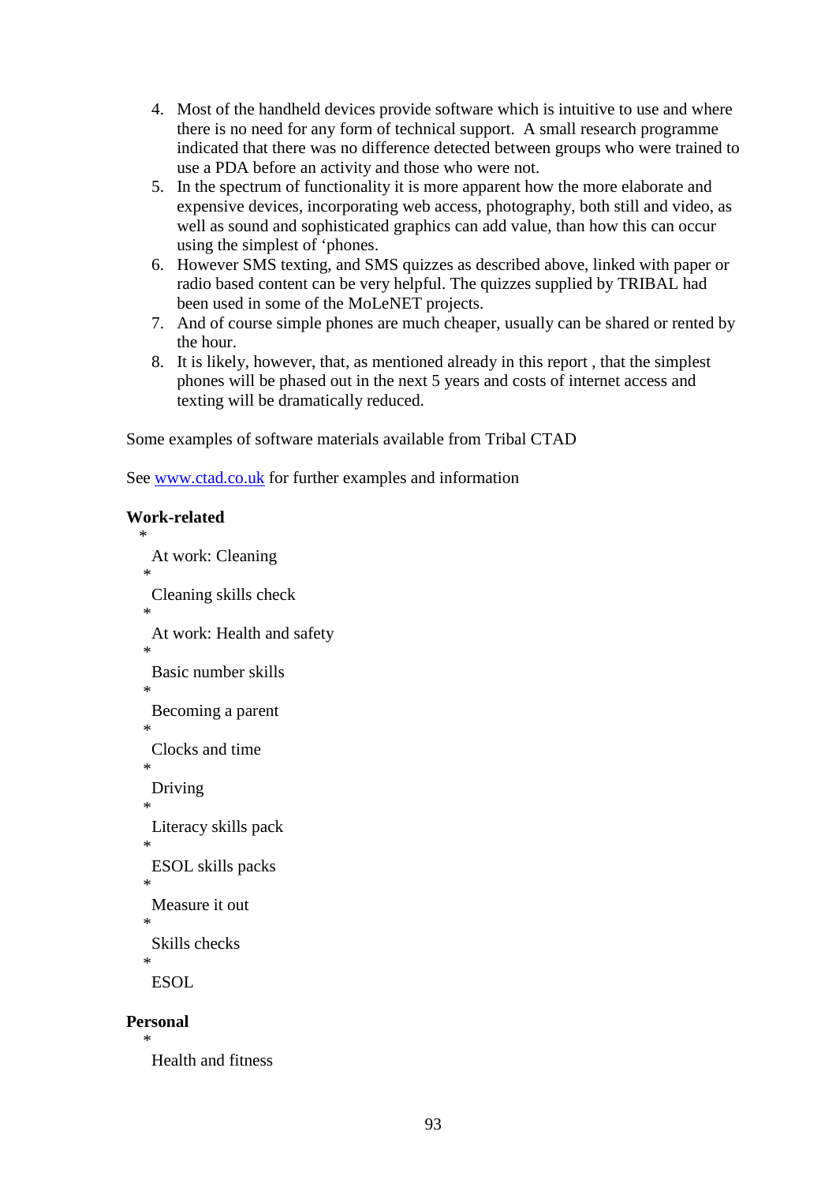4. Most of the handheld devices provide software which is intuitive to use and where there is no need for any form of technical support.  A small research programme indicated that there was no difference detected between groups who were trained to use a PDA before an activity and those who were not.
5. In the spectrum of functionality it is more apparent how the more elaborate and expensive devices, incorporating web access, photography, both still and video, as well as sound and sophisticated graphics can add value, than how this can occur using the simplest of 'phones.
6. However SMS texting, and SMS quizzes as described above, linked with paper or radio based content can be very helpful. The quizzes supplied by TRIBAL had been used in some of the MoLeNET projects.
7. And of course simple phones are much cheaper, usually can be shared or rented by the hour.
8. It is likely, however, that, as mentioned already in this report , that the simplest phones will be phased out in the next 5 years and costs of internet access and texting will be dramatically reduced.

Some examples of software materials available from Tribal CTAD

See [www.ctad.co.uk](http://www.ctad.co.uk) for further examples and information

**Work-related**

- At work: Cleaning
- Cleaning skills check
- At work: Health and safety
- Basic number skills
- Becoming a parent
- Clocks and time
- Driving
- Literacy skills pack
- ESOL skills packs
- Measure it out
- Skills checks
- ESOL

**Personal**

- Health and fitness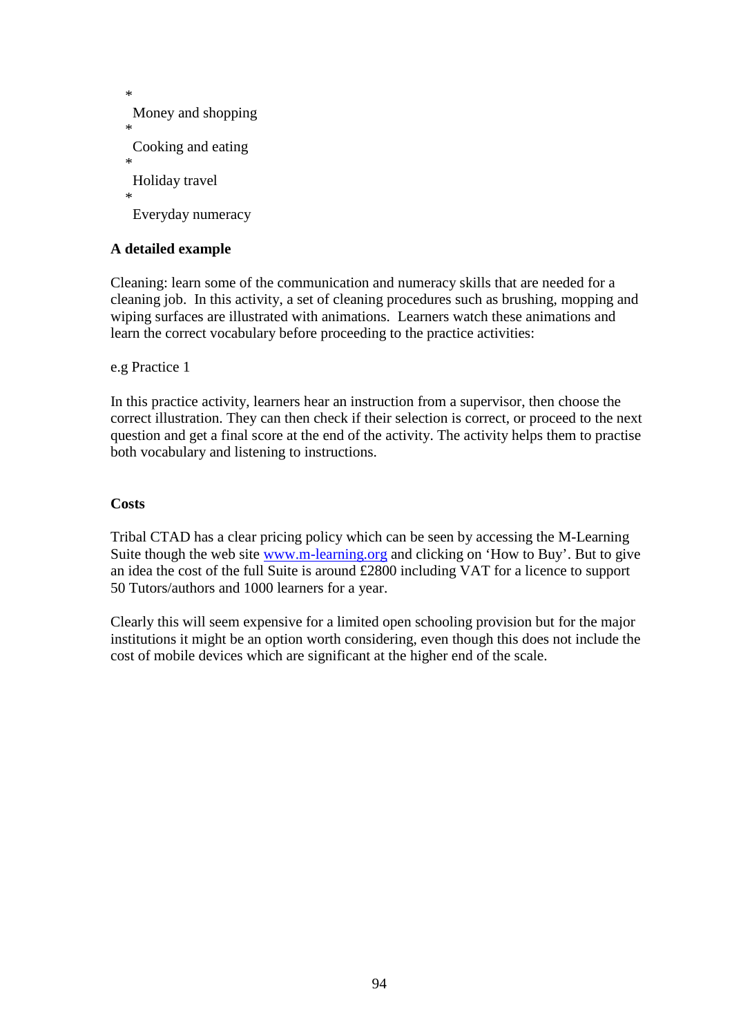- Money and shopping
- Cooking and eating
- Holiday travel
- Everyday numeracy

**A detailed example**

Cleaning: learn some of the communication and numeracy skills that are needed for a cleaning job. In this activity, a set of cleaning procedures such as brushing, mopping and wiping surfaces are illustrated with animations. Learners watch these animations and learn the correct vocabulary before proceeding to the practice activities:

e.g Practice 1

In this practice activity, learners hear an instruction from a supervisor, then choose the correct illustration. They can then check if their selection is correct, or proceed to the next question and get a final score at the end of the activity. The activity helps them to practise both vocabulary and listening to instructions.

**Costs**

Tribal CTAD has a clear pricing policy which can be seen by accessing the M-Learning Suite though the web site [www.m-learning.org](http://www.m-learning.org) and clicking on 'How to Buy'. But to give an idea the cost of the full Suite is around £2800 including VAT for a licence to support 50 Tutors/authors and 1000 learners for a year.

Clearly this will seem expensive for a limited open schooling provision but for the major institutions it might be an option worth considering, even though this does not include the cost of mobile devices which are significant at the higher end of the scale.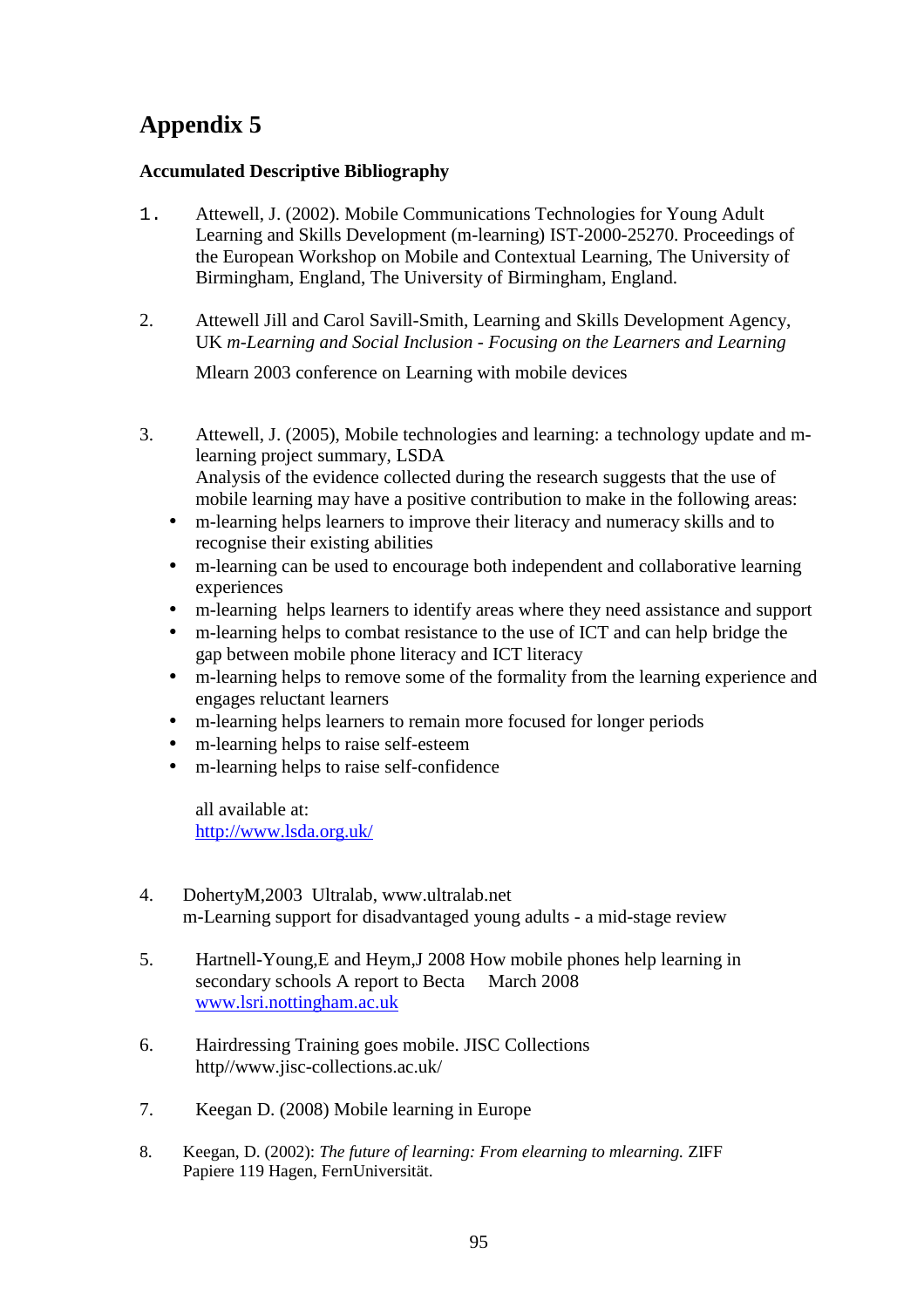# Appendix 5

**Accumulated Descriptive Bibliography**

1. Attewell, J. (2002). Mobile Communications Technologies for Young Adult Learning and Skills Development (m-learning) IST-2000-25270. Proceedings of the European Workshop on Mobile and Contextual Learning, The University of Birmingham, England, The University of Birmingham, England.

2. Attewell Jill and Carol Savill-Smith, Learning and Skills Development Agency, UK *m-Learning and Social Inclusion - Focusing on the Learners and Learning*

   Mlearn 2003 conference on Learning with mobile devices

3. Attewell, J. (2005), Mobile technologies and learning: a technology update and m-learning project summary, LSDA
   Analysis of the evidence collected during the research suggests that the use of mobile learning may have a positive contribution to make in the following areas:
   - m-learning helps learners to improve their literacy and numeracy skills and to recognise their existing abilities
   - m-learning can be used to encourage both independent and collaborative learning experiences
   - m-learning helps learners to identify areas where they need assistance and support
   - m-learning helps to combat resistance to the use of ICT and can help bridge the gap between mobile phone literacy and ICT literacy
   - m-learning helps to remove some of the formality from the learning experience and engages reluctant learners
   - m-learning helps learners to remain more focused for longer periods
   - m-learning helps to raise self-esteem
   - m-learning helps to raise self-confidence

   all available at:
   http://www.lsda.org.uk/

4. DohertyM,2003 Ultralab, www.ultralab.net
   m-Learning support for disadvantaged young adults - a mid-stage review

5. Hartnell-Young,E and Heym,J 2008 How mobile phones help learning in secondary schools A report to Becta March 2008
   www.lsri.nottingham.ac.uk

6. Hairdressing Training goes mobile. JISC Collections
   http//www.jisc-collections.ac.uk/

7. Keegan D. (2008) Mobile learning in Europe

8. Keegan, D. (2002): *The future of learning: From elearning to mlearning.* ZIFF Papiere 119 Hagen, FernUniversität.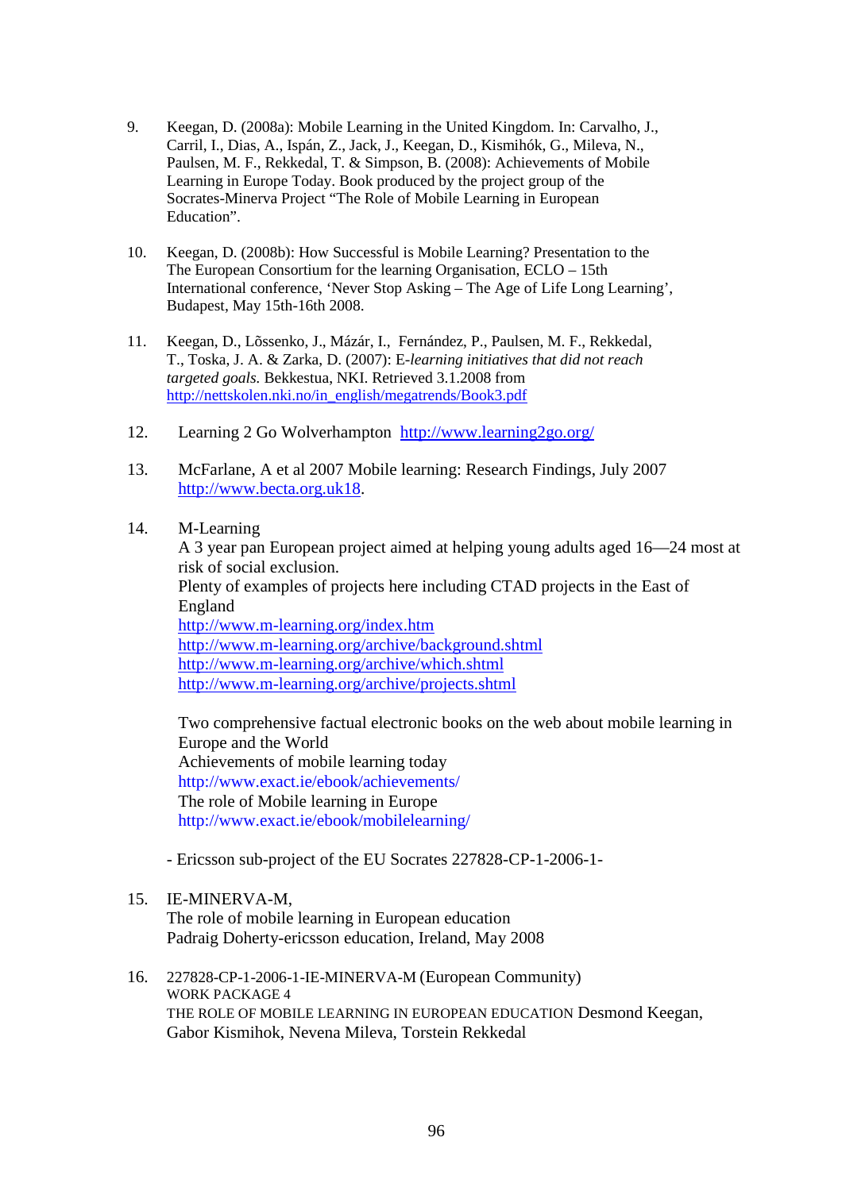9. Keegan, D. (2008a): Mobile Learning in the United Kingdom. In: Carvalho, J., Carril, I., Dias, A., Ispán, Z., Jack, J., Keegan, D., Kismihók, G., Mileva, N., Paulsen, M. F., Rekkedal, T. & Simpson, B. (2008): Achievements of Mobile Learning in Europe Today. Book produced by the project group of the Socrates-Minerva Project "The Role of Mobile Learning in European Education".

10. Keegan, D. (2008b): How Successful is Mobile Learning? Presentation to the The European Consortium for the learning Organisation, ECLO – 15th International conference, 'Never Stop Asking – The Age of Life Long Learning', Budapest, May 15th-16th 2008.

11. Keegan, D., Lõssenko, J., Mázár, I., Fernández, P., Paulsen, M. F., Rekkedal, T., Toska, J. A. & Zarka, D. (2007): E-*learning initiatives that did not reach targeted goals.* Bekkestua, NKI. Retrieved 3.1.2008 from http://nettskolen.nki.no/in_english/megatrends/Book3.pdf

12. Learning 2 Go Wolverhampton http://www.learning2go.org/

13. McFarlane, A et al 2007 Mobile learning: Research Findings, July 2007 http://www.becta.org.uk18.

14. M-Learning
    A 3 year pan European project aimed at helping young adults aged 16—24 most at risk of social exclusion.
    Plenty of examples of projects here including CTAD projects in the East of England
    http://www.m-learning.org/index.htm
    http://www.m-learning.org/archive/background.shtml
    http://www.m-learning.org/archive/which.shtml
    http://www.m-learning.org/archive/projects.shtml

    Two comprehensive factual electronic books on the web about mobile learning in Europe and the World
    Achievements of mobile learning today
    http://www.exact.ie/ebook/achievements/
    The role of Mobile learning in Europe
    http://www.exact.ie/ebook/mobilelearning/

    - Ericsson sub-project of the EU Socrates 227828-CP-1-2006-1-

15. IE-MINERVA-M,
    The role of mobile learning in European education
    Padraig Doherty-ericsson education, Ireland, May 2008

16. 227828-CP-1-2006-1-IE-MINERVA-M (European Community)
    WORK PACKAGE 4
    THE ROLE OF MOBILE LEARNING IN EUROPEAN EDUCATION Desmond Keegan, Gabor Kismihok, Nevena Mileva, Torstein Rekkedal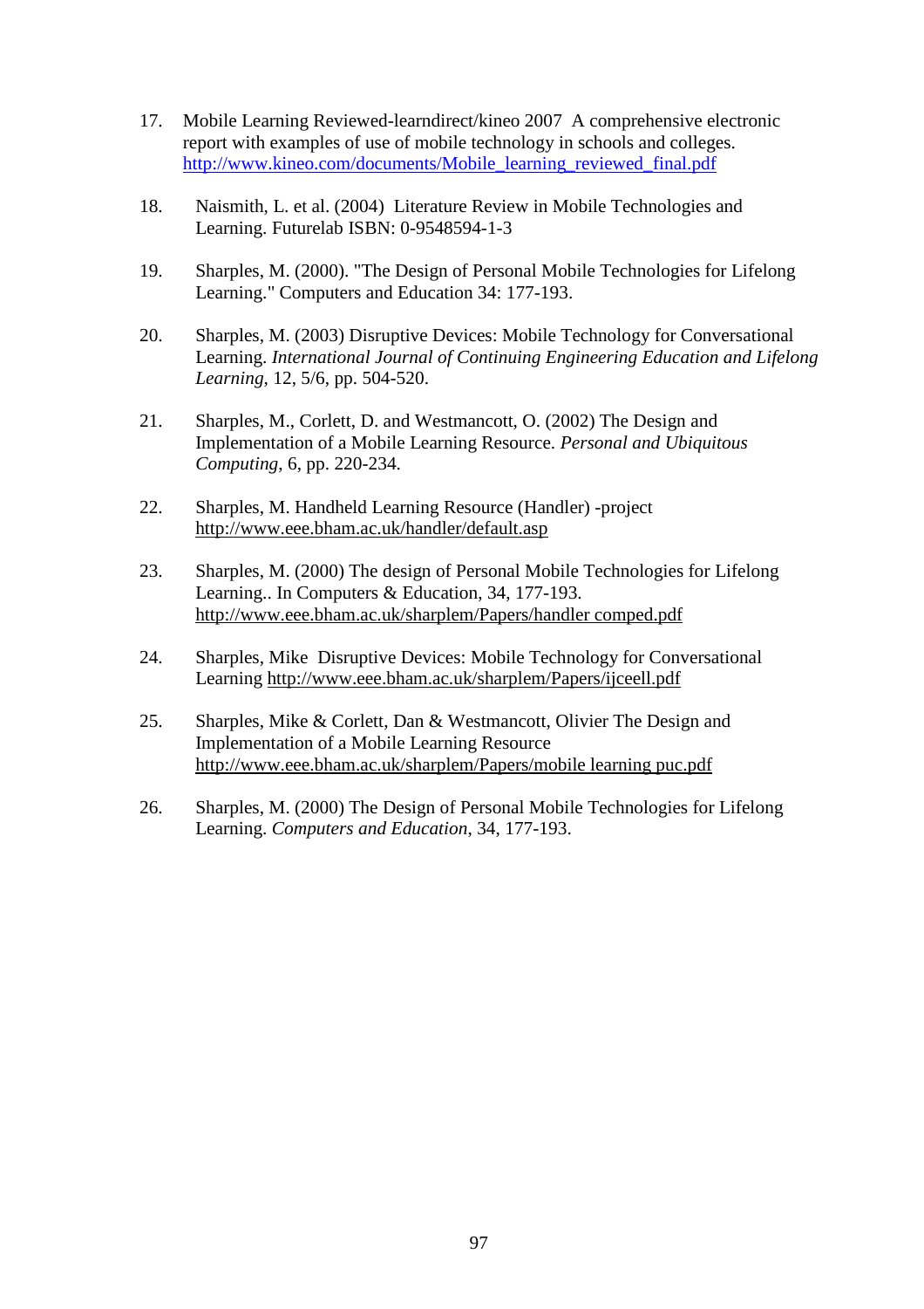17. Mobile Learning Reviewed-learndirect/kineo 2007 A comprehensive electronic report with examples of use of mobile technology in schools and colleges. http://www.kineo.com/documents/Mobile_learning_reviewed_final.pdf

18. Naismith, L. et al. (2004) Literature Review in Mobile Technologies and Learning. Futurelab ISBN: 0-9548594-1-3

19. Sharples, M. (2000). "The Design of Personal Mobile Technologies for Lifelong Learning." Computers and Education 34: 177-193.

20. Sharples, M. (2003) Disruptive Devices: Mobile Technology for Conversational Learning. *International Journal of Continuing Engineering Education and Lifelong Learning*, 12, 5/6, pp. 504-520.

21. Sharples, M., Corlett, D. and Westmancott, O. (2002) The Design and Implementation of a Mobile Learning Resource. *Personal and Ubiquitous Computing*, 6, pp. 220-234.

22. Sharples, M. Handheld Learning Resource (Handler) -project http://www.eee.bham.ac.uk/handler/default.asp

23. Sharples, M. (2000) The design of Personal Mobile Technologies for Lifelong Learning.. In Computers & Education, 34, 177-193. http://www.eee.bham.ac.uk/sharplem/Papers/handler comped.pdf

24. Sharples, Mike Disruptive Devices: Mobile Technology for Conversational Learning http://www.eee.bham.ac.uk/sharplem/Papers/ijceell.pdf

25. Sharples, Mike & Corlett, Dan & Westmancott, Olivier The Design and Implementation of a Mobile Learning Resource http://www.eee.bham.ac.uk/sharplem/Papers/mobile learning puc.pdf

26. Sharples, M. (2000) The Design of Personal Mobile Technologies for Lifelong Learning. *Computers and Education*, 34, 177-193.